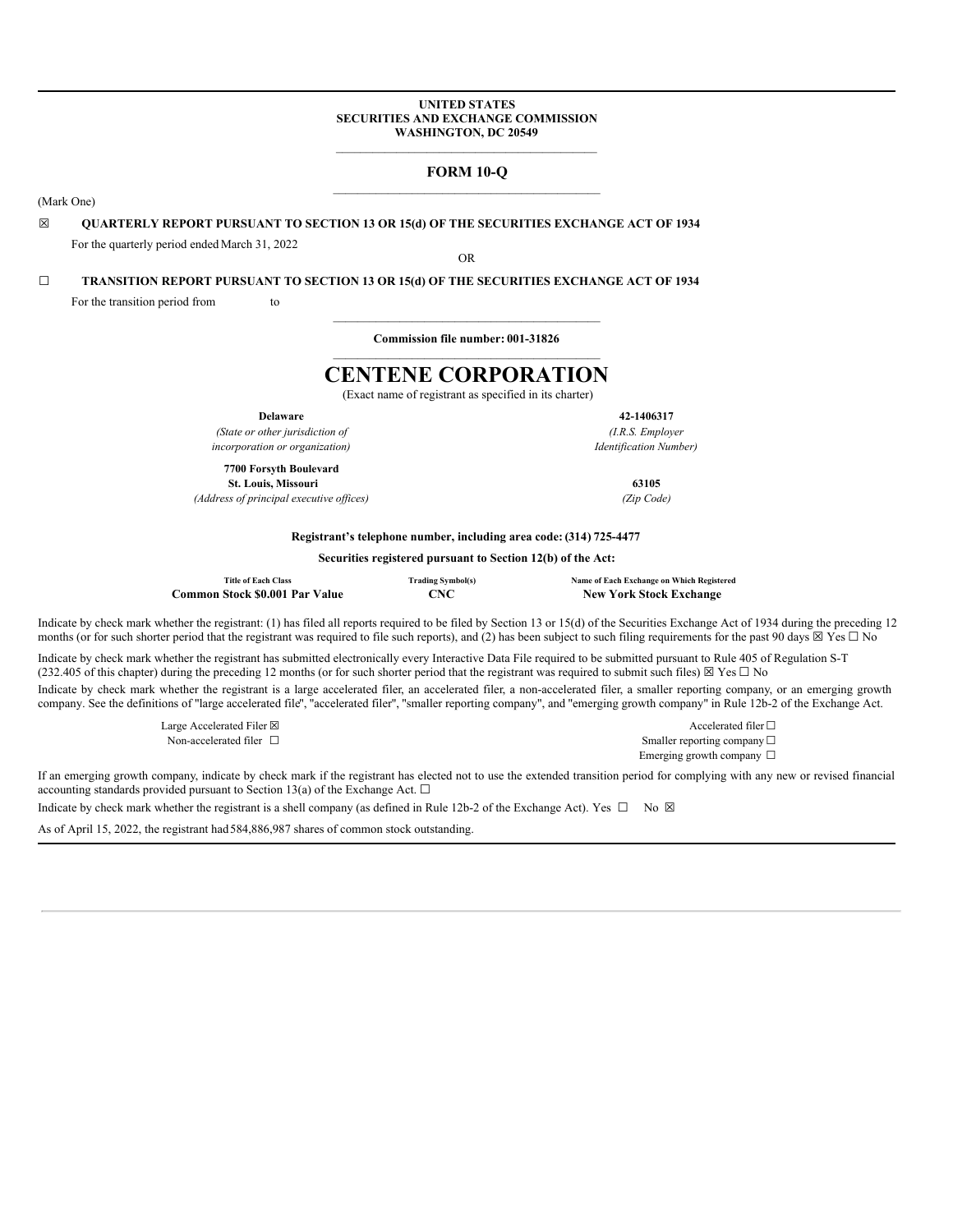**UNITED STATES**
**SECURITIES AND EXCHANGE COMMISSION**
**WASHINGTON, DC 20549**

---

# FORM 10-Q

---

(Mark One)

☒ **QUARTERLY REPORT PURSUANT TO SECTION 13 OR 15(d) OF THE SECURITIES EXCHANGE ACT OF 1934**

For the quarterly period ended March 31, 2022

OR

☐ **TRANSITION REPORT PURSUANT TO SECTION 13 OR 15(d) OF THE SECURITIES EXCHANGE ACT OF 1934**

For the transition period from to

---

**Commission file number: 001-31826**

---

# CENTENE CORPORATION

(Exact name of registrant as specified in its charter)

| | |
|---|---|
| **Delaware** | **42-1406317** |
| *(State or other jurisdiction of incorporation or organization)* | *(I.R.S. Employer Identification Number)* |
| **7700 Forsyth Boulevard St. Louis, Missouri** | **63105** |
| *(Address of principal executive offices)* | *(Zip Code)* |

**Registrant's telephone number, including area code: (314) 725-4477**

**Securities registered pursuant to Section 12(b) of the Act:**

| Title of Each Class | Trading Symbol(s) | Name of Each Exchange on Which Registered |
|---|---|---|
| **Common Stock $0.001 Par Value** | **CNC** | **New York Stock Exchange** |

Indicate by check mark whether the registrant: (1) has filed all reports required to be filed by Section 13 or 15(d) of the Securities Exchange Act of 1934 during the preceding 12 months (or for such shorter period that the registrant was required to file such reports), and (2) has been subject to such filing requirements for the past 90 days ☒ Yes ☐ No

Indicate by check mark whether the registrant has submitted electronically every Interactive Data File required to be submitted pursuant to Rule 405 of Regulation S-T (232.405 of this chapter) during the preceding 12 months (or for such shorter period that the registrant was required to submit such files) ☒ Yes ☐ No

Indicate by check mark whether the registrant is a large accelerated filer, an accelerated filer, a non-accelerated filer, a smaller reporting company, or an emerging growth company. See the definitions of "large accelerated file", "accelerated filer", "smaller reporting company", and "emerging growth company" in Rule 12b-2 of the Exchange Act.

| | |
|---|---|
| Large Accelerated Filer ☒ | Accelerated filer ☐ |
| Non-accelerated filer ☐ | Smaller reporting company ☐ |
| | Emerging growth company ☐ |

If an emerging growth company, indicate by check mark if the registrant has elected not to use the extended transition period for complying with any new or revised financial accounting standards provided pursuant to Section 13(a) of the Exchange Act. ☐

Indicate by check mark whether the registrant is a shell company (as defined in Rule 12b-2 of the Exchange Act). Yes ☐ No ☒

As of April 15, 2022, the registrant had 584,886,987 shares of common stock outstanding.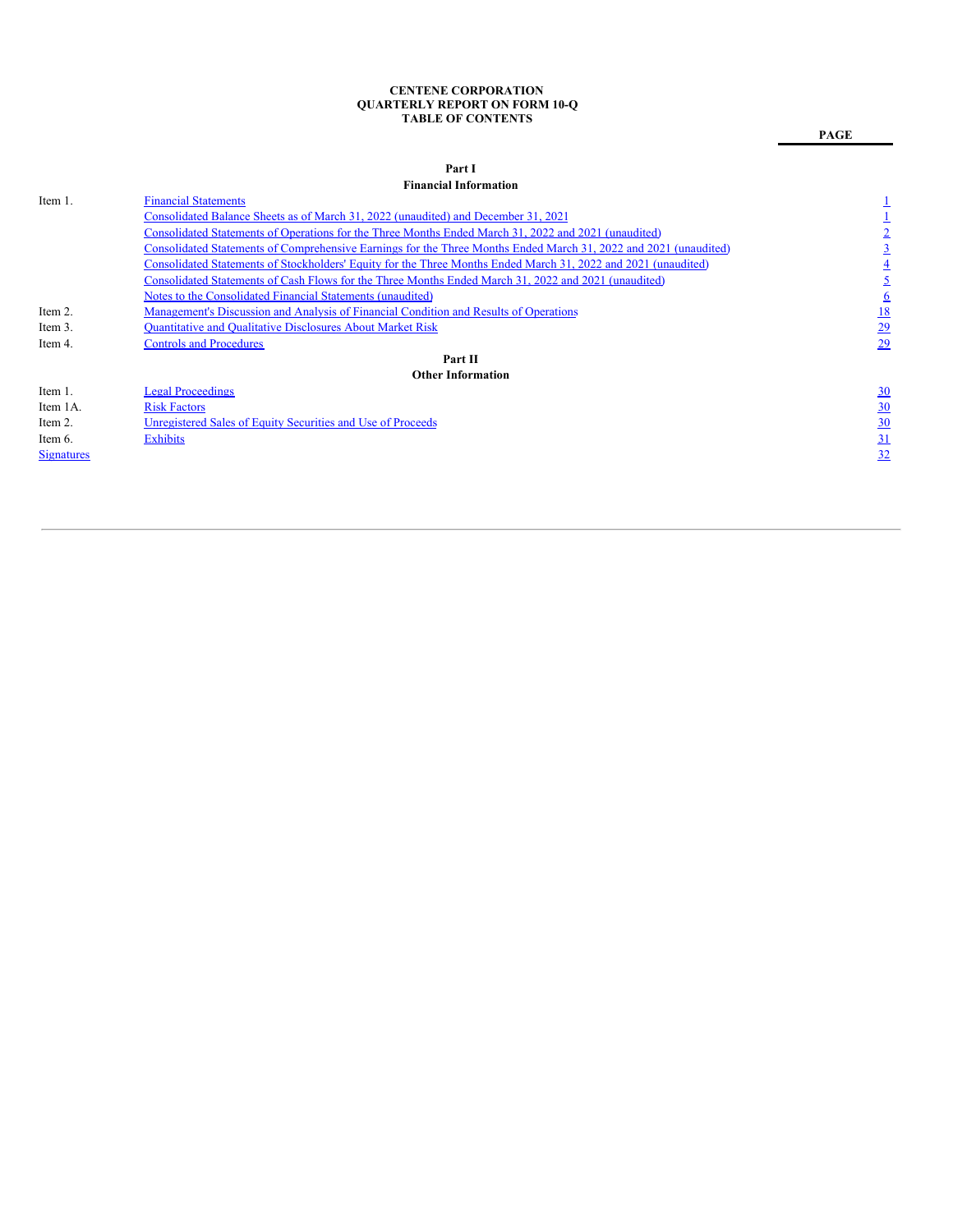**CENTENE CORPORATION**
**QUARTERLY REPORT ON FORM 10-Q**
**TABLE OF CONTENTS**

| | | PAGE |
|---|---|---|
| | **Part I** | |
| | **Financial Information** | |
| Item 1. | Financial Statements | 1 |
| | Consolidated Balance Sheets as of March 31, 2022 (unaudited) and December 31, 2021 | 1 |
| | Consolidated Statements of Operations for the Three Months Ended March 31, 2022 and 2021 (unaudited) | 2 |
| | Consolidated Statements of Comprehensive Earnings for the Three Months Ended March 31, 2022 and 2021 (unaudited) | 3 |
| | Consolidated Statements of Stockholders' Equity for the Three Months Ended March 31, 2022 and 2021 (unaudited) | 4 |
| | Consolidated Statements of Cash Flows for the Three Months Ended March 31, 2022 and 2021 (unaudited) | 5 |
| | Notes to the Consolidated Financial Statements (unaudited) | 6 |
| Item 2. | Management's Discussion and Analysis of Financial Condition and Results of Operations | 18 |
| Item 3. | Quantitative and Qualitative Disclosures About Market Risk | 29 |
| Item 4. | Controls and Procedures | 29 |
| | **Part II** | |
| | **Other Information** | |
| Item 1. | Legal Proceedings | 30 |
| Item 1A. | Risk Factors | 30 |
| Item 2. | Unregistered Sales of Equity Securities and Use of Proceeds | 30 |
| Item 6. | Exhibits | 31 |
| Signatures | | 32 |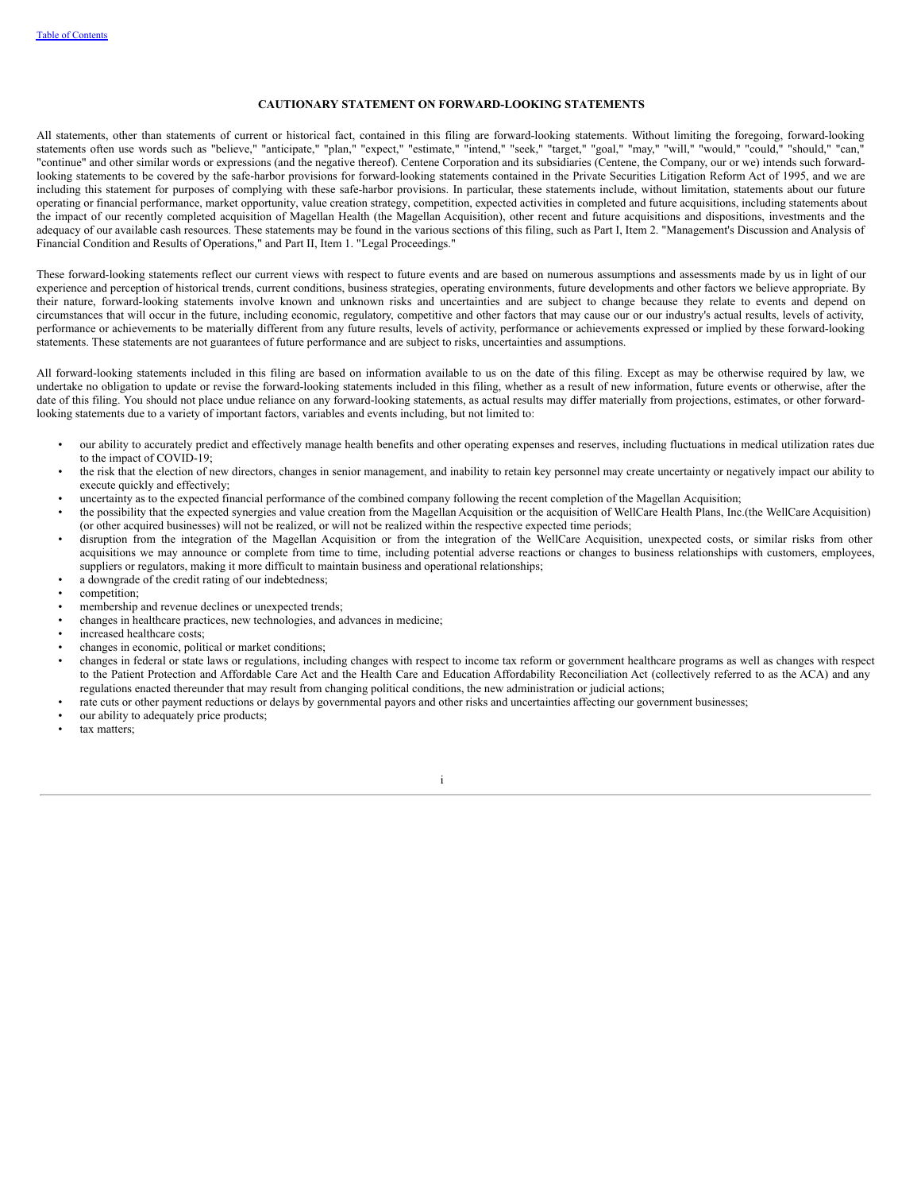## CAUTIONARY STATEMENT ON FORWARD-LOOKING STATEMENTS

All statements, other than statements of current or historical fact, contained in this filing are forward-looking statements. Without limiting the foregoing, forward-looking statements often use words such as "believe," "anticipate," "plan," "expect," "estimate," "intend," "seek," "target," "goal," "may," "will," "would," "could," "should," "can," "continue" and other similar words or expressions (and the negative thereof). Centene Corporation and its subsidiaries (Centene, the Company, our or we) intends such forward-looking statements to be covered by the safe-harbor provisions for forward-looking statements contained in the Private Securities Litigation Reform Act of 1995, and we are including this statement for purposes of complying with these safe-harbor provisions. In particular, these statements include, without limitation, statements about our future operating or financial performance, market opportunity, value creation strategy, competition, expected activities in completed and future acquisitions, including statements about the impact of our recently completed acquisition of Magellan Health (the Magellan Acquisition), other recent and future acquisitions and dispositions, investments and the adequacy of our available cash resources. These statements may be found in the various sections of this filing, such as Part I, Item 2. "Management's Discussion and Analysis of Financial Condition and Results of Operations," and Part II, Item 1. "Legal Proceedings."

These forward-looking statements reflect our current views with respect to future events and are based on numerous assumptions and assessments made by us in light of our experience and perception of historical trends, current conditions, business strategies, operating environments, future developments and other factors we believe appropriate. By their nature, forward-looking statements involve known and unknown risks and uncertainties and are subject to change because they relate to events and depend on circumstances that will occur in the future, including economic, regulatory, competitive and other factors that may cause our or our industry's actual results, levels of activity, performance or achievements to be materially different from any future results, levels of activity, performance or achievements expressed or implied by these forward-looking statements. These statements are not guarantees of future performance and are subject to risks, uncertainties and assumptions.

All forward-looking statements included in this filing are based on information available to us on the date of this filing. Except as may be otherwise required by law, we undertake no obligation to update or revise the forward-looking statements included in this filing, whether as a result of new information, future events or otherwise, after the date of this filing. You should not place undue reliance on any forward-looking statements, as actual results may differ materially from projections, estimates, or other forward-looking statements due to a variety of important factors, variables and events including, but not limited to:

- our ability to accurately predict and effectively manage health benefits and other operating expenses and reserves, including fluctuations in medical utilization rates due to the impact of COVID-19;
- the risk that the election of new directors, changes in senior management, and inability to retain key personnel may create uncertainty or negatively impact our ability to execute quickly and effectively;
- uncertainty as to the expected financial performance of the combined company following the recent completion of the Magellan Acquisition;
- the possibility that the expected synergies and value creation from the Magellan Acquisition or the acquisition of WellCare Health Plans, Inc.(the WellCare Acquisition) (or other acquired businesses) will not be realized, or will not be realized within the respective expected time periods;
- disruption from the integration of the Magellan Acquisition or from the integration of the WellCare Acquisition, unexpected costs, or similar risks from other acquisitions we may announce or complete from time to time, including potential adverse reactions or changes to business relationships with customers, employees, suppliers or regulators, making it more difficult to maintain business and operational relationships;
- a downgrade of the credit rating of our indebtedness;
- competition;
- membership and revenue declines or unexpected trends;
- changes in healthcare practices, new technologies, and advances in medicine;
- increased healthcare costs;
- changes in economic, political or market conditions;
- changes in federal or state laws or regulations, including changes with respect to income tax reform or government healthcare programs as well as changes with respect to the Patient Protection and Affordable Care Act and the Health Care and Education Affordability Reconciliation Act (collectively referred to as the ACA) and any regulations enacted thereunder that may result from changing political conditions, the new administration or judicial actions;
- rate cuts or other payment reductions or delays by governmental payors and other risks and uncertainties affecting our government businesses;
- our ability to adequately price products;
- tax matters;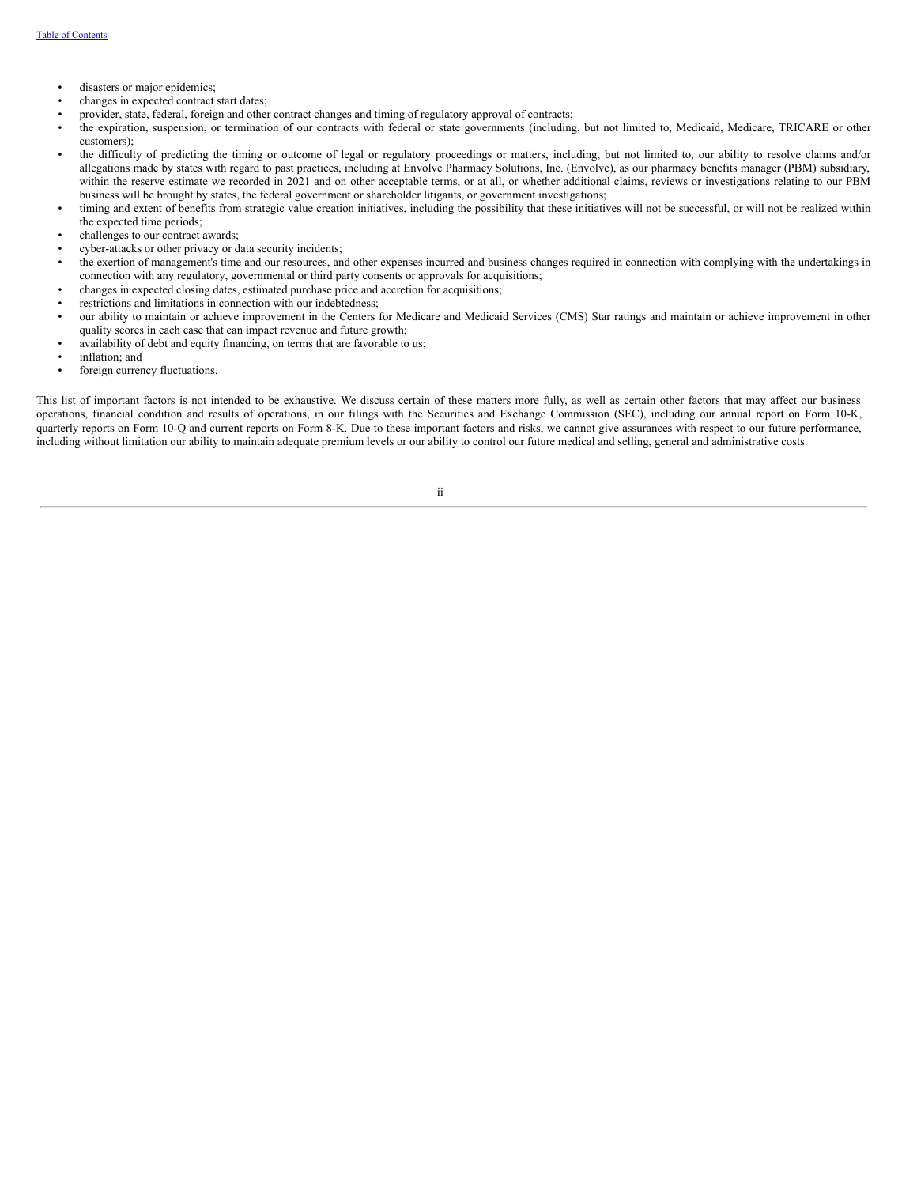- disasters or major epidemics;
- changes in expected contract start dates;
- provider, state, federal, foreign and other contract changes and timing of regulatory approval of contracts;
- the expiration, suspension, or termination of our contracts with federal or state governments (including, but not limited to, Medicaid, Medicare, TRICARE or other customers);
- the difficulty of predicting the timing or outcome of legal or regulatory proceedings or matters, including, but not limited to, our ability to resolve claims and/or allegations made by states with regard to past practices, including at Envolve Pharmacy Solutions, Inc. (Envolve), as our pharmacy benefits manager (PBM) subsidiary, within the reserve estimate we recorded in 2021 and on other acceptable terms, or at all, or whether additional claims, reviews or investigations relating to our PBM business will be brought by states, the federal government or shareholder litigants, or government investigations;
- timing and extent of benefits from strategic value creation initiatives, including the possibility that these initiatives will not be successful, or will not be realized within the expected time periods;
- challenges to our contract awards;
- cyber-attacks or other privacy or data security incidents;
- the exertion of management's time and our resources, and other expenses incurred and business changes required in connection with complying with the undertakings in connection with any regulatory, governmental or third party consents or approvals for acquisitions;
- changes in expected closing dates, estimated purchase price and accretion for acquisitions;
- restrictions and limitations in connection with our indebtedness;
- our ability to maintain or achieve improvement in the Centers for Medicare and Medicaid Services (CMS) Star ratings and maintain or achieve improvement in other quality scores in each case that can impact revenue and future growth;
- availability of debt and equity financing, on terms that are favorable to us;
- inflation; and
- foreign currency fluctuations.

This list of important factors is not intended to be exhaustive. We discuss certain of these matters more fully, as well as certain other factors that may affect our business operations, financial condition and results of operations, in our filings with the Securities and Exchange Commission (SEC), including our annual report on Form 10-K, quarterly reports on Form 10-Q and current reports on Form 8-K. Due to these important factors and risks, we cannot give assurances with respect to our future performance, including without limitation our ability to maintain adequate premium levels or our ability to control our future medical and selling, general and administrative costs.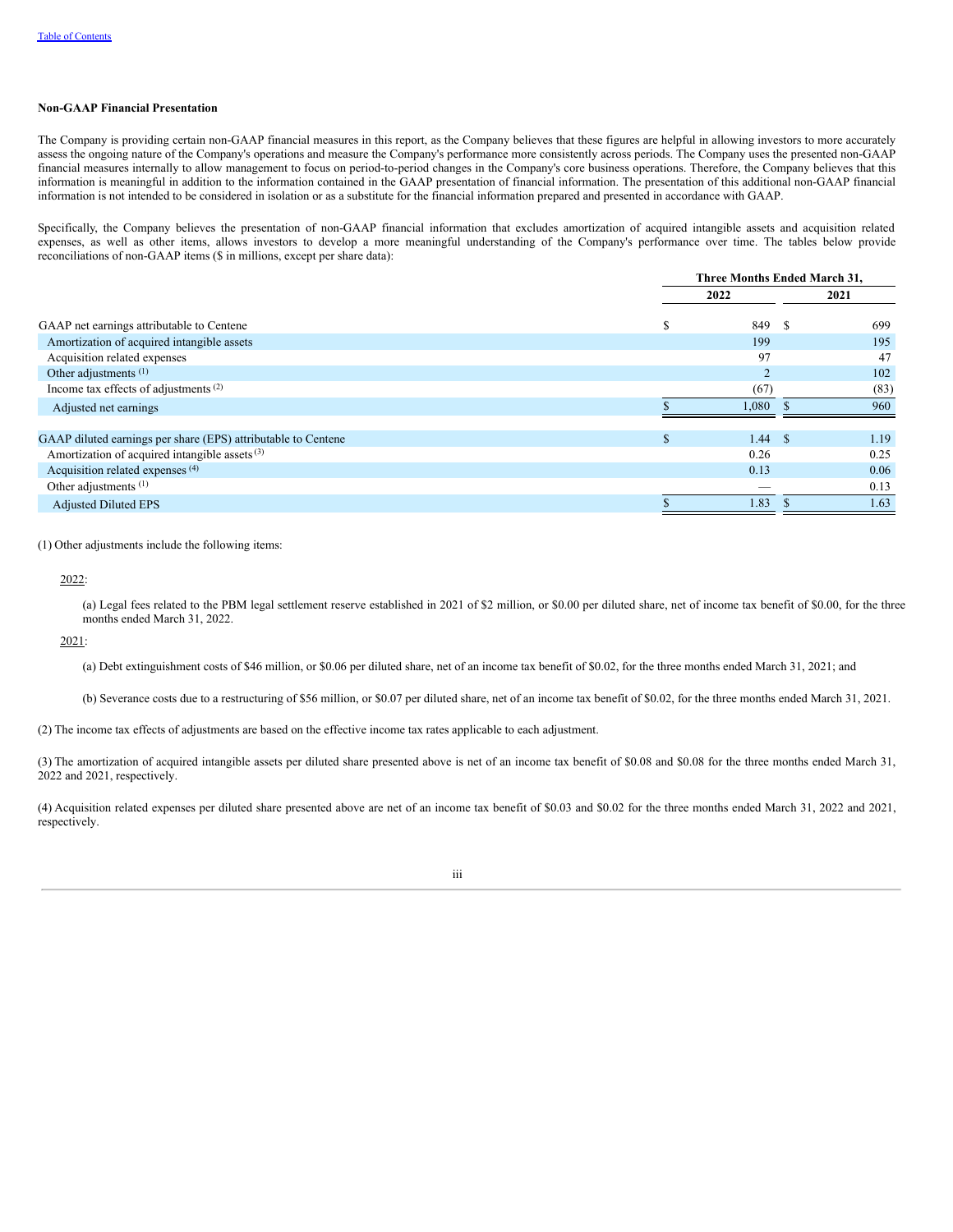**Non-GAAP Financial Presentation**

The Company is providing certain non-GAAP financial measures in this report, as the Company believes that these figures are helpful in allowing investors to more accurately assess the ongoing nature of the Company's operations and measure the Company's performance more consistently across periods. The Company uses the presented non-GAAP financial measures internally to allow management to focus on period-to-period changes in the Company's core business operations. Therefore, the Company believes that this information is meaningful in addition to the information contained in the GAAP presentation of financial information. The presentation of this additional non-GAAP financial information is not intended to be considered in isolation or as a substitute for the financial information prepared and presented in accordance with GAAP.

Specifically, the Company believes the presentation of non-GAAP financial information that excludes amortization of acquired intangible assets and acquisition related expenses, as well as other items, allows investors to develop a more meaningful understanding of the Company's performance over time. The tables below provide reconciliations of non-GAAP items ($ in millions, except per share data):

| | Three Months Ended March 31, | |
|---|---|---|
| | 2022 | 2021 |
| GAAP net earnings attributable to Centene | $ 849 | $ 699 |
| Amortization of acquired intangible assets | 199 | 195 |
| Acquisition related expenses | 97 | 47 |
| Other adjustments (1) | 2 | 102 |
| Income tax effects of adjustments (2) | (67) | (83) |
| Adjusted net earnings | $ 1,080 | $ 960 |
| | | |
| GAAP diluted earnings per share (EPS) attributable to Centene | $ 1.44 | $ 1.19 |
| Amortization of acquired intangible assets (3) | 0.26 | 0.25 |
| Acquisition related expenses (4) | 0.13 | 0.06 |
| Other adjustments (1) | — | 0.13 |
| Adjusted Diluted EPS | $ 1.83 | $ 1.63 |

(1) Other adjustments include the following items:

2022:

(a) Legal fees related to the PBM legal settlement reserve established in 2021 of $2 million, or $0.00 per diluted share, net of income tax benefit of $0.00, for the three months ended March 31, 2022.

2021:

(a) Debt extinguishment costs of $46 million, or $0.06 per diluted share, net of an income tax benefit of $0.02, for the three months ended March 31, 2021; and

(b) Severance costs due to a restructuring of $56 million, or $0.07 per diluted share, net of an income tax benefit of $0.02, for the three months ended March 31, 2021.

(2) The income tax effects of adjustments are based on the effective income tax rates applicable to each adjustment.

(3) The amortization of acquired intangible assets per diluted share presented above is net of an income tax benefit of $0.08 and $0.08 for the three months ended March 31, 2022 and 2021, respectively.

(4) Acquisition related expenses per diluted share presented above are net of an income tax benefit of $0.03 and $0.02 for the three months ended March 31, 2022 and 2021, respectively.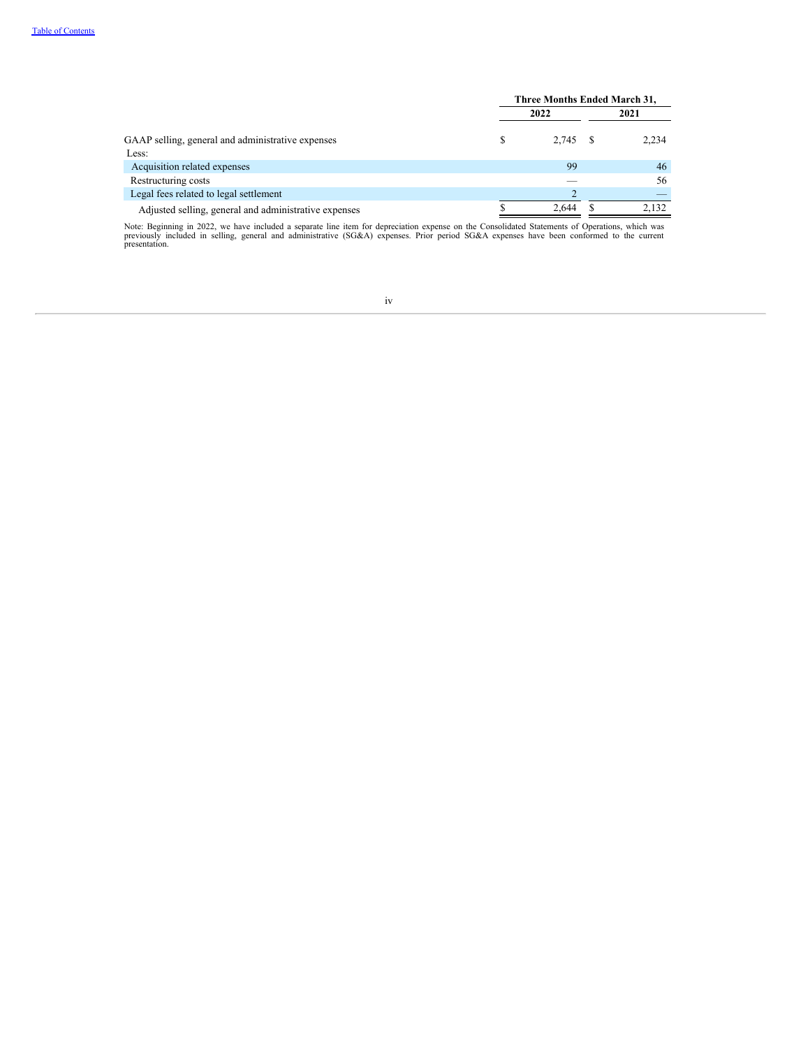| | Three Months Ended March 31, | |
|---|---|---|
| | 2022 | 2021 |
| GAAP selling, general and administrative expenses | $ 2,745 | $ 2,234 |
| Less: | | |
| Acquisition related expenses | 99 | 46 |
| Restructuring costs | — | 56 |
| Legal fees related to legal settlement | 2 | — |
| Adjusted selling, general and administrative expenses | $ 2,644 | $ 2,132 |

Note: Beginning in 2022, we have included a separate line item for depreciation expense on the Consolidated Statements of Operations, which was previously included in selling, general and administrative (SG&A) expenses. Prior period SG&A expenses have been conformed to the current presentation.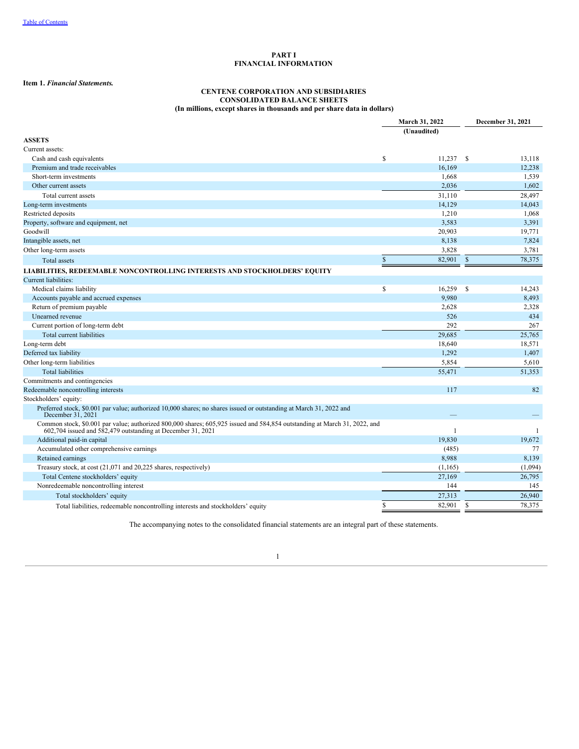# PART I
# FINANCIAL INFORMATION

**Item 1.** ***Financial Statements.***

**CENTENE CORPORATION AND SUBSIDIARIES**
**CONSOLIDATED BALANCE SHEETS**
**(In millions, except shares in thousands and per share data in dollars)**

| | March 31, 2022 (Unaudited) | December 31, 2021 |
|---|---|---|
| **ASSETS** | | |
| Current assets: | | |
| Cash and cash equivalents | $ 11,237 | $ 13,118 |
| Premium and trade receivables | 16,169 | 12,238 |
| Short-term investments | 1,668 | 1,539 |
| Other current assets | 2,036 | 1,602 |
| Total current assets | 31,110 | 28,497 |
| Long-term investments | 14,129 | 14,043 |
| Restricted deposits | 1,210 | 1,068 |
| Property, software and equipment, net | 3,583 | 3,391 |
| Goodwill | 20,903 | 19,771 |
| Intangible assets, net | 8,138 | 7,824 |
| Other long-term assets | 3,828 | 3,781 |
| Total assets | $ 82,901 | $ 78,375 |
| **LIABILITIES, REDEEMABLE NONCONTROLLING INTERESTS AND STOCKHOLDERS' EQUITY** | | |
| Current liabilities: | | |
| Medical claims liability | $ 16,259 | $ 14,243 |
| Accounts payable and accrued expenses | 9,980 | 8,493 |
| Return of premium payable | 2,628 | 2,328 |
| Unearned revenue | 526 | 434 |
| Current portion of long-term debt | 292 | 267 |
| Total current liabilities | 29,685 | 25,765 |
| Long-term debt | 18,640 | 18,571 |
| Deferred tax liability | 1,292 | 1,407 |
| Other long-term liabilities | 5,854 | 5,610 |
| Total liabilities | 55,471 | 51,353 |
| Commitments and contingencies | | |
| Redeemable noncontrolling interests | 117 | 82 |
| Stockholders' equity: | | |
| Preferred stock, $0.001 par value; authorized 10,000 shares; no shares issued or outstanding at March 31, 2022 and December 31, 2021 | — | — |
| Common stock, $0.001 par value; authorized 800,000 shares; 605,925 issued and 584,854 outstanding at March 31, 2022, and 602,704 issued and 582,479 outstanding at December 31, 2021 | 1 | 1 |
| Additional paid-in capital | 19,830 | 19,672 |
| Accumulated other comprehensive earnings | (485) | 77 |
| Retained earnings | 8,988 | 8,139 |
| Treasury stock, at cost (21,071 and 20,225 shares, respectively) | (1,165) | (1,094) |
| Total Centene stockholders' equity | 27,169 | 26,795 |
| Nonredeemable noncontrolling interest | 144 | 145 |
| Total stockholders' equity | 27,313 | 26,940 |
| Total liabilities, redeemable noncontrolling interests and stockholders' equity | $ 82,901 | $ 78,375 |

The accompanying notes to the consolidated financial statements are an integral part of these statements.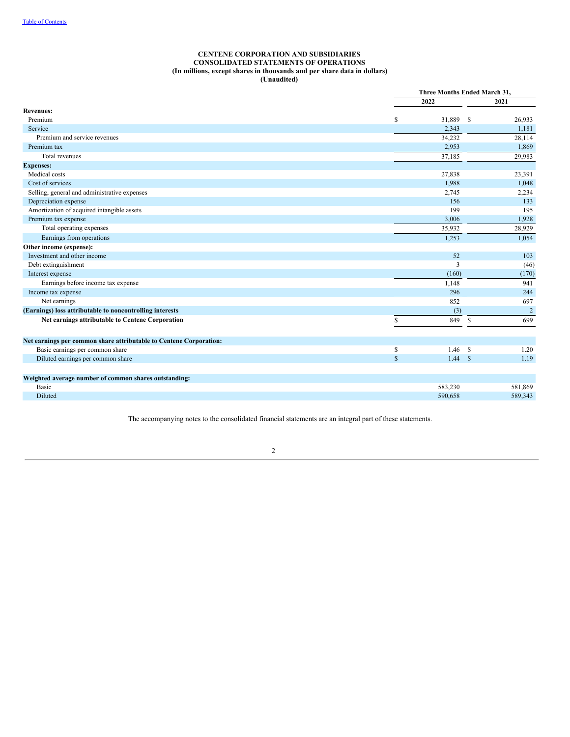[Table of Contents](#)

**CENTENE CORPORATION AND SUBSIDIARIES**
**CONSOLIDATED STATEMENTS OF OPERATIONS**
**(In millions, except shares in thousands and per share data in dollars)**
**(Unaudited)**

| | Three Months Ended March 31, | |
|---|---|---|
| | 2022 | 2021 |
| **Revenues:** | | |
| Premium | $ 31,889 | $ 26,933 |
| Service | 2,343 | 1,181 |
| Premium and service revenues | 34,232 | 28,114 |
| Premium tax | 2,953 | 1,869 |
| Total revenues | 37,185 | 29,983 |
| **Expenses:** | | |
| Medical costs | 27,838 | 23,391 |
| Cost of services | 1,988 | 1,048 |
| Selling, general and administrative expenses | 2,745 | 2,234 |
| Depreciation expense | 156 | 133 |
| Amortization of acquired intangible assets | 199 | 195 |
| Premium tax expense | 3,006 | 1,928 |
| Total operating expenses | 35,932 | 28,929 |
| Earnings from operations | 1,253 | 1,054 |
| **Other income (expense):** | | |
| Investment and other income | 52 | 103 |
| Debt extinguishment | 3 | (46) |
| Interest expense | (160) | (170) |
| Earnings before income tax expense | 1,148 | 941 |
| Income tax expense | 296 | 244 |
| Net earnings | 852 | 697 |
| **(Earnings) loss attributable to noncontrolling interests** | (3) | 2 |
| **Net earnings attributable to Centene Corporation** | $ 849 | $ 699 |
| | | |
| **Net earnings per common share attributable to Centene Corporation:** | | |
| Basic earnings per common share | $ 1.46 | $ 1.20 |
| Diluted earnings per common share | $ 1.44 | $ 1.19 |
| | | |
| **Weighted average number of common shares outstanding:** | | |
| Basic | 583,230 | 581,869 |
| Diluted | 590,658 | 589,343 |

The accompanying notes to the consolidated financial statements are an integral part of these statements.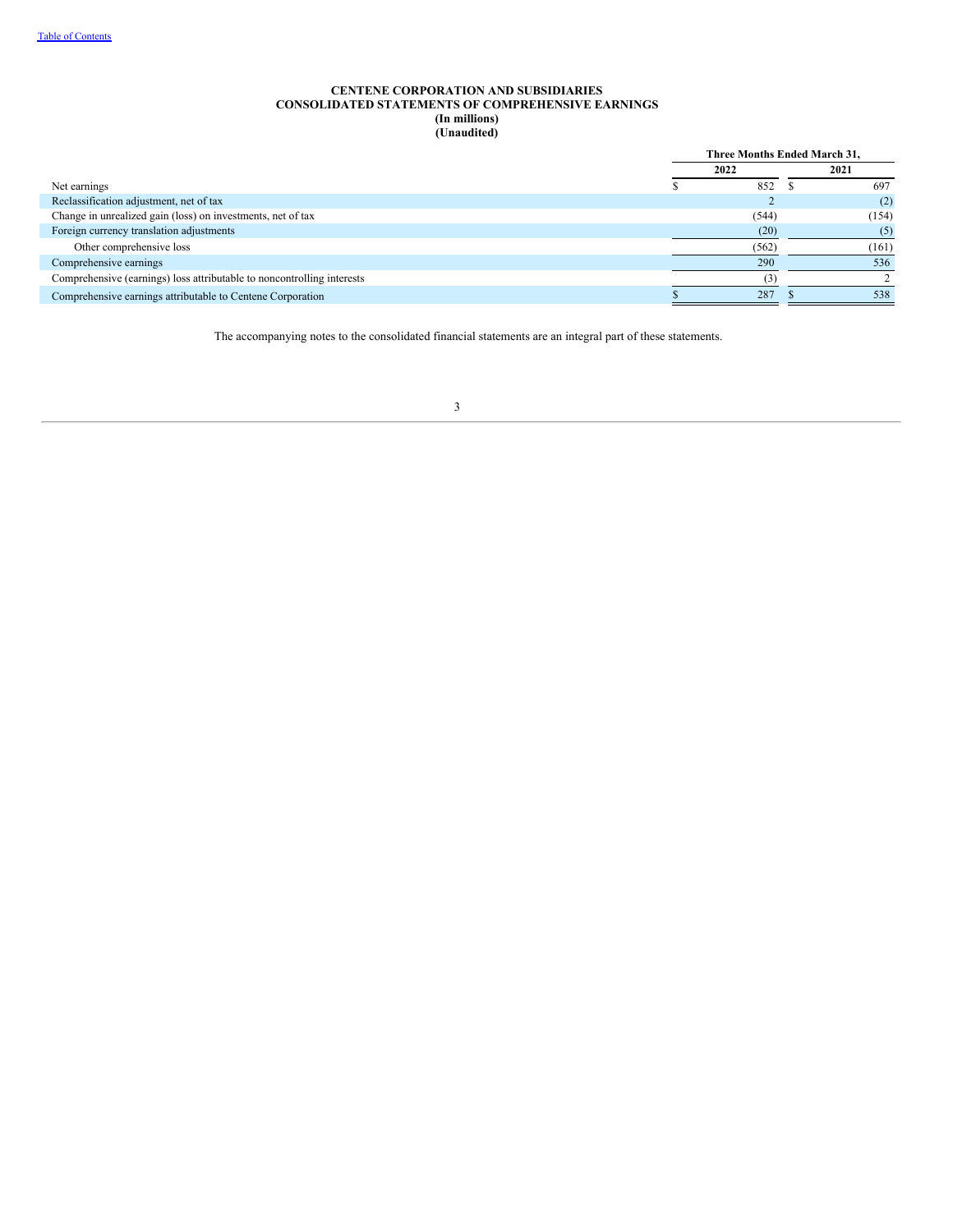**CENTENE CORPORATION AND SUBSIDIARIES**
**CONSOLIDATED STATEMENTS OF COMPREHENSIVE EARNINGS**
**(In millions)**
**(Unaudited)**

| | Three Months Ended March 31, | |
|---|---|---|
| | 2022 | 2021 |
| Net earnings | $ 852 | $ 697 |
| Reclassification adjustment, net of tax | 2 | (2) |
| Change in unrealized gain (loss) on investments, net of tax | (544) | (154) |
| Foreign currency translation adjustments | (20) | (5) |
| Other comprehensive loss | (562) | (161) |
| Comprehensive earnings | 290 | 536 |
| Comprehensive (earnings) loss attributable to noncontrolling interests | (3) | 2 |
| Comprehensive earnings attributable to Centene Corporation | $ 287 | $ 538 |

The accompanying notes to the consolidated financial statements are an integral part of these statements.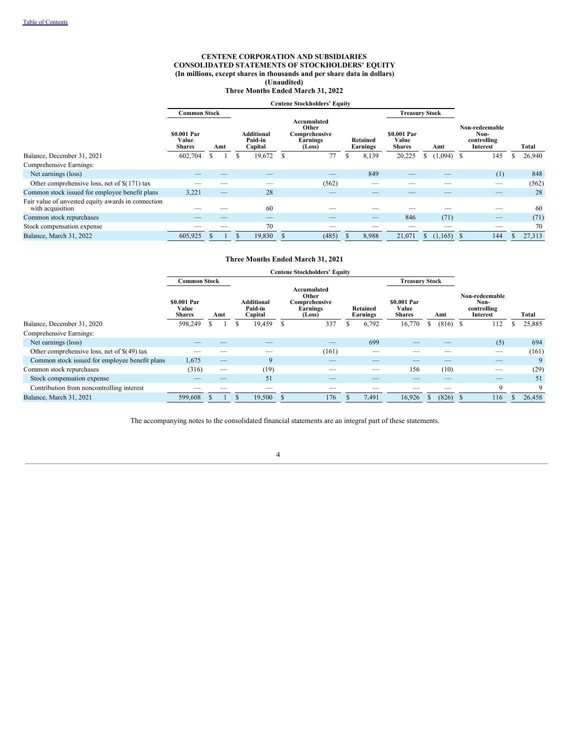[Table of Contents](#)

# CENTENE CORPORATION AND SUBSIDIARIES
## CONSOLIDATED STATEMENTS OF STOCKHOLDERS' EQUITY
### (In millions, except shares in thousands and per share data in dollars)
### (Unaudited)
### Three Months Ended March 31, 2022

| | Centene Stockholders' Equity | | | | | | | | |
|---|---|---|---|---|---|---|---|---|---|
| | Common Stock | | | | | Treasury Stock | | | |
| | $0.001 Par Value Shares | Amt | Additional Paid-in Capital | Accumulated Other Comprehensive Earnings (Loss) | Retained Earnings | $0.001 Par Value Shares | Amt | Non-redeemable Non-controlling Interest | Total |
| Balance, December 31, 2021 | 602,704 | $ 1 | $ 19,672 | $ 77 | $ 8,139 | 20,225 | $ (1,094) | $ 145 | $ 26,940 |
| Comprehensive Earnings: | | | | | | | | | |
| Net earnings (loss) | — | — | — | — | 849 | — | — | (1) | 848 |
| Other comprehensive loss, net of $(171) tax | — | — | — | (562) | — | — | — | — | (562) |
| Common stock issued for employee benefit plans | 3,221 | — | 28 | — | — | — | — | — | 28 |
| Fair value of unvested equity awards in connection with acquisition | — | — | 60 | — | — | — | — | — | 60 |
| Common stock repurchases | — | — | — | — | — | 846 | (71) | — | (71) |
| Stock compensation expense | — | — | 70 | — | — | — | — | — | 70 |
| Balance, March 31, 2022 | 605,925 | $ 1 | $ 19,830 | $ (485) | $ 8,988 | 21,071 | $ (1,165) | $ 144 | $ 27,313 |

### Three Months Ended March 31, 2021

| | Centene Stockholders' Equity | | | | | | | | |
|---|---|---|---|---|---|---|---|---|---|
| | Common Stock | | | | | Treasury Stock | | | |
| | $0.001 Par Value Shares | Amt | Additional Paid-in Capital | Accumulated Other Comprehensive Earnings (Loss) | Retained Earnings | $0.001 Par Value Shares | Amt | Non-redeemable Non-controlling Interest | Total |
| Balance, December 31, 2020 | 598,249 | $ 1 | $ 19,459 | $ 337 | $ 6,792 | 16,770 | $ (816) | $ 112 | $ 25,885 |
| Comprehensive Earnings: | | | | | | | | | |
| Net earnings (loss) | — | — | — | — | 699 | — | — | (5) | 694 |
| Other comprehensive loss, net of $(49) tax | — | — | — | (161) | — | — | — | — | (161) |
| Common stock issued for employee benefit plans | 1,675 | — | 9 | — | — | — | — | — | 9 |
| Common stock repurchases | (316) | — | (19) | — | — | 156 | (10) | — | (29) |
| Stock compensation expense | — | — | 51 | — | — | — | — | — | 51 |
| Contribution from noncontrolling interest | — | — | — | — | — | — | — | 9 | 9 |
| Balance, March 31, 2021 | 599,608 | $ 1 | $ 19,500 | $ 176 | $ 7,491 | 16,926 | $ (826) | $ 116 | $ 26,458 |

The accompanying notes to the consolidated financial statements are an integral part of these statements.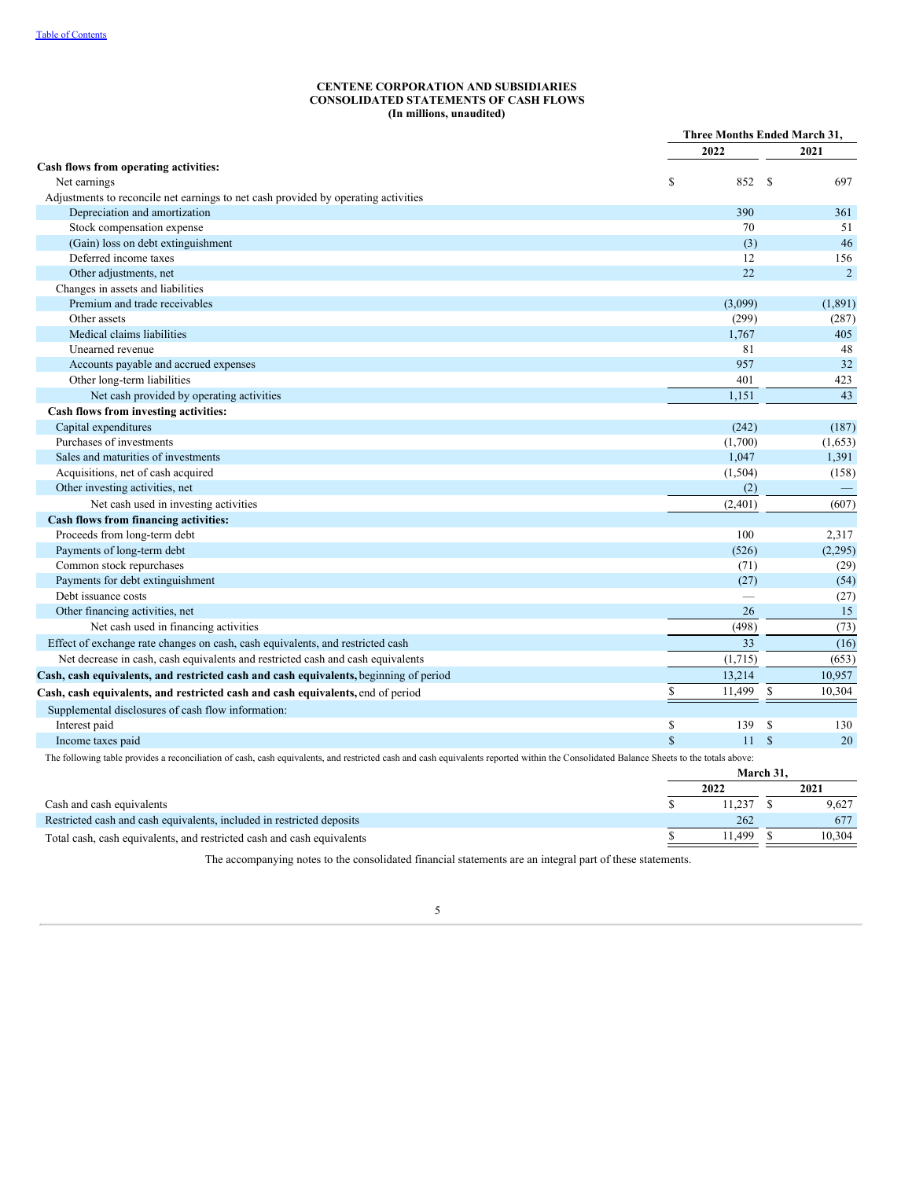[Table of Contents](#)

**CENTENE CORPORATION AND SUBSIDIARIES**
**CONSOLIDATED STATEMENTS OF CASH FLOWS**
**(In millions, unaudited)**

| | Three Months Ended March 31, | |
|---|---|---|
| | 2022 | 2021 |
| **Cash flows from operating activities:** | | |
| Net earnings | $ 852 | $ 697 |
| Adjustments to reconcile net earnings to net cash provided by operating activities | | |
| Depreciation and amortization | 390 | 361 |
| Stock compensation expense | 70 | 51 |
| (Gain) loss on debt extinguishment | (3) | 46 |
| Deferred income taxes | 12 | 156 |
| Other adjustments, net | 22 | 2 |
| Changes in assets and liabilities | | |
| Premium and trade receivables | (3,099) | (1,891) |
| Other assets | (299) | (287) |
| Medical claims liabilities | 1,767 | 405 |
| Unearned revenue | 81 | 48 |
| Accounts payable and accrued expenses | 957 | 32 |
| Other long-term liabilities | 401 | 423 |
| Net cash provided by operating activities | 1,151 | 43 |
| **Cash flows from investing activities:** | | |
| Capital expenditures | (242) | (187) |
| Purchases of investments | (1,700) | (1,653) |
| Sales and maturities of investments | 1,047 | 1,391 |
| Acquisitions, net of cash acquired | (1,504) | (158) |
| Other investing activities, net | (2) | — |
| Net cash used in investing activities | (2,401) | (607) |
| **Cash flows from financing activities:** | | |
| Proceeds from long-term debt | 100 | 2,317 |
| Payments of long-term debt | (526) | (2,295) |
| Common stock repurchases | (71) | (29) |
| Payments for debt extinguishment | (27) | (54) |
| Debt issuance costs | — | (27) |
| Other financing activities, net | 26 | 15 |
| Net cash used in financing activities | (498) | (73) |
| Effect of exchange rate changes on cash, cash equivalents, and restricted cash | 33 | (16) |
| Net decrease in cash, cash equivalents and restricted cash and cash equivalents | (1,715) | (653) |
| **Cash, cash equivalents, and restricted cash and cash equivalents,** beginning of period | 13,214 | 10,957 |
| **Cash, cash equivalents, and restricted cash and cash equivalents,** end of period | $ 11,499 | $ 10,304 |
| Supplemental disclosures of cash flow information: | | |
| Interest paid | $ 139 | $ 130 |
| Income taxes paid | $ 11 | $ 20 |

The following table provides a reconciliation of cash, cash equivalents, and restricted cash and cash equivalents reported within the Consolidated Balance Sheets to the totals above:

| | March 31, | |
|---|---|---|
| | 2022 | 2021 |
| Cash and cash equivalents | $ 11,237 | $ 9,627 |
| Restricted cash and cash equivalents, included in restricted deposits | 262 | 677 |
| Total cash, cash equivalents, and restricted cash and cash equivalents | $ 11,499 | $ 10,304 |

The accompanying notes to the consolidated financial statements are an integral part of these statements.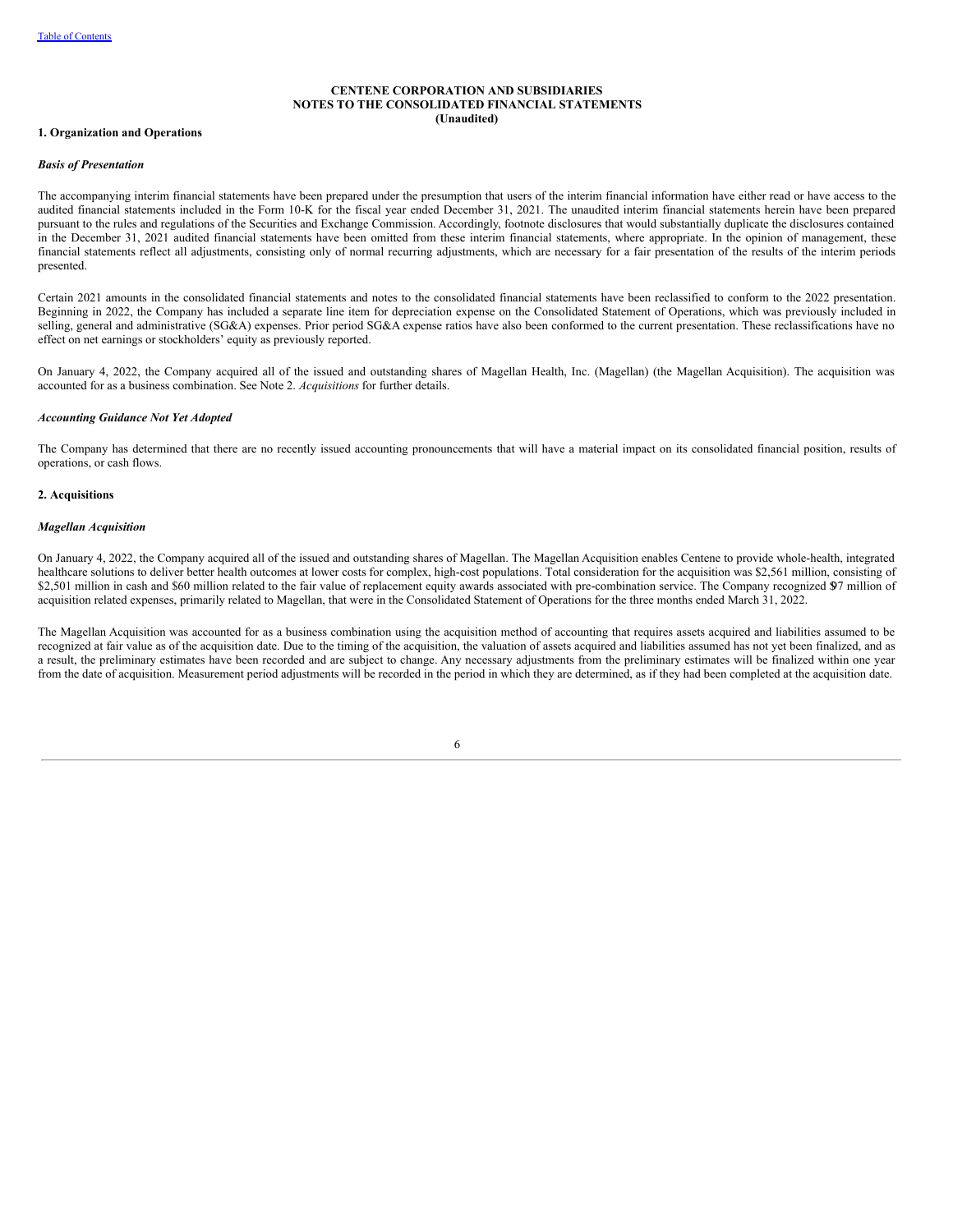# CENTENE CORPORATION AND SUBSIDIARIES
## NOTES TO THE CONSOLIDATED FINANCIAL STATEMENTS
### (Unaudited)

**1. Organization and Operations**

***Basis of Presentation***

The accompanying interim financial statements have been prepared under the presumption that users of the interim financial information have either read or have access to the audited financial statements included in the Form 10-K for the fiscal year ended December 31, 2021. The unaudited interim financial statements herein have been prepared pursuant to the rules and regulations of the Securities and Exchange Commission. Accordingly, footnote disclosures that would substantially duplicate the disclosures contained in the December 31, 2021 audited financial statements have been omitted from these interim financial statements, where appropriate. In the opinion of management, these financial statements reflect all adjustments, consisting only of normal recurring adjustments, which are necessary for a fair presentation of the results of the interim periods presented.

Certain 2021 amounts in the consolidated financial statements and notes to the consolidated financial statements have been reclassified to conform to the 2022 presentation. Beginning in 2022, the Company has included a separate line item for depreciation expense on the Consolidated Statement of Operations, which was previously included in selling, general and administrative (SG&A) expenses. Prior period SG&A expense ratios have also been conformed to the current presentation. These reclassifications have no effect on net earnings or stockholders' equity as previously reported.

On January 4, 2022, the Company acquired all of the issued and outstanding shares of Magellan Health, Inc. (Magellan) (the Magellan Acquisition). The acquisition was accounted for as a business combination. See Note 2. *Acquisitions* for further details.

***Accounting Guidance Not Yet Adopted***

The Company has determined that there are no recently issued accounting pronouncements that will have a material impact on its consolidated financial position, results of operations, or cash flows.

**2. Acquisitions**

***Magellan Acquisition***

On January 4, 2022, the Company acquired all of the issued and outstanding shares of Magellan. The Magellan Acquisition enables Centene to provide whole-health, integrated healthcare solutions to deliver better health outcomes at lower costs for complex, high-cost populations. Total consideration for the acquisition was $2,561 million, consisting of $2,501 million in cash and $60 million related to the fair value of replacement equity awards associated with pre-combination service. The Company recognized $97 million of acquisition related expenses, primarily related to Magellan, that were in the Consolidated Statement of Operations for the three months ended March 31, 2022.

The Magellan Acquisition was accounted for as a business combination using the acquisition method of accounting that requires assets acquired and liabilities assumed to be recognized at fair value as of the acquisition date. Due to the timing of the acquisition, the valuation of assets acquired and liabilities assumed has not yet been finalized, and as a result, the preliminary estimates have been recorded and are subject to change. Any necessary adjustments from the preliminary estimates will be finalized within one year from the date of acquisition. Measurement period adjustments will be recorded in the period in which they are determined, as if they had been completed at the acquisition date.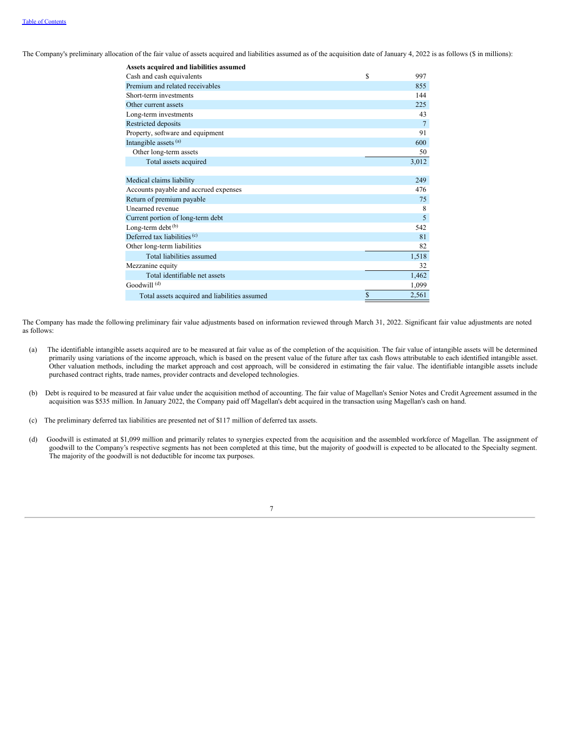The Company's preliminary allocation of the fair value of assets acquired and liabilities assumed as of the acquisition date of January 4, 2022 is as follows ($ in millions):

| **Assets acquired and liabilities assumed** | |
|---|---|
| Cash and cash equivalents | $ 997 |
| Premium and related receivables | 855 |
| Short-term investments | 144 |
| Other current assets | 225 |
| Long-term investments | 43 |
| Restricted deposits | 7 |
| Property, software and equipment | 91 |
| Intangible assets [(a)] | 600 |
| Other long-term assets | 50 |
| Total assets acquired | 3,012 |
| | |
| Medical claims liability | 249 |
| Accounts payable and accrued expenses | 476 |
| Return of premium payable | 75 |
| Unearned revenue | 8 |
| Current portion of long-term debt | 5 |
| Long-term debt [(b)] | 542 |
| Deferred tax liabilities [(c)] | 81 |
| Other long-term liabilities | 82 |
| Total liabilities assumed | 1,518 |
| Mezzanine equity | 32 |
| Total identifiable net assets | 1,462 |
| Goodwill [(d)] | 1,099 |
| Total assets acquired and liabilities assumed | $ 2,561 |

The Company has made the following preliminary fair value adjustments based on information reviewed through March 31, 2022. Significant fair value adjustments are noted as follows:

(a) The identifiable intangible assets acquired are to be measured at fair value as of the completion of the acquisition. The fair value of intangible assets will be determined primarily using variations of the income approach, which is based on the present value of the future after tax cash flows attributable to each identified intangible asset. Other valuation methods, including the market approach and cost approach, will be considered in estimating the fair value. The identifiable intangible assets include purchased contract rights, trade names, provider contracts and developed technologies.

(b) Debt is required to be measured at fair value under the acquisition method of accounting. The fair value of Magellan's Senior Notes and Credit Agreement assumed in the acquisition was $535 million. In January 2022, the Company paid off Magellan's debt acquired in the transaction using Magellan's cash on hand.

(c) The preliminary deferred tax liabilities are presented net of $117 million of deferred tax assets.

(d) Goodwill is estimated at $1,099 million and primarily relates to synergies expected from the acquisition and the assembled workforce of Magellan. The assignment of goodwill to the Company's respective segments has not been completed at this time, but the majority of goodwill is expected to be allocated to the Specialty segment. The majority of the goodwill is not deductible for income tax purposes.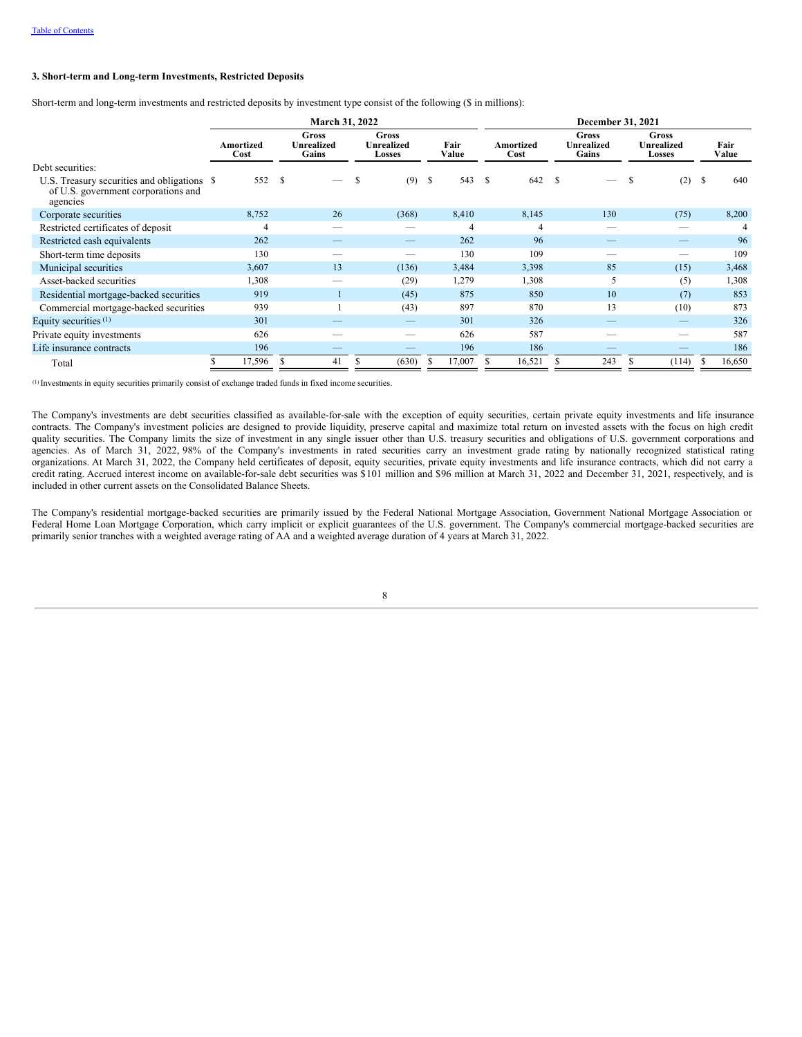[Table of Contents](#)

### 3. Short-term and Long-term Investments, Restricted Deposits

Short-term and long-term investments and restricted deposits by investment type consist of the following ($ in millions):

| | March 31, 2022 | | | | December 31, 2021 | | | |
|---|---|---|---|---|---|---|---|---|
| | Amortized Cost | Gross Unrealized Gains | Gross Unrealized Losses | Fair Value | Amortized Cost | Gross Unrealized Gains | Gross Unrealized Losses | Fair Value |
| Debt securities: | | | | | | | | |
| U.S. Treasury securities and obligations of U.S. government corporations and agencies | $ 552 | $ — | $ (9) | $ 543 | $ 642 | $ — | $ (2) | $ 640 |
| Corporate securities | 8,752 | 26 | (368) | 8,410 | 8,145 | 130 | (75) | 8,200 |
| Restricted certificates of deposit | 4 | — | — | 4 | 4 | — | — | 4 |
| Restricted cash equivalents | 262 | — | — | 262 | 96 | — | — | 96 |
| Short-term time deposits | 130 | — | — | 130 | 109 | — | — | 109 |
| Municipal securities | 3,607 | 13 | (136) | 3,484 | 3,398 | 85 | (15) | 3,468 |
| Asset-backed securities | 1,308 | — | (29) | 1,279 | 1,308 | 5 | (5) | 1,308 |
| Residential mortgage-backed securities | 919 | 1 | (45) | 875 | 850 | 10 | (7) | 853 |
| Commercial mortgage-backed securities | 939 | 1 | (43) | 897 | 870 | 13 | (10) | 873 |
| Equity securities [1] | 301 | — | — | 301 | 326 | — | — | 326 |
| Private equity investments | 626 | — | — | 626 | 587 | — | — | 587 |
| Life insurance contracts | 196 | — | — | 196 | 186 | — | — | 186 |
| Total | $ 17,596 | $ 41 | $ (630) | $ 17,007 | $ 16,521 | $ 243 | $ (114) | $ 16,650 |

[1] Investments in equity securities primarily consist of exchange traded funds in fixed income securities.

The Company's investments are debt securities classified as available-for-sale with the exception of equity securities, certain private equity investments and life insurance contracts. The Company's investment policies are designed to provide liquidity, preserve capital and maximize total return on invested assets with the focus on high credit quality securities. The Company limits the size of investment in any single issuer other than U.S. treasury securities and obligations of U.S. government corporations and agencies. As of March 31, 2022, 98% of the Company's investments in rated securities carry an investment grade rating by nationally recognized statistical rating organizations. At March 31, 2022, the Company held certificates of deposit, equity securities, private equity investments and life insurance contracts, which did not carry a credit rating. Accrued interest income on available-for-sale debt securities was $101 million and $96 million at March 31, 2022 and December 31, 2021, respectively, and is included in other current assets on the Consolidated Balance Sheets.

The Company's residential mortgage-backed securities are primarily issued by the Federal National Mortgage Association, Government National Mortgage Association or Federal Home Loan Mortgage Corporation, which carry implicit or explicit guarantees of the U.S. government. The Company's commercial mortgage-backed securities are primarily senior tranches with a weighted average rating of AA and a weighted average duration of 4 years at March 31, 2022.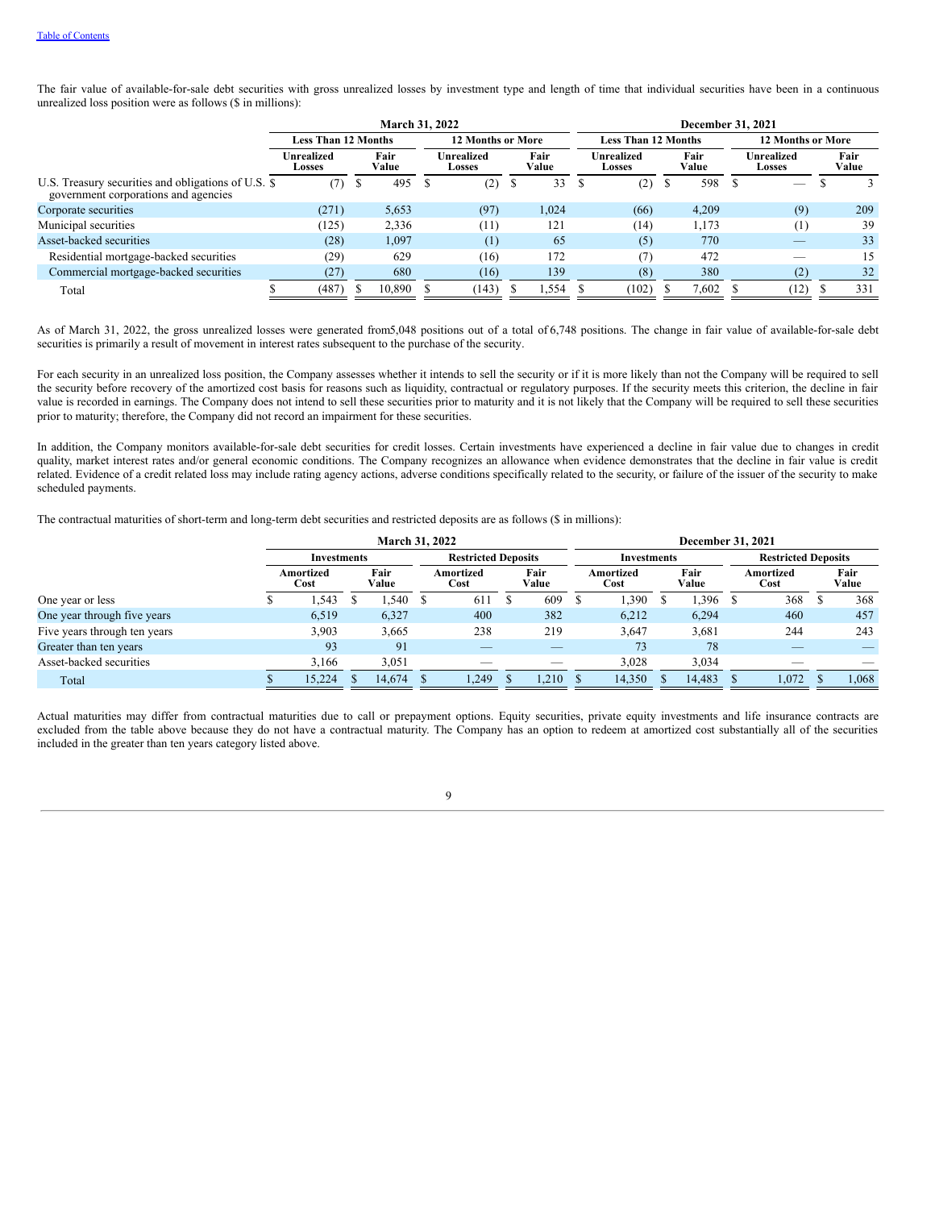The fair value of available-for-sale debt securities with gross unrealized losses by investment type and length of time that individual securities have been in a continuous unrealized loss position were as follows ($ in millions):

| | March 31, 2022 | | | | December 31, 2021 | | | |
|---|---|---|---|---|---|---|---|---|
| | Less Than 12 Months | | 12 Months or More | | Less Than 12 Months | | 12 Months or More | |
| | Unrealized Losses | Fair Value | Unrealized Losses | Fair Value | Unrealized Losses | Fair Value | Unrealized Losses | Fair Value |
| U.S. Treasury securities and obligations of U.S. government corporations and agencies | $ (7) | $ 495 | $ (2) | $ 33 | $ (2) | $ 598 | $ — | $ 3 |
| Corporate securities | (271) | 5,653 | (97) | 1,024 | (66) | 4,209 | (9) | 209 |
| Municipal securities | (125) | 2,336 | (11) | 121 | (14) | 1,173 | (1) | 39 |
| Asset-backed securities | (28) | 1,097 | (1) | 65 | (5) | 770 | — | 33 |
| Residential mortgage-backed securities | (29) | 629 | (16) | 172 | (7) | 472 | — | 15 |
| Commercial mortgage-backed securities | (27) | 680 | (16) | 139 | (8) | 380 | (2) | 32 |
| Total | $ (487) | $ 10,890 | $ (143) | $ 1,554 | $ (102) | $ 7,602 | $ (12) | $ 331 |

As of March 31, 2022, the gross unrealized losses were generated from5,048 positions out of a total of 6,748 positions. The change in fair value of available-for-sale debt securities is primarily a result of movement in interest rates subsequent to the purchase of the security.

For each security in an unrealized loss position, the Company assesses whether it intends to sell the security or if it is more likely than not the Company will be required to sell the security before recovery of the amortized cost basis for reasons such as liquidity, contractual or regulatory purposes. If the security meets this criterion, the decline in fair value is recorded in earnings. The Company does not intend to sell these securities prior to maturity and it is not likely that the Company will be required to sell these securities prior to maturity; therefore, the Company did not record an impairment for these securities.

In addition, the Company monitors available-for-sale debt securities for credit losses. Certain investments have experienced a decline in fair value due to changes in credit quality, market interest rates and/or general economic conditions. The Company recognizes an allowance when evidence demonstrates that the decline in fair value is credit related. Evidence of a credit related loss may include rating agency actions, adverse conditions specifically related to the security, or failure of the issuer of the security to make scheduled payments.

The contractual maturities of short-term and long-term debt securities and restricted deposits are as follows ($ in millions):

| | March 31, 2022 | | | | December 31, 2021 | | | |
|---|---|---|---|---|---|---|---|---|
| | Investments | | Restricted Deposits | | Investments | | Restricted Deposits | |
| | Amortized Cost | Fair Value | Amortized Cost | Fair Value | Amortized Cost | Fair Value | Amortized Cost | Fair Value |
| One year or less | $ 1,543 | $ 1,540 | $ 611 | $ 609 | $ 1,390 | $ 1,396 | $ 368 | $ 368 |
| One year through five years | 6,519 | 6,327 | 400 | 382 | 6,212 | 6,294 | 460 | 457 |
| Five years through ten years | 3,903 | 3,665 | 238 | 219 | 3,647 | 3,681 | 244 | 243 |
| Greater than ten years | 93 | 91 | — | — | 73 | 78 | — | — |
| Asset-backed securities | 3,166 | 3,051 | — | — | 3,028 | 3,034 | — | — |
| Total | $ 15,224 | $ 14,674 | $ 1,249 | $ 1,210 | $ 14,350 | $ 14,483 | $ 1,072 | $ 1,068 |

Actual maturities may differ from contractual maturities due to call or prepayment options. Equity securities, private equity investments and life insurance contracts are excluded from the table above because they do not have a contractual maturity. The Company has an option to redeem at amortized cost substantially all of the securities included in the greater than ten years category listed above.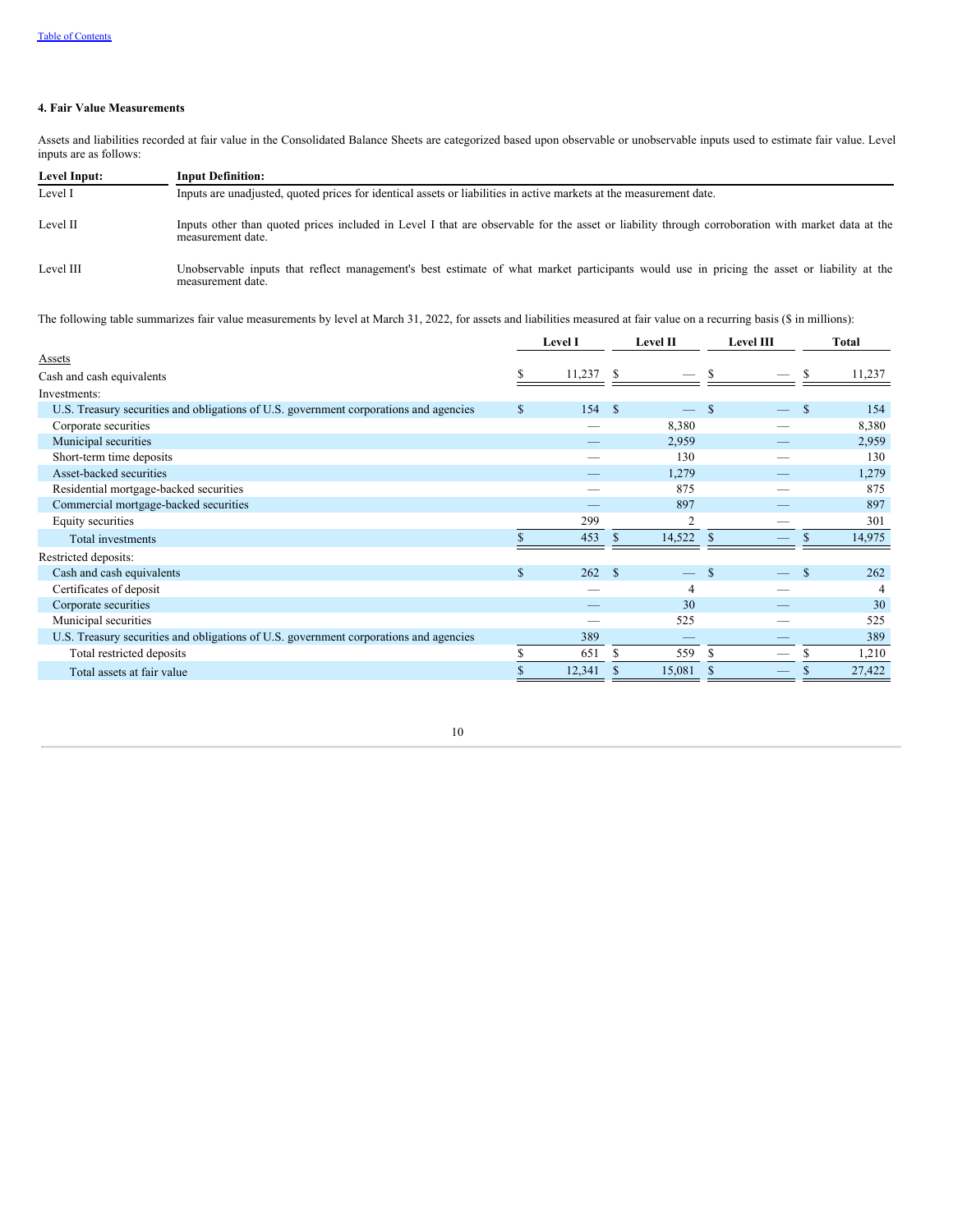#### 4. Fair Value Measurements

Assets and liabilities recorded at fair value in the Consolidated Balance Sheets are categorized based upon observable or unobservable inputs used to estimate fair value. Level inputs are as follows:

| Level Input: | Input Definition: |
|---|---|
| Level I | Inputs are unadjusted, quoted prices for identical assets or liabilities in active markets at the measurement date. |
| Level II | Inputs other than quoted prices included in Level I that are observable for the asset or liability through corroboration with market data at the measurement date. |
| Level III | Unobservable inputs that reflect management's best estimate of what market participants would use in pricing the asset or liability at the measurement date. |

The following table summarizes fair value measurements by level at March 31, 2022, for assets and liabilities measured at fair value on a recurring basis ($ in millions):

| | Level I | Level II | Level III | Total |
|---|---|---|---|---|
| Assets | | | | |
| Cash and cash equivalents | $ 11,237 | $ — | $ — | $ 11,237 |
| Investments: | | | | |
| U.S. Treasury securities and obligations of U.S. government corporations and agencies | $ 154 | $ — | $ — | $ 154 |
| Corporate securities | — | 8,380 | — | 8,380 |
| Municipal securities | — | 2,959 | — | 2,959 |
| Short-term time deposits | — | 130 | — | 130 |
| Asset-backed securities | — | 1,279 | — | 1,279 |
| Residential mortgage-backed securities | — | 875 | — | 875 |
| Commercial mortgage-backed securities | — | 897 | — | 897 |
| Equity securities | 299 | 2 | — | 301 |
| Total investments | $ 453 | $ 14,522 | $ — | $ 14,975 |
| Restricted deposits: | | | | |
| Cash and cash equivalents | $ 262 | $ — | $ — | $ 262 |
| Certificates of deposit | — | 4 | — | 4 |
| Corporate securities | — | 30 | — | 30 |
| Municipal securities | — | 525 | — | 525 |
| U.S. Treasury securities and obligations of U.S. government corporations and agencies | 389 | — | — | 389 |
| Total restricted deposits | $ 651 | $ 559 | $ — | $ 1,210 |
| Total assets at fair value | $ 12,341 | $ 15,081 | $ — | $ 27,422 |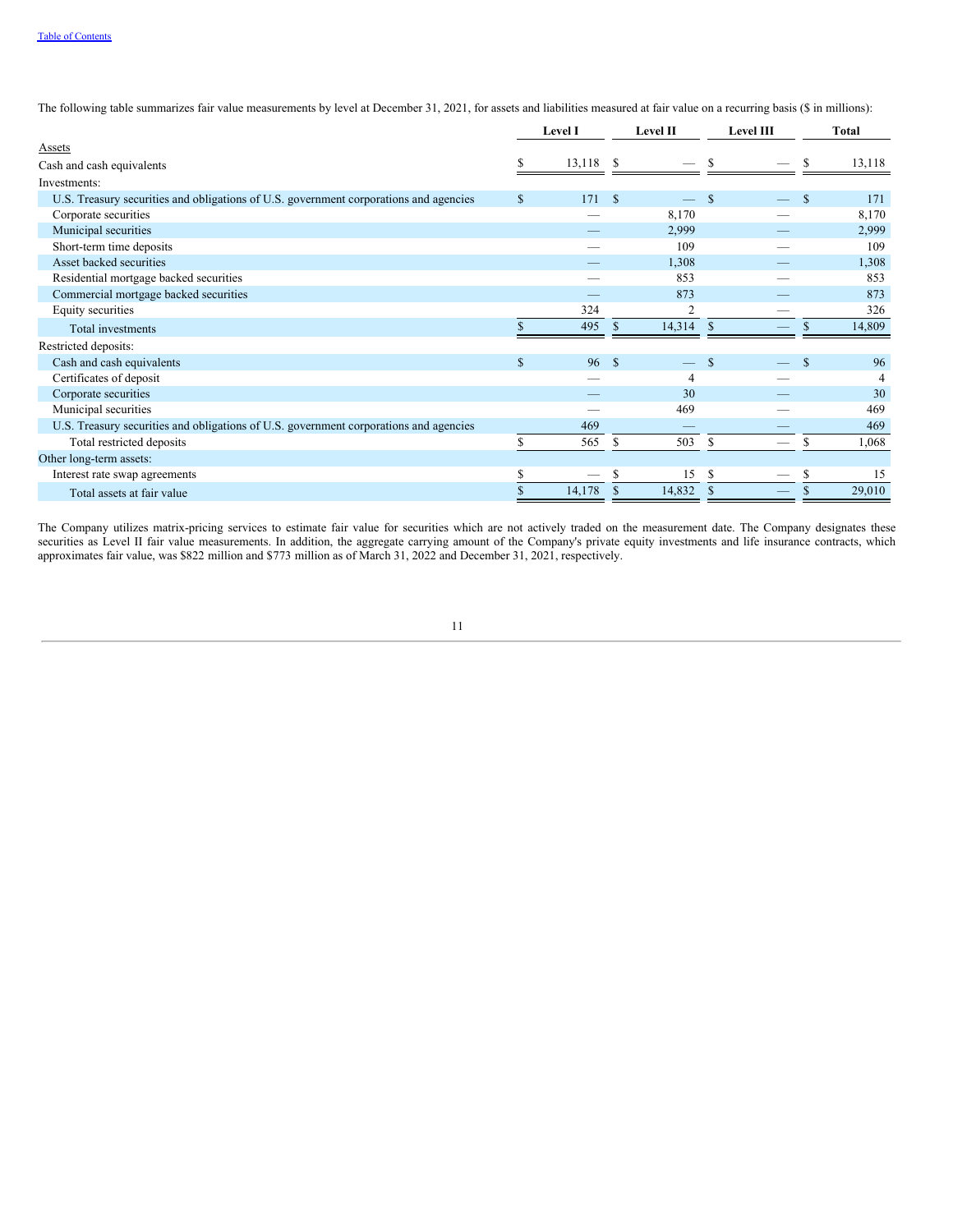The following table summarizes fair value measurements by level at December 31, 2021, for assets and liabilities measured at fair value on a recurring basis ($ in millions):

| | Level I | Level II | Level III | Total |
|---|---|---|---|---|
| Assets | | | | |
| Cash and cash equivalents | $ 13,118 | $ — | $ — | $ 13,118 |
| Investments: | | | | |
| U.S. Treasury securities and obligations of U.S. government corporations and agencies | $ 171 | $ — | $ — | $ 171 |
| Corporate securities | — | 8,170 | — | 8,170 |
| Municipal securities | — | 2,999 | — | 2,999 |
| Short-term time deposits | — | 109 | — | 109 |
| Asset backed securities | — | 1,308 | — | 1,308 |
| Residential mortgage backed securities | — | 853 | — | 853 |
| Commercial mortgage backed securities | — | 873 | — | 873 |
| Equity securities | 324 | 2 | — | 326 |
| Total investments | $ 495 | $ 14,314 | $ — | $ 14,809 |
| Restricted deposits: | | | | |
| Cash and cash equivalents | $ 96 | $ — | $ — | $ 96 |
| Certificates of deposit | — | 4 | — | 4 |
| Corporate securities | — | 30 | — | 30 |
| Municipal securities | — | 469 | — | 469 |
| U.S. Treasury securities and obligations of U.S. government corporations and agencies | 469 | — | — | 469 |
| Total restricted deposits | $ 565 | $ 503 | $ — | $ 1,068 |
| Other long-term assets: | | | | |
| Interest rate swap agreements | $ — | $ 15 | $ — | $ 15 |
| Total assets at fair value | $ 14,178 | $ 14,832 | $ — | $ 29,010 |

The Company utilizes matrix-pricing services to estimate fair value for securities which are not actively traded on the measurement date. The Company designates these securities as Level II fair value measurements. In addition, the aggregate carrying amount of the Company's private equity investments and life insurance contracts, which approximates fair value, was $822 million and $773 million as of March 31, 2022 and December 31, 2021, respectively.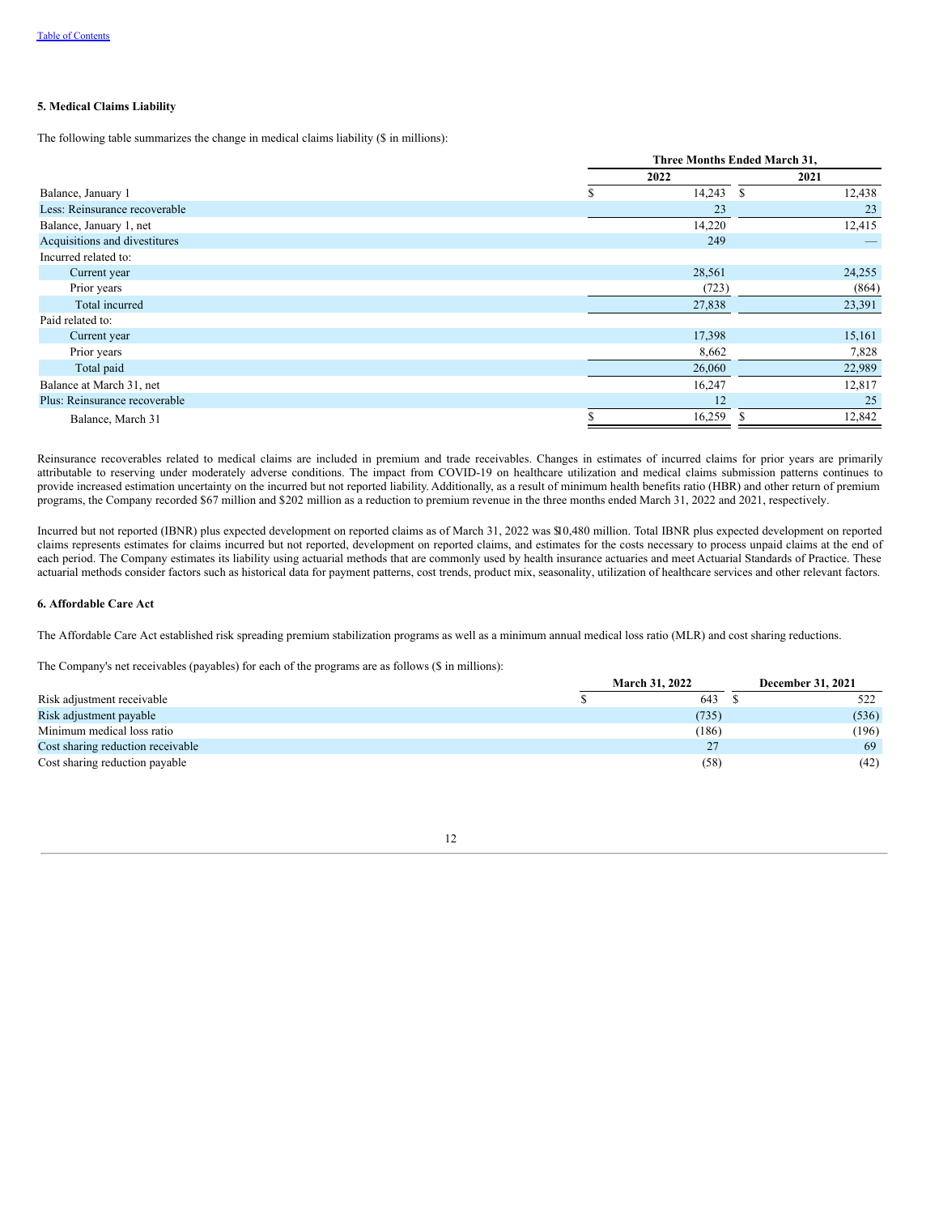### 5. Medical Claims Liability

The following table summarizes the change in medical claims liability ($ in millions):

| | Three Months Ended March 31, | |
|---|---|---|
| | 2022 | 2021 |
| Balance, January 1 | $ 14,243 | $ 12,438 |
| Less: Reinsurance recoverable | 23 | 23 |
| Balance, January 1, net | 14,220 | 12,415 |
| Acquisitions and divestitures | 249 | — |
| Incurred related to: | | |
| Current year | 28,561 | 24,255 |
| Prior years | (723) | (864) |
| Total incurred | 27,838 | 23,391 |
| Paid related to: | | |
| Current year | 17,398 | 15,161 |
| Prior years | 8,662 | 7,828 |
| Total paid | 26,060 | 22,989 |
| Balance at March 31, net | 16,247 | 12,817 |
| Plus: Reinsurance recoverable | 12 | 25 |
| Balance, March 31 | $ 16,259 | $ 12,842 |

Reinsurance recoverables related to medical claims are included in premium and trade receivables. Changes in estimates of incurred claims for prior years are primarily attributable to reserving under moderately adverse conditions. The impact from COVID-19 on healthcare utilization and medical claims submission patterns continues to provide increased estimation uncertainty on the incurred but not reported liability. Additionally, as a result of minimum health benefits ratio (HBR) and other return of premium programs, the Company recorded $67 million and $202 million as a reduction to premium revenue in the three months ended March 31, 2022 and 2021, respectively.

Incurred but not reported (IBNR) plus expected development on reported claims as of March 31, 2022 was $10,480 million. Total IBNR plus expected development on reported claims represents estimates for claims incurred but not reported, development on reported claims, and estimates for the costs necessary to process unpaid claims at the end of each period. The Company estimates its liability using actuarial methods that are commonly used by health insurance actuaries and meet Actuarial Standards of Practice. These actuarial methods consider factors such as historical data for payment patterns, cost trends, product mix, seasonality, utilization of healthcare services and other relevant factors.

### 6. Affordable Care Act

The Affordable Care Act established risk spreading premium stabilization programs as well as a minimum annual medical loss ratio (MLR) and cost sharing reductions.

The Company's net receivables (payables) for each of the programs are as follows ($ in millions):

| | March 31, 2022 | December 31, 2021 |
|---|---|---|
| Risk adjustment receivable | $ 643 | $ 522 |
| Risk adjustment payable | (735) | (536) |
| Minimum medical loss ratio | (186) | (196) |
| Cost sharing reduction receivable | 27 | 69 |
| Cost sharing reduction payable | (58) | (42) |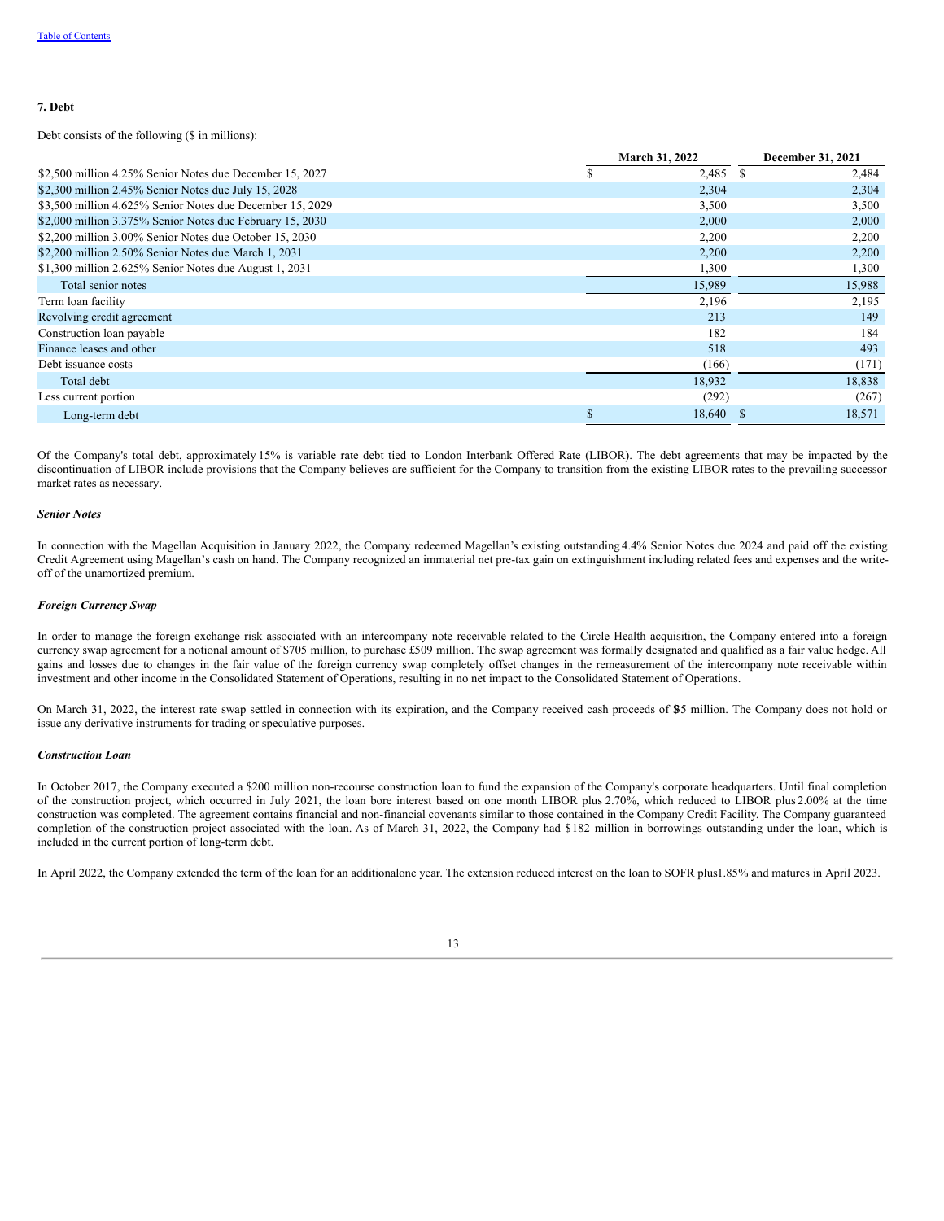### 7. Debt

Debt consists of the following ($ in millions):

| | March 31, 2022 | December 31, 2021 |
|---|---|---|
| $2,500 million 4.25% Senior Notes due December 15, 2027 | $ 2,485 | $ 2,484 |
| $2,300 million 2.45% Senior Notes due July 15, 2028 | 2,304 | 2,304 |
| $3,500 million 4.625% Senior Notes due December 15, 2029 | 3,500 | 3,500 |
| $2,000 million 3.375% Senior Notes due February 15, 2030 | 2,000 | 2,000 |
| $2,200 million 3.00% Senior Notes due October 15, 2030 | 2,200 | 2,200 |
| $2,200 million 2.50% Senior Notes due March 1, 2031 | 2,200 | 2,200 |
| $1,300 million 2.625% Senior Notes due August 1, 2031 | 1,300 | 1,300 |
| Total senior notes | 15,989 | 15,988 |
| Term loan facility | 2,196 | 2,195 |
| Revolving credit agreement | 213 | 149 |
| Construction loan payable | 182 | 184 |
| Finance leases and other | 518 | 493 |
| Debt issuance costs | (166) | (171) |
| Total debt | 18,932 | 18,838 |
| Less current portion | (292) | (267) |
| Long-term debt | $ 18,640 | $ 18,571 |

Of the Company's total debt, approximately 15% is variable rate debt tied to London Interbank Offered Rate (LIBOR). The debt agreements that may be impacted by the discontinuation of LIBOR include provisions that the Company believes are sufficient for the Company to transition from the existing LIBOR rates to the prevailing successor market rates as necessary.

***Senior Notes***

In connection with the Magellan Acquisition in January 2022, the Company redeemed Magellan's existing outstanding 4.4% Senior Notes due 2024 and paid off the existing Credit Agreement using Magellan's cash on hand. The Company recognized an immaterial net pre-tax gain on extinguishment including related fees and expenses and the write-off of the unamortized premium.

***Foreign Currency Swap***

In order to manage the foreign exchange risk associated with an intercompany note receivable related to the Circle Health acquisition, the Company entered into a foreign currency swap agreement for a notional amount of $705 million, to purchase £509 million. The swap agreement was formally designated and qualified as a fair value hedge. All gains and losses due to changes in the fair value of the foreign currency swap completely offset changes in the remeasurement of the intercompany note receivable within investment and other income in the Consolidated Statement of Operations, resulting in no net impact to the Consolidated Statement of Operations.

On March 31, 2022, the interest rate swap settled in connection with its expiration, and the Company received cash proceeds of $5 million. The Company does not hold or issue any derivative instruments for trading or speculative purposes.

***Construction Loan***

In October 2017, the Company executed a $200 million non-recourse construction loan to fund the expansion of the Company's corporate headquarters. Until final completion of the construction project, which occurred in July 2021, the loan bore interest based on one month LIBOR plus 2.70%, which reduced to LIBOR plus 2.00% at the time construction was completed. The agreement contains financial and non-financial covenants similar to those contained in the Company Credit Facility. The Company guaranteed completion of the construction project associated with the loan. As of March 31, 2022, the Company had $182 million in borrowings outstanding under the loan, which is included in the current portion of long-term debt.

In April 2022, the Company extended the term of the loan for an additional one year. The extension reduced interest on the loan to SOFR plus 1.85% and matures in April 2023.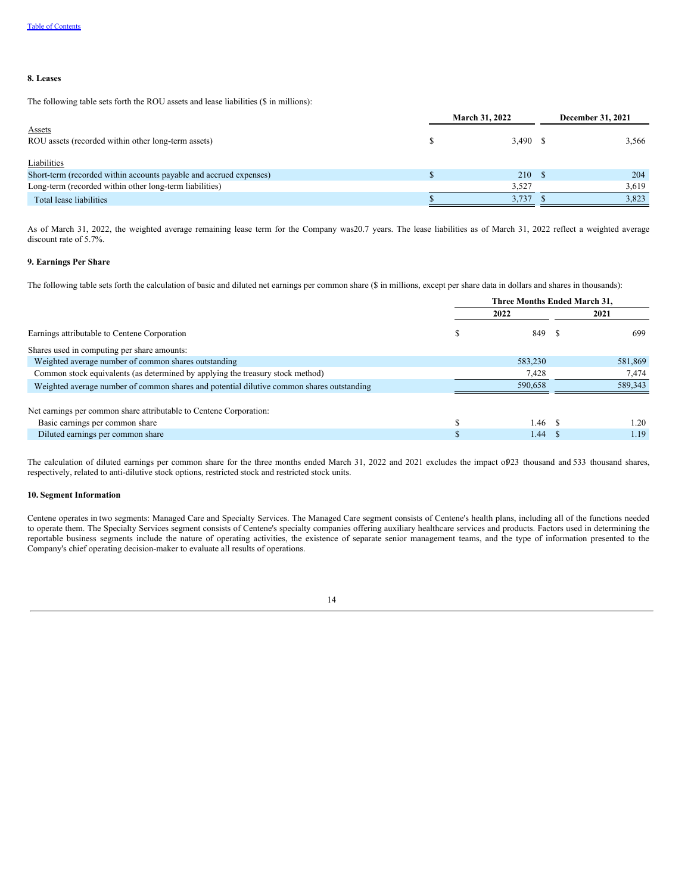### 8. Leases

The following table sets forth the ROU assets and lease liabilities ($ in millions):

| | March 31, 2022 | December 31, 2021 |
|---|---|---|
| Assets | | |
| ROU assets (recorded within other long-term assets) | $ 3,490 | $ 3,566 |
| | | |
| Liabilities | | |
| Short-term (recorded within accounts payable and accrued expenses) | $ 210 | $ 204 |
| Long-term (recorded within other long-term liabilities) | 3,527 | 3,619 |
| Total lease liabilities | $ 3,737 | $ 3,823 |

As of March 31, 2022, the weighted average remaining lease term for the Company was20.7 years. The lease liabilities as of March 31, 2022 reflect a weighted average discount rate of 5.7%.

### 9. Earnings Per Share

The following table sets forth the calculation of basic and diluted net earnings per common share ($ in millions, except per share data in dollars and shares in thousands):

| | Three Months Ended March 31, | |
|---|---|---|
| | 2022 | 2021 |
| Earnings attributable to Centene Corporation | $ 849 | $ 699 |
| Shares used in computing per share amounts: | | |
| Weighted average number of common shares outstanding | 583,230 | 581,869 |
| Common stock equivalents (as determined by applying the treasury stock method) | 7,428 | 7,474 |
| Weighted average number of common shares and potential dilutive common shares outstanding | 590,658 | 589,343 |
| | | |
| Net earnings per common share attributable to Centene Corporation: | | |
| Basic earnings per common share | $ 1.46 | $ 1.20 |
| Diluted earnings per common share | $ 1.44 | $ 1.19 |

The calculation of diluted earnings per common share for the three months ended March 31, 2022 and 2021 excludes the impact of 923 thousand and 533 thousand shares, respectively, related to anti-dilutive stock options, restricted stock and restricted stock units.

### 10. Segment Information

Centene operates in two segments: Managed Care and Specialty Services. The Managed Care segment consists of Centene's health plans, including all of the functions needed to operate them. The Specialty Services segment consists of Centene's specialty companies offering auxiliary healthcare services and products. Factors used in determining the reportable business segments include the nature of operating activities, the existence of separate senior management teams, and the type of information presented to the Company's chief operating decision-maker to evaluate all results of operations.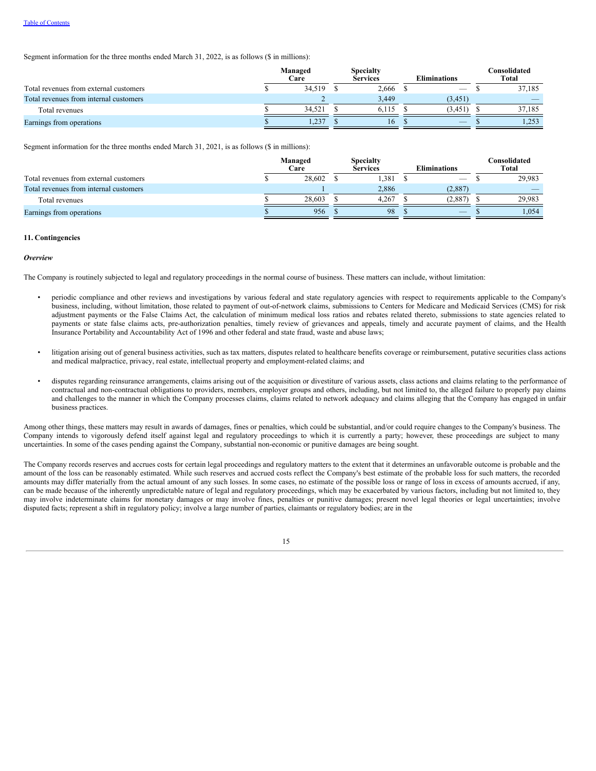Segment information for the three months ended March 31, 2022, is as follows ($ in millions):

| | Managed Care | Specialty Services | Eliminations | Consolidated Total |
|---|---|---|---|---|
| Total revenues from external customers | $ 34,519 | $ 2,666 | $ — | $ 37,185 |
| Total revenues from internal customers | 2 | 3,449 | (3,451) | — |
| Total revenues | $ 34,521 | $ 6,115 | $ (3,451) | $ 37,185 |
| Earnings from operations | $ 1,237 | $ 16 | $ — | $ 1,253 |

Segment information for the three months ended March 31, 2021, is as follows ($ in millions):

| | Managed Care | Specialty Services | Eliminations | Consolidated Total |
|---|---|---|---|---|
| Total revenues from external customers | $ 28,602 | $ 1,381 | $ — | $ 29,983 |
| Total revenues from internal customers | 1 | 2,886 | (2,887) | — |
| Total revenues | $ 28,603 | $ 4,267 | $ (2,887) | $ 29,983 |
| Earnings from operations | $ 956 | $ 98 | $ — | $ 1,054 |

## 11. Contingencies

***Overview***

The Company is routinely subjected to legal and regulatory proceedings in the normal course of business. These matters can include, without limitation:

- periodic compliance and other reviews and investigations by various federal and state regulatory agencies with respect to requirements applicable to the Company's business, including, without limitation, those related to payment of out-of-network claims, submissions to Centers for Medicare and Medicaid Services (CMS) for risk adjustment payments or the False Claims Act, the calculation of minimum medical loss ratios and rebates related thereto, submissions to state agencies related to payments or state false claims acts, pre-authorization penalties, timely review of grievances and appeals, timely and accurate payment of claims, and the Health Insurance Portability and Accountability Act of 1996 and other federal and state fraud, waste and abuse laws;

- litigation arising out of general business activities, such as tax matters, disputes related to healthcare benefits coverage or reimbursement, putative securities class actions and medical malpractice, privacy, real estate, intellectual property and employment-related claims; and

- disputes regarding reinsurance arrangements, claims arising out of the acquisition or divestiture of various assets, class actions and claims relating to the performance of contractual and non-contractual obligations to providers, members, employer groups and others, including, but not limited to, the alleged failure to properly pay claims and challenges to the manner in which the Company processes claims, claims related to network adequacy and claims alleging that the Company has engaged in unfair business practices.

Among other things, these matters may result in awards of damages, fines or penalties, which could be substantial, and/or could require changes to the Company's business. The Company intends to vigorously defend itself against legal and regulatory proceedings to which it is currently a party; however, these proceedings are subject to many uncertainties. In some of the cases pending against the Company, substantial non-economic or punitive damages are being sought.

The Company records reserves and accrues costs for certain legal proceedings and regulatory matters to the extent that it determines an unfavorable outcome is probable and the amount of the loss can be reasonably estimated. While such reserves and accrued costs reflect the Company's best estimate of the probable loss for such matters, the recorded amounts may differ materially from the actual amount of any such losses. In some cases, no estimate of the possible loss or range of loss in excess of amounts accrued, if any, can be made because of the inherently unpredictable nature of legal and regulatory proceedings, which may be exacerbated by various factors, including but not limited to, they may involve indeterminate claims for monetary damages or may involve fines, penalties or punitive damages; present novel legal theories or legal uncertainties; involve disputed facts; represent a shift in regulatory policy; involve a large number of parties, claimants or regulatory bodies; are in the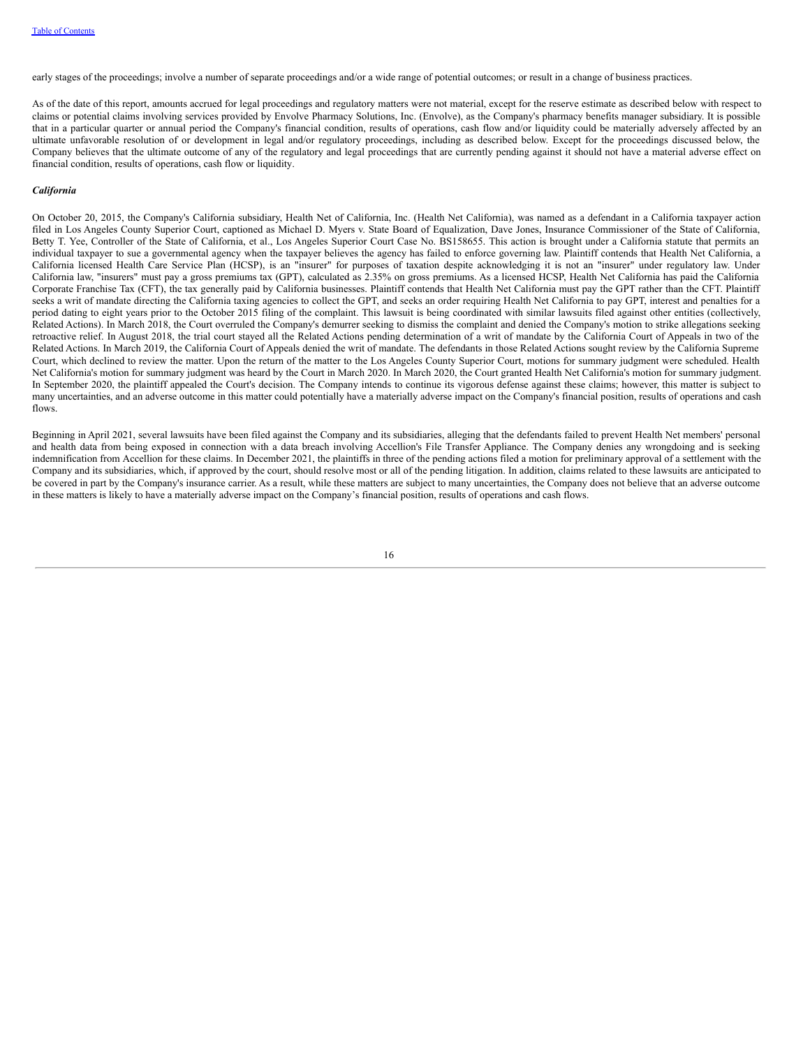early stages of the proceedings; involve a number of separate proceedings and/or a wide range of potential outcomes; or result in a change of business practices.

As of the date of this report, amounts accrued for legal proceedings and regulatory matters were not material, except for the reserve estimate as described below with respect to claims or potential claims involving services provided by Envolve Pharmacy Solutions, Inc. (Envolve), as the Company's pharmacy benefits manager subsidiary. It is possible that in a particular quarter or annual period the Company's financial condition, results of operations, cash flow and/or liquidity could be materially adversely affected by an ultimate unfavorable resolution of or development in legal and/or regulatory proceedings, including as described below. Except for the proceedings discussed below, the Company believes that the ultimate outcome of any of the regulatory and legal proceedings that are currently pending against it should not have a material adverse effect on financial condition, results of operations, cash flow or liquidity.

***California***

On October 20, 2015, the Company's California subsidiary, Health Net of California, Inc. (Health Net California), was named as a defendant in a California taxpayer action filed in Los Angeles County Superior Court, captioned as Michael D. Myers v. State Board of Equalization, Dave Jones, Insurance Commissioner of the State of California, Betty T. Yee, Controller of the State of California, et al., Los Angeles Superior Court Case No. BS158655. This action is brought under a California statute that permits an individual taxpayer to sue a governmental agency when the taxpayer believes the agency has failed to enforce governing law. Plaintiff contends that Health Net California, a California licensed Health Care Service Plan (HCSP), is an "insurer" for purposes of taxation despite acknowledging it is not an "insurer" under regulatory law. Under California law, "insurers" must pay a gross premiums tax (GPT), calculated as 2.35% on gross premiums. As a licensed HCSP, Health Net California has paid the California Corporate Franchise Tax (CFT), the tax generally paid by California businesses. Plaintiff contends that Health Net California must pay the GPT rather than the CFT. Plaintiff seeks a writ of mandate directing the California taxing agencies to collect the GPT, and seeks an order requiring Health Net California to pay GPT, interest and penalties for a period dating to eight years prior to the October 2015 filing of the complaint. This lawsuit is being coordinated with similar lawsuits filed against other entities (collectively, Related Actions). In March 2018, the Court overruled the Company's demurrer seeking to dismiss the complaint and denied the Company's motion to strike allegations seeking retroactive relief. In August 2018, the trial court stayed all the Related Actions pending determination of a writ of mandate by the California Court of Appeals in two of the Related Actions. In March 2019, the California Court of Appeals denied the writ of mandate. The defendants in those Related Actions sought review by the California Supreme Court, which declined to review the matter. Upon the return of the matter to the Los Angeles County Superior Court, motions for summary judgment were scheduled. Health Net California's motion for summary judgment was heard by the Court in March 2020. In March 2020, the Court granted Health Net California's motion for summary judgment. In September 2020, the plaintiff appealed the Court's decision. The Company intends to continue its vigorous defense against these claims; however, this matter is subject to many uncertainties, and an adverse outcome in this matter could potentially have a materially adverse impact on the Company's financial position, results of operations and cash flows.

Beginning in April 2021, several lawsuits have been filed against the Company and its subsidiaries, alleging that the defendants failed to prevent Health Net members' personal and health data from being exposed in connection with a data breach involving Accellion's File Transfer Appliance. The Company denies any wrongdoing and is seeking indemnification from Accellion for these claims. In December 2021, the plaintiffs in three of the pending actions filed a motion for preliminary approval of a settlement with the Company and its subsidiaries, which, if approved by the court, should resolve most or all of the pending litigation. In addition, claims related to these lawsuits are anticipated to be covered in part by the Company's insurance carrier. As a result, while these matters are subject to many uncertainties, the Company does not believe that an adverse outcome in these matters is likely to have a materially adverse impact on the Company's financial position, results of operations and cash flows.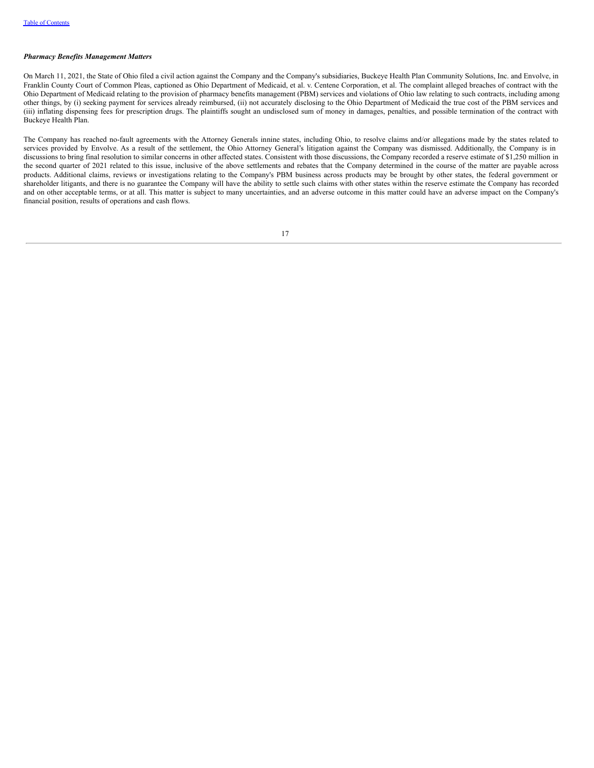### *Pharmacy Benefits Management Matters*

On March 11, 2021, the State of Ohio filed a civil action against the Company and the Company's subsidiaries, Buckeye Health Plan Community Solutions, Inc. and Envolve, in Franklin County Court of Common Pleas, captioned as Ohio Department of Medicaid, et al. v. Centene Corporation, et al. The complaint alleged breaches of contract with the Ohio Department of Medicaid relating to the provision of pharmacy benefits management (PBM) services and violations of Ohio law relating to such contracts, including among other things, by (i) seeking payment for services already reimbursed, (ii) not accurately disclosing to the Ohio Department of Medicaid the true cost of the PBM services and (iii) inflating dispensing fees for prescription drugs. The plaintiffs sought an undisclosed sum of money in damages, penalties, and possible termination of the contract with Buckeye Health Plan.

The Company has reached no-fault agreements with the Attorney Generals innine states, including Ohio, to resolve claims and/or allegations made by the states related to services provided by Envolve. As a result of the settlement, the Ohio Attorney General's litigation against the Company was dismissed. Additionally, the Company is in discussions to bring final resolution to similar concerns in other affected states. Consistent with those discussions, the Company recorded a reserve estimate of $1,250 million in the second quarter of 2021 related to this issue, inclusive of the above settlements and rebates that the Company determined in the course of the matter are payable across products. Additional claims, reviews or investigations relating to the Company's PBM business across products may be brought by other states, the federal government or shareholder litigants, and there is no guarantee the Company will have the ability to settle such claims with other states within the reserve estimate the Company has recorded and on other acceptable terms, or at all. This matter is subject to many uncertainties, and an adverse outcome in this matter could have an adverse impact on the Company's financial position, results of operations and cash flows.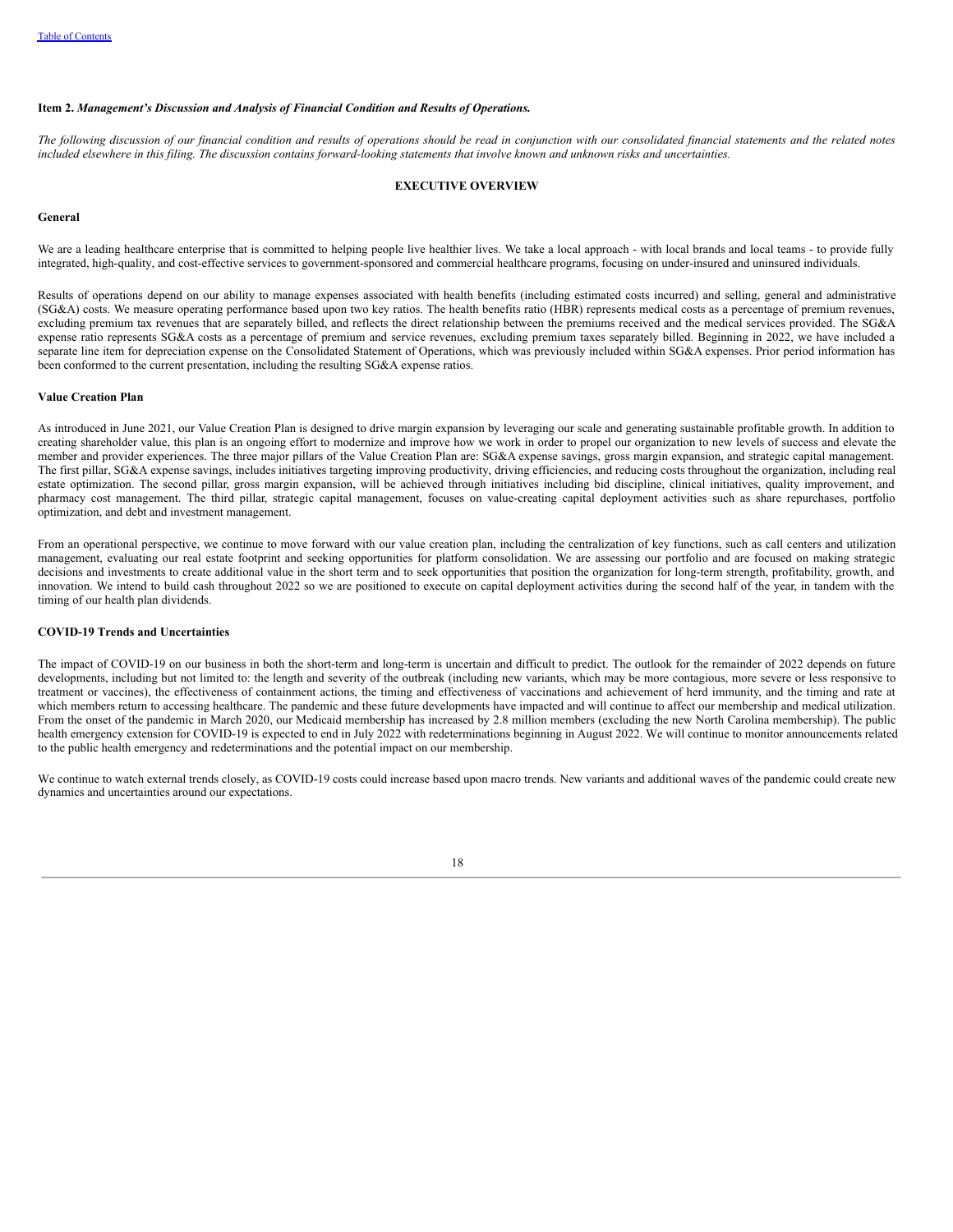**Item 2.** ***Management's Discussion and Analysis of Financial Condition and Results of Operations.***

*The following discussion of our financial condition and results of operations should be read in conjunction with our consolidated financial statements and the related notes included elsewhere in this filing. The discussion contains forward-looking statements that involve known and unknown risks and uncertainties.*

## EXECUTIVE OVERVIEW

### General

We are a leading healthcare enterprise that is committed to helping people live healthier lives. We take a local approach - with local brands and local teams - to provide fully integrated, high-quality, and cost-effective services to government-sponsored and commercial healthcare programs, focusing on under-insured and uninsured individuals.

Results of operations depend on our ability to manage expenses associated with health benefits (including estimated costs incurred) and selling, general and administrative (SG&A) costs. We measure operating performance based upon two key ratios. The health benefits ratio (HBR) represents medical costs as a percentage of premium revenues, excluding premium tax revenues that are separately billed, and reflects the direct relationship between the premiums received and the medical services provided. The SG&A expense ratio represents SG&A costs as a percentage of premium and service revenues, excluding premium taxes separately billed. Beginning in 2022, we have included a separate line item for depreciation expense on the Consolidated Statement of Operations, which was previously included within SG&A expenses. Prior period information has been conformed to the current presentation, including the resulting SG&A expense ratios.

### Value Creation Plan

As introduced in June 2021, our Value Creation Plan is designed to drive margin expansion by leveraging our scale and generating sustainable profitable growth. In addition to creating shareholder value, this plan is an ongoing effort to modernize and improve how we work in order to propel our organization to new levels of success and elevate the member and provider experiences. The three major pillars of the Value Creation Plan are: SG&A expense savings, gross margin expansion, and strategic capital management. The first pillar, SG&A expense savings, includes initiatives targeting improving productivity, driving efficiencies, and reducing costs throughout the organization, including real estate optimization. The second pillar, gross margin expansion, will be achieved through initiatives including bid discipline, clinical initiatives, quality improvement, and pharmacy cost management. The third pillar, strategic capital management, focuses on value-creating capital deployment activities such as share repurchases, portfolio optimization, and debt and investment management.

From an operational perspective, we continue to move forward with our value creation plan, including the centralization of key functions, such as call centers and utilization management, evaluating our real estate footprint and seeking opportunities for platform consolidation. We are assessing our portfolio and are focused on making strategic decisions and investments to create additional value in the short term and to seek opportunities that position the organization for long-term strength, profitability, growth, and innovation. We intend to build cash throughout 2022 so we are positioned to execute on capital deployment activities during the second half of the year, in tandem with the timing of our health plan dividends.

### COVID-19 Trends and Uncertainties

The impact of COVID-19 on our business in both the short-term and long-term is uncertain and difficult to predict. The outlook for the remainder of 2022 depends on future developments, including but not limited to: the length and severity of the outbreak (including new variants, which may be more contagious, more severe or less responsive to treatment or vaccines), the effectiveness of containment actions, the timing and effectiveness of vaccinations and achievement of herd immunity, and the timing and rate at which members return to accessing healthcare. The pandemic and these future developments have impacted and will continue to affect our membership and medical utilization. From the onset of the pandemic in March 2020, our Medicaid membership has increased by 2.8 million members (excluding the new North Carolina membership). The public health emergency extension for COVID-19 is expected to end in July 2022 with redeterminations beginning in August 2022. We will continue to monitor announcements related to the public health emergency and redeterminations and the potential impact on our membership.

We continue to watch external trends closely, as COVID-19 costs could increase based upon macro trends. New variants and additional waves of the pandemic could create new dynamics and uncertainties around our expectations.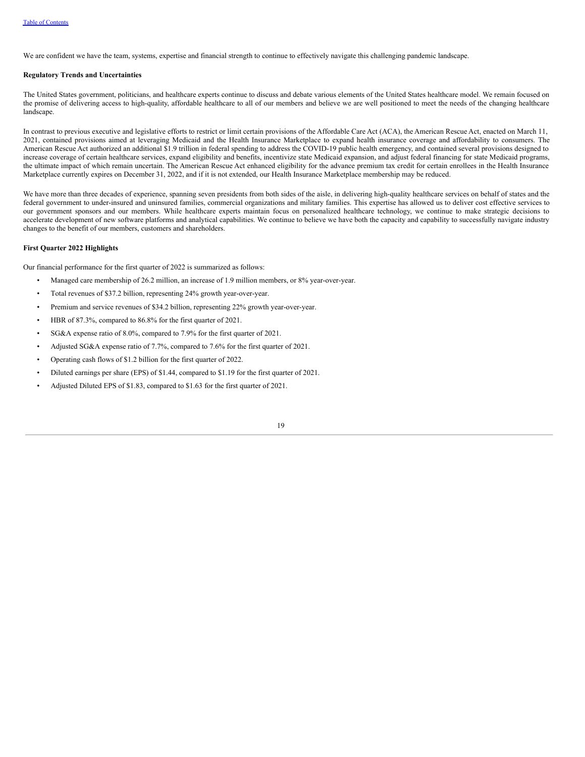We are confident we have the team, systems, expertise and financial strength to continue to effectively navigate this challenging pandemic landscape.

**Regulatory Trends and Uncertainties**

The United States government, politicians, and healthcare experts continue to discuss and debate various elements of the United States healthcare model. We remain focused on the promise of delivering access to high-quality, affordable healthcare to all of our members and believe we are well positioned to meet the needs of the changing healthcare landscape.

In contrast to previous executive and legislative efforts to restrict or limit certain provisions of the Affordable Care Act (ACA), the American Rescue Act, enacted on March 11, 2021, contained provisions aimed at leveraging Medicaid and the Health Insurance Marketplace to expand health insurance coverage and affordability to consumers. The American Rescue Act authorized an additional $1.9 trillion in federal spending to address the COVID-19 public health emergency, and contained several provisions designed to increase coverage of certain healthcare services, expand eligibility and benefits, incentivize state Medicaid expansion, and adjust federal financing for state Medicaid programs, the ultimate impact of which remain uncertain. The American Rescue Act enhanced eligibility for the advance premium tax credit for certain enrollees in the Health Insurance Marketplace currently expires on December 31, 2022, and if it is not extended, our Health Insurance Marketplace membership may be reduced.

We have more than three decades of experience, spanning seven presidents from both sides of the aisle, in delivering high-quality healthcare services on behalf of states and the federal government to under-insured and uninsured families, commercial organizations and military families. This expertise has allowed us to deliver cost effective services to our government sponsors and our members. While healthcare experts maintain focus on personalized healthcare technology, we continue to make strategic decisions to accelerate development of new software platforms and analytical capabilities. We continue to believe we have both the capacity and capability to successfully navigate industry changes to the benefit of our members, customers and shareholders.

**First Quarter 2022 Highlights**

Our financial performance for the first quarter of 2022 is summarized as follows:

- Managed care membership of 26.2 million, an increase of 1.9 million members, or 8% year-over-year.
- Total revenues of $37.2 billion, representing 24% growth year-over-year.
- Premium and service revenues of $34.2 billion, representing 22% growth year-over-year.
- HBR of 87.3%, compared to 86.8% for the first quarter of 2021.
- SG&A expense ratio of 8.0%, compared to 7.9% for the first quarter of 2021.
- Adjusted SG&A expense ratio of 7.7%, compared to 7.6% for the first quarter of 2021.
- Operating cash flows of $1.2 billion for the first quarter of 2022.
- Diluted earnings per share (EPS) of $1.44, compared to $1.19 for the first quarter of 2021.
- Adjusted Diluted EPS of $1.83, compared to $1.63 for the first quarter of 2021.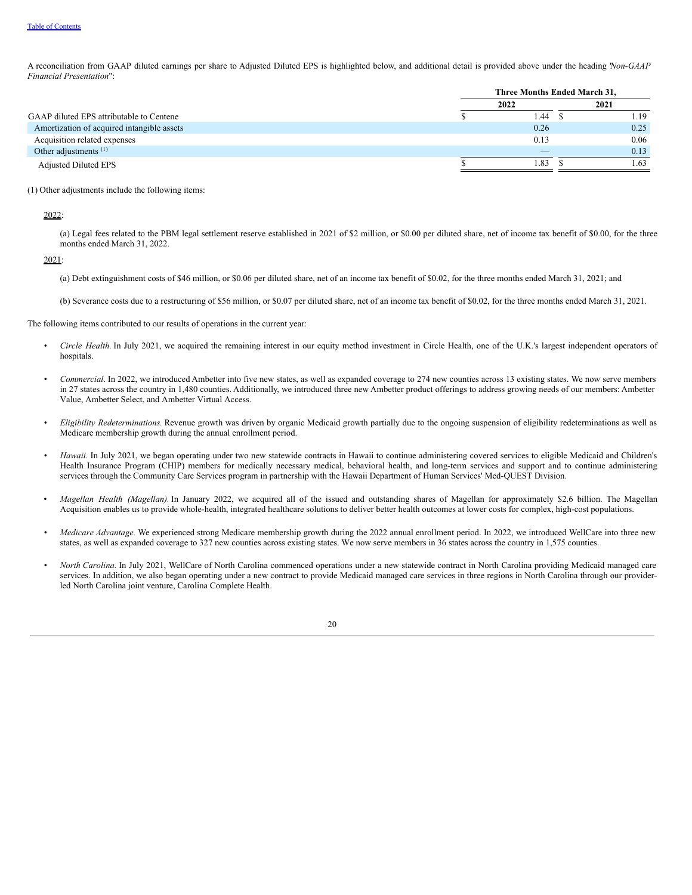A reconciliation from GAAP diluted earnings per share to Adjusted Diluted EPS is highlighted below, and additional detail is provided above under the heading "*Non-GAAP Financial Presentation*":

| | Three Months Ended March 31, | |
|---|---|---|
| | 2022 | 2021 |
| GAAP diluted EPS attributable to Centene | $ 1.44 | $ 1.19 |
| Amortization of acquired intangible assets | 0.26 | 0.25 |
| Acquisition related expenses | 0.13 | 0.06 |
| Other adjustments [(1)] | — | 0.13 |
| Adjusted Diluted EPS | $ 1.83 | $ 1.63 |

(1) Other adjustments include the following items:

2022:

(a) Legal fees related to the PBM legal settlement reserve established in 2021 of $2 million, or $0.00 per diluted share, net of income tax benefit of $0.00, for the three months ended March 31, 2022.

2021:

(a) Debt extinguishment costs of $46 million, or $0.06 per diluted share, net of an income tax benefit of $0.02, for the three months ended March 31, 2021; and

(b) Severance costs due to a restructuring of $56 million, or $0.07 per diluted share, net of an income tax benefit of $0.02, for the three months ended March 31, 2021.

The following items contributed to our results of operations in the current year:

- *Circle Health.* In July 2021, we acquired the remaining interest in our equity method investment in Circle Health, one of the U.K.'s largest independent operators of hospitals.

- *Commercial*. In 2022, we introduced Ambetter into five new states, as well as expanded coverage to 274 new counties across 13 existing states. We now serve members in 27 states across the country in 1,480 counties. Additionally, we introduced three new Ambetter product offerings to address growing needs of our members: Ambetter Value, Ambetter Select, and Ambetter Virtual Access.

- *Eligibility Redeterminations.* Revenue growth was driven by organic Medicaid growth partially due to the ongoing suspension of eligibility redeterminations as well as Medicare membership growth during the annual enrollment period.

- *Hawaii.* In July 2021, we began operating under two new statewide contracts in Hawaii to continue administering covered services to eligible Medicaid and Children's Health Insurance Program (CHIP) members for medically necessary medical, behavioral health, and long-term services and support and to continue administering services through the Community Care Services program in partnership with the Hawaii Department of Human Services' Med-QUEST Division.

- *Magellan Health (Magellan).* In January 2022, we acquired all of the issued and outstanding shares of Magellan for approximately $2.6 billion. The Magellan Acquisition enables us to provide whole-health, integrated healthcare solutions to deliver better health outcomes at lower costs for complex, high-cost populations.

- *Medicare Advantage.* We experienced strong Medicare membership growth during the 2022 annual enrollment period. In 2022, we introduced WellCare into three new states, as well as expanded coverage to 327 new counties across existing states. We now serve members in 36 states across the country in 1,575 counties.

- *North Carolina.* In July 2021, WellCare of North Carolina commenced operations under a new statewide contract in North Carolina providing Medicaid managed care services. In addition, we also began operating under a new contract to provide Medicaid managed care services in three regions in North Carolina through our provider-led North Carolina joint venture, Carolina Complete Health.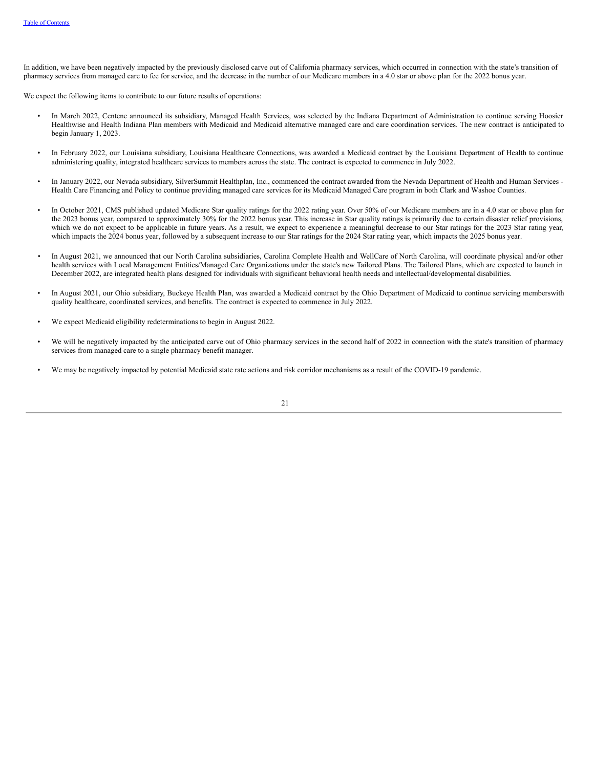In addition, we have been negatively impacted by the previously disclosed carve out of California pharmacy services, which occurred in connection with the state's transition of pharmacy services from managed care to fee for service, and the decrease in the number of our Medicare members in a 4.0 star or above plan for the 2022 bonus year.

We expect the following items to contribute to our future results of operations:

- In March 2022, Centene announced its subsidiary, Managed Health Services, was selected by the Indiana Department of Administration to continue serving Hoosier Healthwise and Health Indiana Plan members with Medicaid and Medicaid alternative managed care and care coordination services. The new contract is anticipated to begin January 1, 2023.

- In February 2022, our Louisiana subsidiary, Louisiana Healthcare Connections, was awarded a Medicaid contract by the Louisiana Department of Health to continue administering quality, integrated healthcare services to members across the state. The contract is expected to commence in July 2022.

- In January 2022, our Nevada subsidiary, SilverSummit Healthplan, Inc., commenced the contract awarded from the Nevada Department of Health and Human Services - Health Care Financing and Policy to continue providing managed care services for its Medicaid Managed Care program in both Clark and Washoe Counties.

- In October 2021, CMS published updated Medicare Star quality ratings for the 2022 rating year. Over 50% of our Medicare members are in a 4.0 star or above plan for the 2023 bonus year, compared to approximately 30% for the 2022 bonus year. This increase in Star quality ratings is primarily due to certain disaster relief provisions, which we do not expect to be applicable in future years. As a result, we expect to experience a meaningful decrease to our Star ratings for the 2023 Star rating year, which impacts the 2024 bonus year, followed by a subsequent increase to our Star ratings for the 2024 Star rating year, which impacts the 2025 bonus year.

- In August 2021, we announced that our North Carolina subsidiaries, Carolina Complete Health and WellCare of North Carolina, will coordinate physical and/or other health services with Local Management Entities/Managed Care Organizations under the state's new Tailored Plans. The Tailored Plans, which are expected to launch in December 2022, are integrated health plans designed for individuals with significant behavioral health needs and intellectual/developmental disabilities.

- In August 2021, our Ohio subsidiary, Buckeye Health Plan, was awarded a Medicaid contract by the Ohio Department of Medicaid to continue servicing memberswith quality healthcare, coordinated services, and benefits. The contract is expected to commence in July 2022.

- We expect Medicaid eligibility redeterminations to begin in August 2022.

- We will be negatively impacted by the anticipated carve out of Ohio pharmacy services in the second half of 2022 in connection with the state's transition of pharmacy services from managed care to a single pharmacy benefit manager.

- We may be negatively impacted by potential Medicaid state rate actions and risk corridor mechanisms as a result of the COVID-19 pandemic.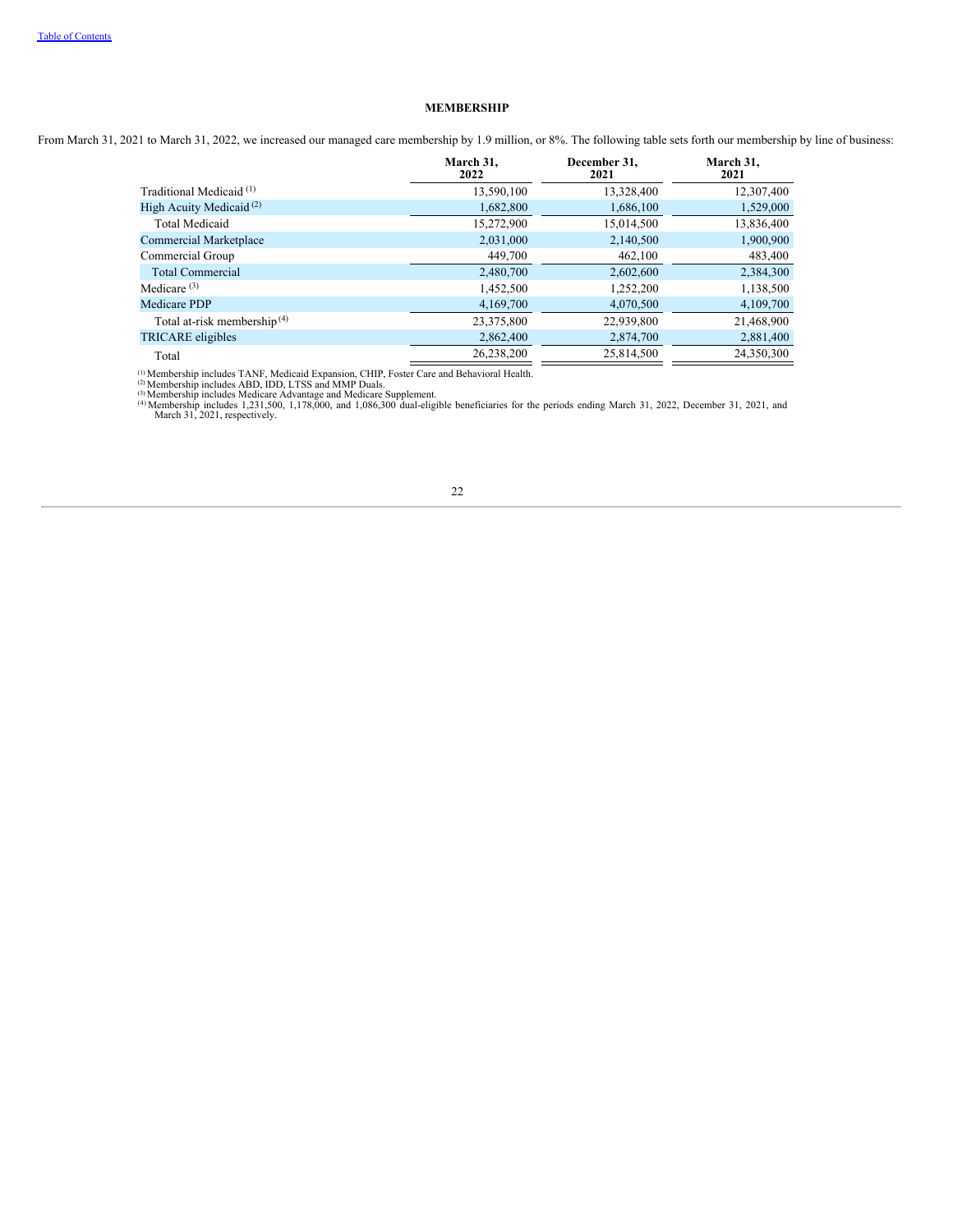## MEMBERSHIP

From March 31, 2021 to March 31, 2022, we increased our managed care membership by 1.9 million, or 8%. The following table sets forth our membership by line of business:

| | March 31, 2022 | December 31, 2021 | March 31, 2021 |
|---|---|---|---|
| Traditional Medicaid [(1)] | 13,590,100 | 13,328,400 | 12,307,400 |
| High Acuity Medicaid [(2)] | 1,682,800 | 1,686,100 | 1,529,000 |
| Total Medicaid | 15,272,900 | 15,014,500 | 13,836,400 |
| Commercial Marketplace | 2,031,000 | 2,140,500 | 1,900,900 |
| Commercial Group | 449,700 | 462,100 | 483,400 |
| Total Commercial | 2,480,700 | 2,602,600 | 2,384,300 |
| Medicare [(3)] | 1,452,500 | 1,252,200 | 1,138,500 |
| Medicare PDP | 4,169,700 | 4,070,500 | 4,109,700 |
| Total at-risk membership [(4)] | 23,375,800 | 22,939,800 | 21,468,900 |
| TRICARE eligibles | 2,862,400 | 2,874,700 | 2,881,400 |
| Total | 26,238,200 | 25,814,500 | 24,350,300 |

(1) Membership includes TANF, Medicaid Expansion, CHIP, Foster Care and Behavioral Health.
(2) Membership includes ABD, IDD, LTSS and MMP Duals.
(3) Membership includes Medicare Advantage and Medicare Supplement.
(4) Membership includes 1,231,500, 1,178,000, and 1,086,300 dual-eligible beneficiaries for the periods ending March 31, 2022, December 31, 2021, and March 31, 2021, respectively.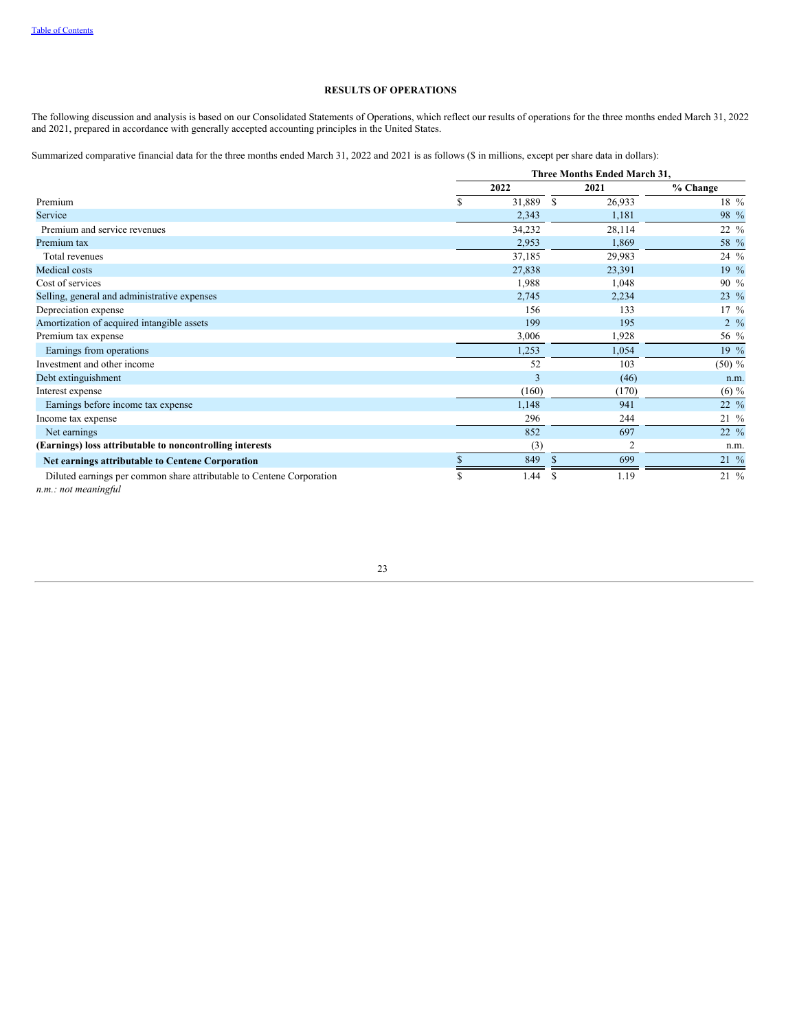[Table of Contents](#)

## RESULTS OF OPERATIONS

The following discussion and analysis is based on our Consolidated Statements of Operations, which reflect our results of operations for the three months ended March 31, 2022 and 2021, prepared in accordance with generally accepted accounting principles in the United States.

Summarized comparative financial data for the three months ended March 31, 2022 and 2021 is as follows ($ in millions, except per share data in dollars):

| | Three Months Ended March 31, | | |
|---|---|---|---|
| | 2022 | 2021 | % Change |
| Premium | $ 31,889 | $ 26,933 | 18 % |
| Service | 2,343 | 1,181 | 98 % |
| Premium and service revenues | 34,232 | 28,114 | 22 % |
| Premium tax | 2,953 | 1,869 | 58 % |
| Total revenues | 37,185 | 29,983 | 24 % |
| Medical costs | 27,838 | 23,391 | 19 % |
| Cost of services | 1,988 | 1,048 | 90 % |
| Selling, general and administrative expenses | 2,745 | 2,234 | 23 % |
| Depreciation expense | 156 | 133 | 17 % |
| Amortization of acquired intangible assets | 199 | 195 | 2 % |
| Premium tax expense | 3,006 | 1,928 | 56 % |
| Earnings from operations | 1,253 | 1,054 | 19 % |
| Investment and other income | 52 | 103 | (50) % |
| Debt extinguishment | 3 | (46) | n.m. |
| Interest expense | (160) | (170) | (6) % |
| Earnings before income tax expense | 1,148 | 941 | 22 % |
| Income tax expense | 296 | 244 | 21 % |
| Net earnings | 852 | 697 | 22 % |
| **(Earnings) loss attributable to noncontrolling interests** | (3) | 2 | n.m. |
| **Net earnings attributable to Centene Corporation** | $ 849 | $ 699 | 21 % |
| Diluted earnings per common share attributable to Centene Corporation | $ 1.44 | $ 1.19 | 21 % |

*n.m.: not meaningful*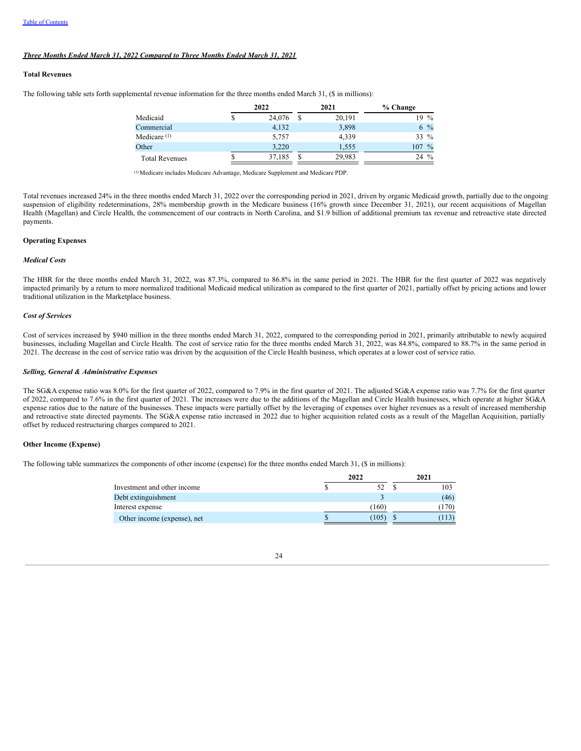*Three Months Ended March 31, 2022 Compared to Three Months Ended March 31, 2021*

**Total Revenues**

The following table sets forth supplemental revenue information for the three months ended March 31, ($ in millions):

| | 2022 | 2021 | % Change |
|---|---|---|---|
| Medicaid | $ 24,076 | $ 20,191 | 19 % |
| Commercial | 4,132 | 3,898 | 6 % |
| Medicare [(1)] | 5,757 | 4,339 | 33 % |
| Other | 3,220 | 1,555 | 107 % |
| Total Revenues | $ 37,185 | $ 29,983 | 24 % |

[(1)] Medicare includes Medicare Advantage, Medicare Supplement and Medicare PDP.

Total revenues increased 24% in the three months ended March 31, 2022 over the corresponding period in 2021, driven by organic Medicaid growth, partially due to the ongoing suspension of eligibility redeterminations, 28% membership growth in the Medicare business (16% growth since December 31, 2021), our recent acquisitions of Magellan Health (Magellan) and Circle Health, the commencement of our contracts in North Carolina, and $1.9 billion of additional premium tax revenue and retroactive state directed payments.

**Operating Expenses**

***Medical Costs***

The HBR for the three months ended March 31, 2022, was 87.3%, compared to 86.8% in the same period in 2021. The HBR for the first quarter of 2022 was negatively impacted primarily by a return to more normalized traditional Medicaid medical utilization as compared to the first quarter of 2021, partially offset by pricing actions and lower traditional utilization in the Marketplace business.

***Cost of Services***

Cost of services increased by $940 million in the three months ended March 31, 2022, compared to the corresponding period in 2021, primarily attributable to newly acquired businesses, including Magellan and Circle Health. The cost of service ratio for the three months ended March 31, 2022, was 84.8%, compared to 88.7% in the same period in 2021. The decrease in the cost of service ratio was driven by the acquisition of the Circle Health business, which operates at a lower cost of service ratio.

***Selling, General & Administrative Expenses***

The SG&A expense ratio was 8.0% for the first quarter of 2022, compared to 7.9% in the first quarter of 2021. The adjusted SG&A expense ratio was 7.7% for the first quarter of 2022, compared to 7.6% in the first quarter of 2021. The increases were due to the additions of the Magellan and Circle Health businesses, which operate at higher SG&A expense ratios due to the nature of the businesses. These impacts were partially offset by the leveraging of expenses over higher revenues as a result of increased membership and retroactive state directed payments. The SG&A expense ratio increased in 2022 due to higher acquisition related costs as a result of the Magellan Acquisition, partially offset by reduced restructuring charges compared to 2021.

**Other Income (Expense)**

The following table summarizes the components of other income (expense) for the three months ended March 31, ($ in millions):

| | 2022 | 2021 |
|---|---|---|
| Investment and other income | $ 52 | $ 103 |
| Debt extinguishment | 3 | (46) |
| Interest expense | (160) | (170) |
| Other income (expense), net | $ (105) | $ (113) |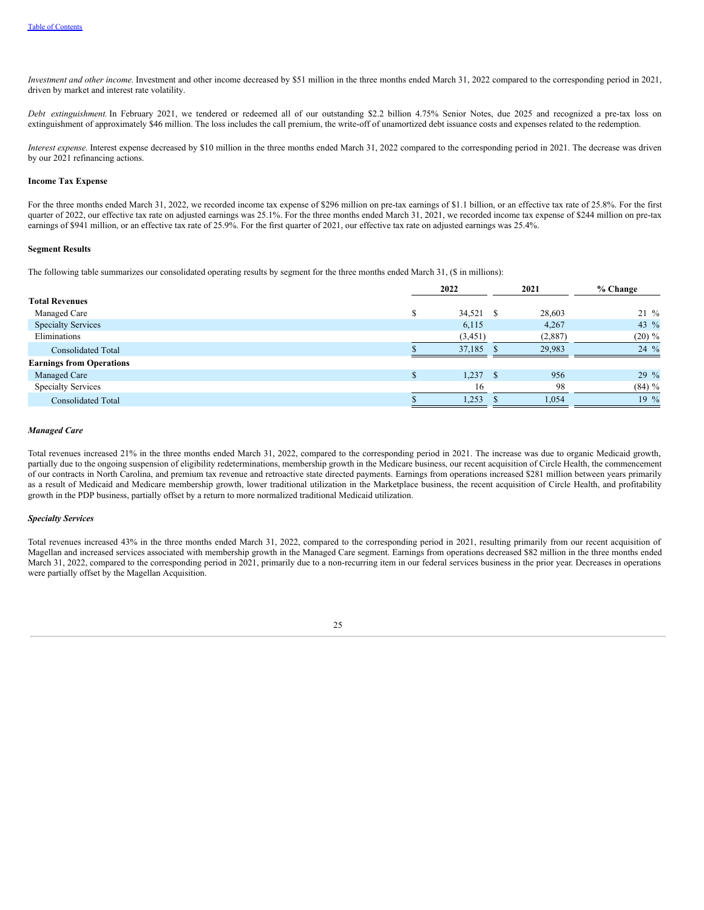*Investment and other income.* Investment and other income decreased by $51 million in the three months ended March 31, 2022 compared to the corresponding period in 2021, driven by market and interest rate volatility.

*Debt extinguishment.* In February 2021, we tendered or redeemed all of our outstanding $2.2 billion 4.75% Senior Notes, due 2025 and recognized a pre-tax loss on extinguishment of approximately $46 million. The loss includes the call premium, the write-off of unamortized debt issuance costs and expenses related to the redemption.

*Interest expense.* Interest expense decreased by $10 million in the three months ended March 31, 2022 compared to the corresponding period in 2021. The decrease was driven by our 2021 refinancing actions.

**Income Tax Expense**

For the three months ended March 31, 2022, we recorded income tax expense of $296 million on pre-tax earnings of $1.1 billion, or an effective tax rate of 25.8%. For the first quarter of 2022, our effective tax rate on adjusted earnings was 25.1%. For the three months ended March 31, 2021, we recorded income tax expense of $244 million on pre-tax earnings of $941 million, or an effective tax rate of 25.9%. For the first quarter of 2021, our effective tax rate on adjusted earnings was 25.4%.

**Segment Results**

The following table summarizes our consolidated operating results by segment for the three months ended March 31, ($ in millions):

| | 2022 | 2021 | % Change |
|---|---|---|---|
| **Total Revenues** | | | |
| Managed Care | $ 34,521 | $ 28,603 | 21 % |
| Specialty Services | 6,115 | 4,267 | 43 % |
| Eliminations | (3,451) | (2,887) | (20) % |
| Consolidated Total | $ 37,185 | $ 29,983 | 24 % |
| **Earnings from Operations** | | | |
| Managed Care | $ 1,237 | $ 956 | 29 % |
| Specialty Services | 16 | 98 | (84) % |
| Consolidated Total | $ 1,253 | $ 1,054 | 19 % |

***Managed Care***

Total revenues increased 21% in the three months ended March 31, 2022, compared to the corresponding period in 2021. The increase was due to organic Medicaid growth, partially due to the ongoing suspension of eligibility redeterminations, membership growth in the Medicare business, our recent acquisition of Circle Health, the commencement of our contracts in North Carolina, and premium tax revenue and retroactive state directed payments. Earnings from operations increased $281 million between years primarily as a result of Medicaid and Medicare membership growth, lower traditional utilization in the Marketplace business, the recent acquisition of Circle Health, and profitability growth in the PDP business, partially offset by a return to more normalized traditional Medicaid utilization.

***Specialty Services***

Total revenues increased 43% in the three months ended March 31, 2022, compared to the corresponding period in 2021, resulting primarily from our recent acquisition of Magellan and increased services associated with membership growth in the Managed Care segment. Earnings from operations decreased $82 million in the three months ended March 31, 2022, compared to the corresponding period in 2021, primarily due to a non-recurring item in our federal services business in the prior year. Decreases in operations were partially offset by the Magellan Acquisition.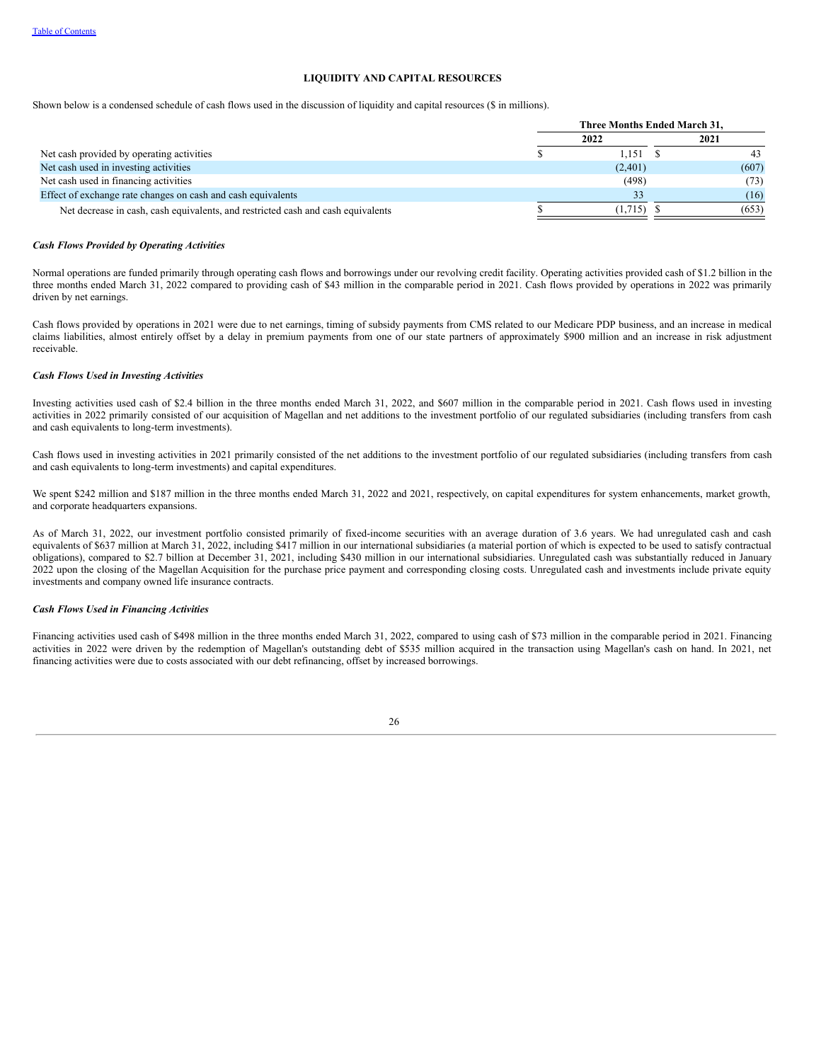[Table of Contents](#)

## LIQUIDITY AND CAPITAL RESOURCES

Shown below is a condensed schedule of cash flows used in the discussion of liquidity and capital resources ($ in millions).

| | Three Months Ended March 31, | |
|---|---|---|
| | 2022 | 2021 |
| Net cash provided by operating activities | $ 1,151 | $ 43 |
| Net cash used in investing activities | (2,401) | (607) |
| Net cash used in financing activities | (498) | (73) |
| Effect of exchange rate changes on cash and cash equivalents | 33 | (16) |
| Net decrease in cash, cash equivalents, and restricted cash and cash equivalents | $ (1,715) | $ (653) |

***Cash Flows Provided by Operating Activities***

Normal operations are funded primarily through operating cash flows and borrowings under our revolving credit facility. Operating activities provided cash of $1.2 billion in the three months ended March 31, 2022 compared to providing cash of $43 million in the comparable period in 2021. Cash flows provided by operations in 2022 was primarily driven by net earnings.

Cash flows provided by operations in 2021 were due to net earnings, timing of subsidy payments from CMS related to our Medicare PDP business, and an increase in medical claims liabilities, almost entirely offset by a delay in premium payments from one of our state partners of approximately $900 million and an increase in risk adjustment receivable.

***Cash Flows Used in Investing Activities***

Investing activities used cash of $2.4 billion in the three months ended March 31, 2022, and $607 million in the comparable period in 2021. Cash flows used in investing activities in 2022 primarily consisted of our acquisition of Magellan and net additions to the investment portfolio of our regulated subsidiaries (including transfers from cash and cash equivalents to long-term investments).

Cash flows used in investing activities in 2021 primarily consisted of the net additions to the investment portfolio of our regulated subsidiaries (including transfers from cash and cash equivalents to long-term investments) and capital expenditures.

We spent $242 million and $187 million in the three months ended March 31, 2022 and 2021, respectively, on capital expenditures for system enhancements, market growth, and corporate headquarters expansions.

As of March 31, 2022, our investment portfolio consisted primarily of fixed-income securities with an average duration of 3.6 years. We had unregulated cash and cash equivalents of $637 million at March 31, 2022, including $417 million in our international subsidiaries (a material portion of which is expected to be used to satisfy contractual obligations), compared to $2.7 billion at December 31, 2021, including $430 million in our international subsidiaries. Unregulated cash was substantially reduced in January 2022 upon the closing of the Magellan Acquisition for the purchase price payment and corresponding closing costs. Unregulated cash and investments include private equity investments and company owned life insurance contracts.

***Cash Flows Used in Financing Activities***

Financing activities used cash of $498 million in the three months ended March 31, 2022, compared to using cash of $73 million in the comparable period in 2021. Financing activities in 2022 were driven by the redemption of Magellan's outstanding debt of $535 million acquired in the transaction using Magellan's cash on hand. In 2021, net financing activities were due to costs associated with our debt refinancing, offset by increased borrowings.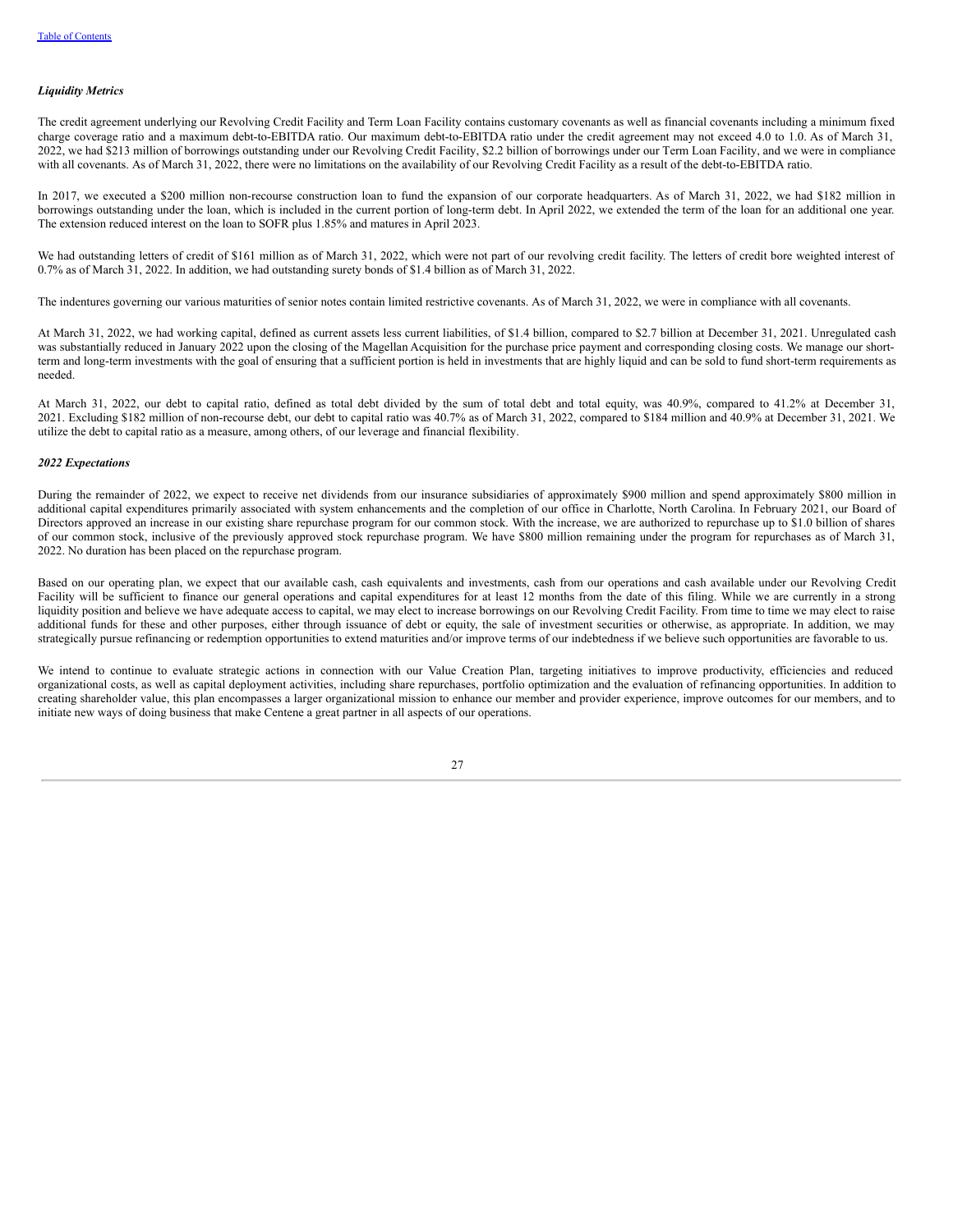### *Liquidity Metrics*

The credit agreement underlying our Revolving Credit Facility and Term Loan Facility contains customary covenants as well as financial covenants including a minimum fixed charge coverage ratio and a maximum debt-to-EBITDA ratio. Our maximum debt-to-EBITDA ratio under the credit agreement may not exceed 4.0 to 1.0. As of March 31, 2022, we had $213 million of borrowings outstanding under our Revolving Credit Facility, $2.2 billion of borrowings under our Term Loan Facility, and we were in compliance with all covenants. As of March 31, 2022, there were no limitations on the availability of our Revolving Credit Facility as a result of the debt-to-EBITDA ratio.

In 2017, we executed a $200 million non-recourse construction loan to fund the expansion of our corporate headquarters. As of March 31, 2022, we had $182 million in borrowings outstanding under the loan, which is included in the current portion of long-term debt. In April 2022, we extended the term of the loan for an additional one year. The extension reduced interest on the loan to SOFR plus 1.85% and matures in April 2023.

We had outstanding letters of credit of $161 million as of March 31, 2022, which were not part of our revolving credit facility. The letters of credit bore weighted interest of 0.7% as of March 31, 2022. In addition, we had outstanding surety bonds of $1.4 billion as of March 31, 2022.

The indentures governing our various maturities of senior notes contain limited restrictive covenants. As of March 31, 2022, we were in compliance with all covenants.

At March 31, 2022, we had working capital, defined as current assets less current liabilities, of $1.4 billion, compared to $2.7 billion at December 31, 2021. Unregulated cash was substantially reduced in January 2022 upon the closing of the Magellan Acquisition for the purchase price payment and corresponding closing costs. We manage our short-term and long-term investments with the goal of ensuring that a sufficient portion is held in investments that are highly liquid and can be sold to fund short-term requirements as needed.

At March 31, 2022, our debt to capital ratio, defined as total debt divided by the sum of total debt and total equity, was 40.9%, compared to 41.2% at December 31, 2021. Excluding $182 million of non-recourse debt, our debt to capital ratio was 40.7% as of March 31, 2022, compared to $184 million and 40.9% at December 31, 2021. We utilize the debt to capital ratio as a measure, among others, of our leverage and financial flexibility.

### *2022 Expectations*

During the remainder of 2022, we expect to receive net dividends from our insurance subsidiaries of approximately $900 million and spend approximately $800 million in additional capital expenditures primarily associated with system enhancements and the completion of our office in Charlotte, North Carolina. In February 2021, our Board of Directors approved an increase in our existing share repurchase program for our common stock. With the increase, we are authorized to repurchase up to $1.0 billion of shares of our common stock, inclusive of the previously approved stock repurchase program. We have $800 million remaining under the program for repurchases as of March 31, 2022. No duration has been placed on the repurchase program.

Based on our operating plan, we expect that our available cash, cash equivalents and investments, cash from our operations and cash available under our Revolving Credit Facility will be sufficient to finance our general operations and capital expenditures for at least 12 months from the date of this filing. While we are currently in a strong liquidity position and believe we have adequate access to capital, we may elect to increase borrowings on our Revolving Credit Facility. From time to time we may elect to raise additional funds for these and other purposes, either through issuance of debt or equity, the sale of investment securities or otherwise, as appropriate. In addition, we may strategically pursue refinancing or redemption opportunities to extend maturities and/or improve terms of our indebtedness if we believe such opportunities are favorable to us.

We intend to continue to evaluate strategic actions in connection with our Value Creation Plan, targeting initiatives to improve productivity, efficiencies and reduced organizational costs, as well as capital deployment activities, including share repurchases, portfolio optimization and the evaluation of refinancing opportunities. In addition to creating shareholder value, this plan encompasses a larger organizational mission to enhance our member and provider experience, improve outcomes for our members, and to initiate new ways of doing business that make Centene a great partner in all aspects of our operations.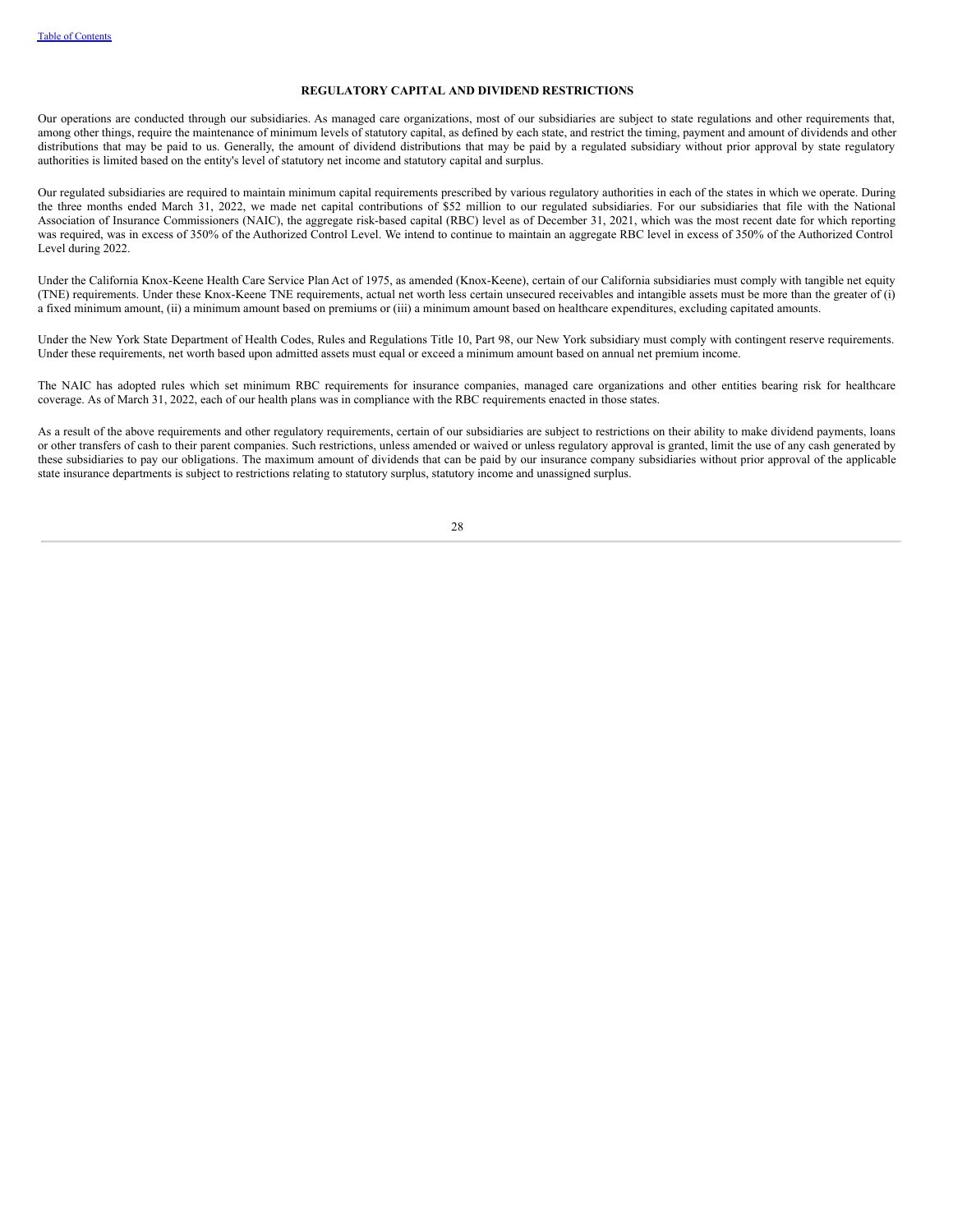## REGULATORY CAPITAL AND DIVIDEND RESTRICTIONS

Our operations are conducted through our subsidiaries. As managed care organizations, most of our subsidiaries are subject to state regulations and other requirements that, among other things, require the maintenance of minimum levels of statutory capital, as defined by each state, and restrict the timing, payment and amount of dividends and other distributions that may be paid to us. Generally, the amount of dividend distributions that may be paid by a regulated subsidiary without prior approval by state regulatory authorities is limited based on the entity's level of statutory net income and statutory capital and surplus.

Our regulated subsidiaries are required to maintain minimum capital requirements prescribed by various regulatory authorities in each of the states in which we operate. During the three months ended March 31, 2022, we made net capital contributions of $52 million to our regulated subsidiaries. For our subsidiaries that file with the National Association of Insurance Commissioners (NAIC), the aggregate risk-based capital (RBC) level as of December 31, 2021, which was the most recent date for which reporting was required, was in excess of 350% of the Authorized Control Level. We intend to continue to maintain an aggregate RBC level in excess of 350% of the Authorized Control Level during 2022.

Under the California Knox-Keene Health Care Service Plan Act of 1975, as amended (Knox-Keene), certain of our California subsidiaries must comply with tangible net equity (TNE) requirements. Under these Knox-Keene TNE requirements, actual net worth less certain unsecured receivables and intangible assets must be more than the greater of (i) a fixed minimum amount, (ii) a minimum amount based on premiums or (iii) a minimum amount based on healthcare expenditures, excluding capitated amounts.

Under the New York State Department of Health Codes, Rules and Regulations Title 10, Part 98, our New York subsidiary must comply with contingent reserve requirements. Under these requirements, net worth based upon admitted assets must equal or exceed a minimum amount based on annual net premium income.

The NAIC has adopted rules which set minimum RBC requirements for insurance companies, managed care organizations and other entities bearing risk for healthcare coverage. As of March 31, 2022, each of our health plans was in compliance with the RBC requirements enacted in those states.

As a result of the above requirements and other regulatory requirements, certain of our subsidiaries are subject to restrictions on their ability to make dividend payments, loans or other transfers of cash to their parent companies. Such restrictions, unless amended or waived or unless regulatory approval is granted, limit the use of any cash generated by these subsidiaries to pay our obligations. The maximum amount of dividends that can be paid by our insurance company subsidiaries without prior approval of the applicable state insurance departments is subject to restrictions relating to statutory surplus, statutory income and unassigned surplus.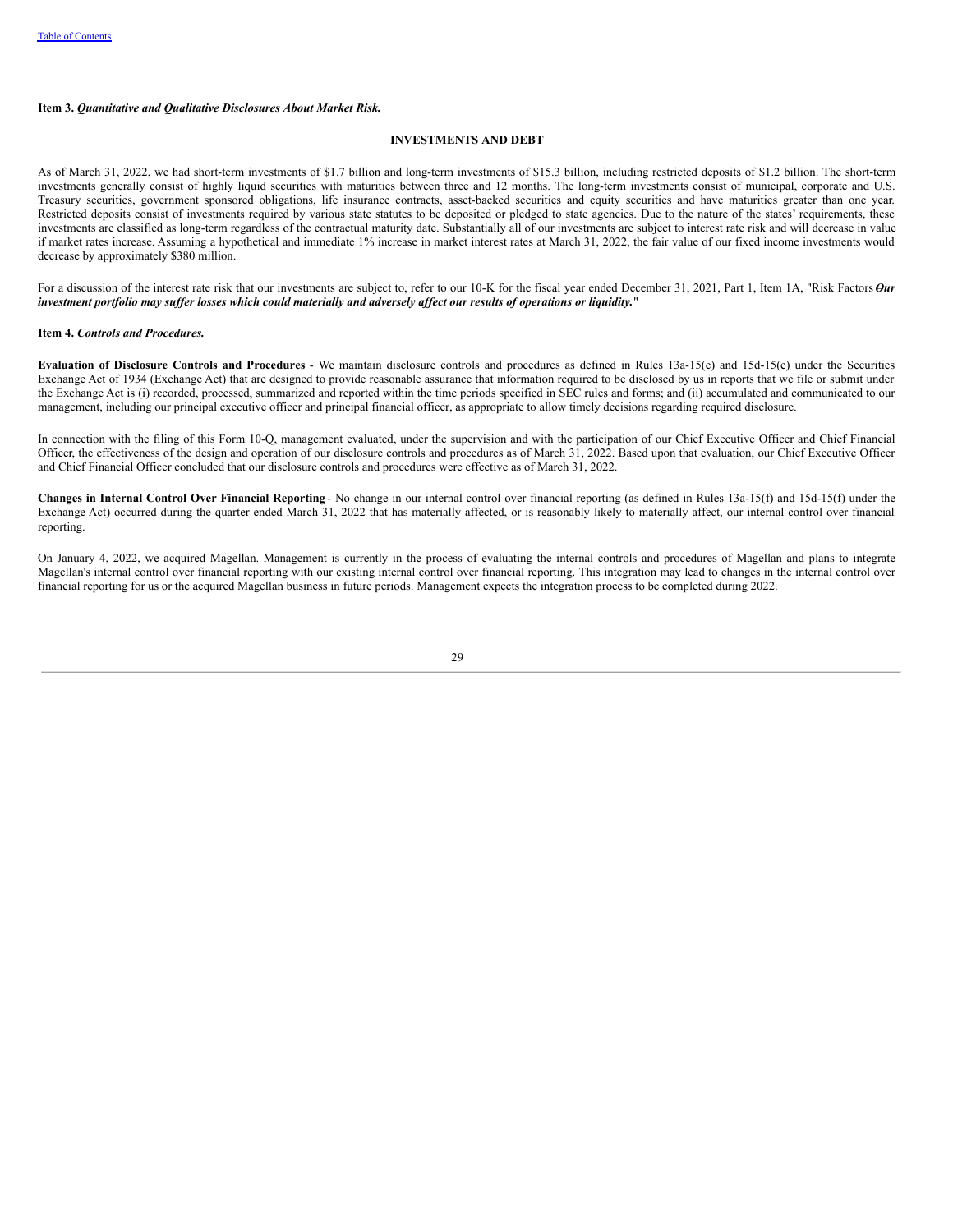**Item 3.** ***Quantitative and Qualitative Disclosures About Market Risk.***

**INVESTMENTS AND DEBT**

As of March 31, 2022, we had short-term investments of $1.7 billion and long-term investments of $15.3 billion, including restricted deposits of $1.2 billion. The short-term investments generally consist of highly liquid securities with maturities between three and 12 months. The long-term investments consist of municipal, corporate and U.S. Treasury securities, government sponsored obligations, life insurance contracts, asset-backed securities and equity securities and have maturities greater than one year. Restricted deposits consist of investments required by various state statutes to be deposited or pledged to state agencies. Due to the nature of the states' requirements, these investments are classified as long-term regardless of the contractual maturity date. Substantially all of our investments are subject to interest rate risk and will decrease in value if market rates increase. Assuming a hypothetical and immediate 1% increase in market interest rates at March 31, 2022, the fair value of our fixed income investments would decrease by approximately $380 million.

For a discussion of the interest rate risk that our investments are subject to, refer to our 10-K for the fiscal year ended December 31, 2021, Part 1, Item 1A, "Risk Factors ***Our investment portfolio may suffer losses which could materially and adversely affect our results of operations or liquidity.***"

**Item 4.** ***Controls and Procedures.***

**Evaluation of Disclosure Controls and Procedures** - We maintain disclosure controls and procedures as defined in Rules 13a-15(e) and 15d-15(e) under the Securities Exchange Act of 1934 (Exchange Act) that are designed to provide reasonable assurance that information required to be disclosed by us in reports that we file or submit under the Exchange Act is (i) recorded, processed, summarized and reported within the time periods specified in SEC rules and forms; and (ii) accumulated and communicated to our management, including our principal executive officer and principal financial officer, as appropriate to allow timely decisions regarding required disclosure.

In connection with the filing of this Form 10-Q, management evaluated, under the supervision and with the participation of our Chief Executive Officer and Chief Financial Officer, the effectiveness of the design and operation of our disclosure controls and procedures as of March 31, 2022. Based upon that evaluation, our Chief Executive Officer and Chief Financial Officer concluded that our disclosure controls and procedures were effective as of March 31, 2022.

**Changes in Internal Control Over Financial Reporting** - No change in our internal control over financial reporting (as defined in Rules 13a-15(f) and 15d-15(f) under the Exchange Act) occurred during the quarter ended March 31, 2022 that has materially affected, or is reasonably likely to materially affect, our internal control over financial reporting.

On January 4, 2022, we acquired Magellan. Management is currently in the process of evaluating the internal controls and procedures of Magellan and plans to integrate Magellan's internal control over financial reporting with our existing internal control over financial reporting. This integration may lead to changes in the internal control over financial reporting for us or the acquired Magellan business in future periods. Management expects the integration process to be completed during 2022.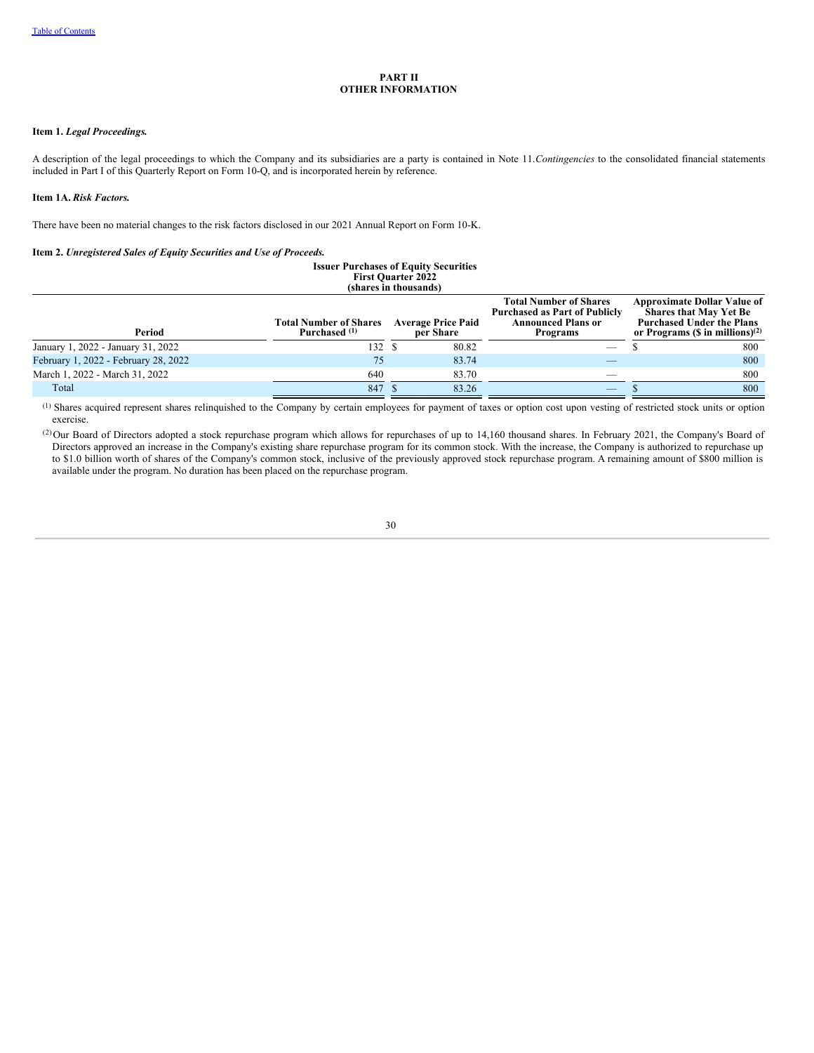# PART II
# OTHER INFORMATION

### Item 1. *Legal Proceedings.*

A description of the legal proceedings to which the Company and its subsidiaries are a party is contained in Note 11.*Contingencies* to the consolidated financial statements included in Part I of this Quarterly Report on Form 10-Q, and is incorporated herein by reference.

### Item 1A. *Risk Factors.*

There have been no material changes to the risk factors disclosed in our 2021 Annual Report on Form 10-K.

### Item 2. *Unregistered Sales of Equity Securities and Use of Proceeds.*

**Issuer Purchases of Equity Securities**
**First Quarter 2022**
**(shares in thousands)**

| Period | Total Number of Shares Purchased [1] | Average Price Paid per Share | Total Number of Shares Purchased as Part of Publicly Announced Plans or Programs | Approximate Dollar Value of Shares that May Yet Be Purchased Under the Plans or Programs ($ in millions)[2] |
|---|---|---|---|---|
| January 1, 2022 - January 31, 2022 | 132 | $ 80.82 | — | $ 800 |
| February 1, 2022 - February 28, 2022 | 75 | 83.74 | — | 800 |
| March 1, 2022 - March 31, 2022 | 640 | 83.70 | — | 800 |
| Total | 847 | $ 83.26 | — | $ 800 |

[1] Shares acquired represent shares relinquished to the Company by certain employees for payment of taxes or option cost upon vesting of restricted stock units or option exercise.

[2] Our Board of Directors adopted a stock repurchase program which allows for repurchases of up to 14,160 thousand shares. In February 2021, the Company's Board of Directors approved an increase in the Company's existing share repurchase program for its common stock. With the increase, the Company is authorized to repurchase up to $1.0 billion worth of shares of the Company's common stock, inclusive of the previously approved stock repurchase program. A remaining amount of $800 million is available under the program. No duration has been placed on the repurchase program.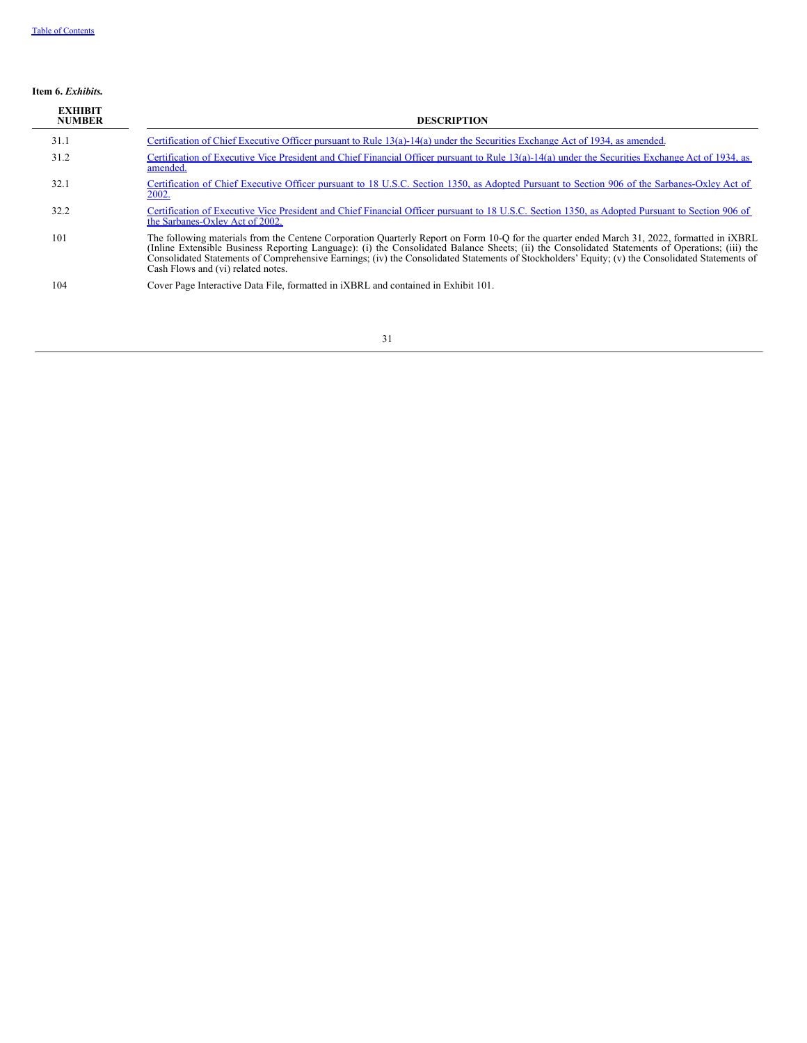**Item 6.** ***Exhibits.***

| EXHIBIT NUMBER | DESCRIPTION |
|---|---|
| 31.1 | Certification of Chief Executive Officer pursuant to Rule 13(a)-14(a) under the Securities Exchange Act of 1934, as amended. |
| 31.2 | Certification of Executive Vice President and Chief Financial Officer pursuant to Rule 13(a)-14(a) under the Securities Exchange Act of 1934, as amended. |
| 32.1 | Certification of Chief Executive Officer pursuant to 18 U.S.C. Section 1350, as Adopted Pursuant to Section 906 of the Sarbanes-Oxley Act of 2002. |
| 32.2 | Certification of Executive Vice President and Chief Financial Officer pursuant to 18 U.S.C. Section 1350, as Adopted Pursuant to Section 906 of the Sarbanes-Oxley Act of 2002. |
| 101 | The following materials from the Centene Corporation Quarterly Report on Form 10-Q for the quarter ended March 31, 2022, formatted in iXBRL (Inline Extensible Business Reporting Language): (i) the Consolidated Balance Sheets; (ii) the Consolidated Statements of Operations; (iii) the Consolidated Statements of Comprehensive Earnings; (iv) the Consolidated Statements of Stockholders' Equity; (v) the Consolidated Statements of Cash Flows and (vi) related notes. |
| 104 | Cover Page Interactive Data File, formatted in iXBRL and contained in Exhibit 101. |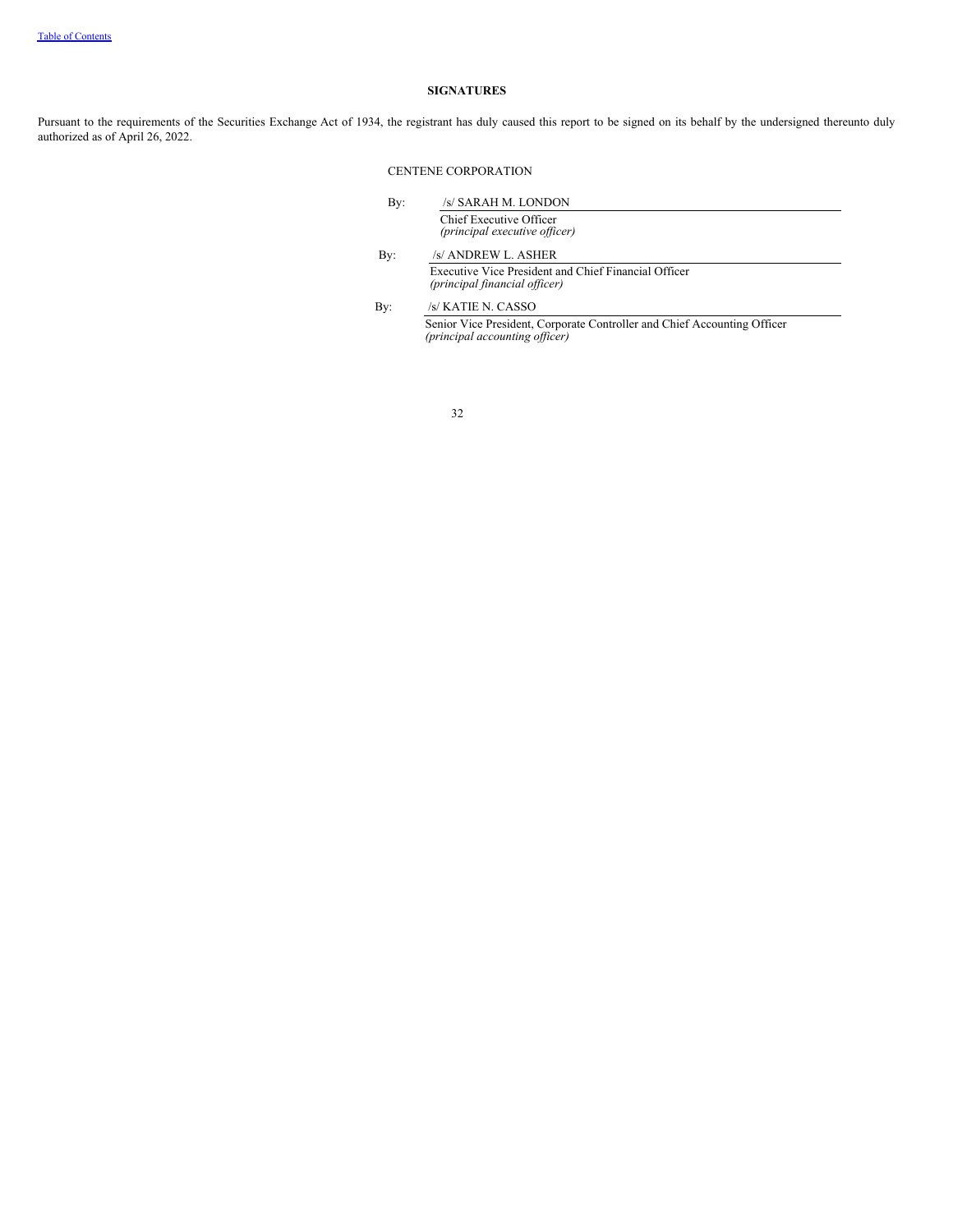## SIGNATURES

Pursuant to the requirements of the Securities Exchange Act of 1934, the registrant has duly caused this report to be signed on its behalf by the undersigned thereunto duly authorized as of April 26, 2022.

CENTENE CORPORATION

By: /s/ SARAH M. LONDON
Chief Executive Officer
*(principal executive officer)*

By: /s/ ANDREW L. ASHER
Executive Vice President and Chief Financial Officer
*(principal financial officer)*

By: /s/ KATIE N. CASSO
Senior Vice President, Corporate Controller and Chief Accounting Officer
*(principal accounting officer)*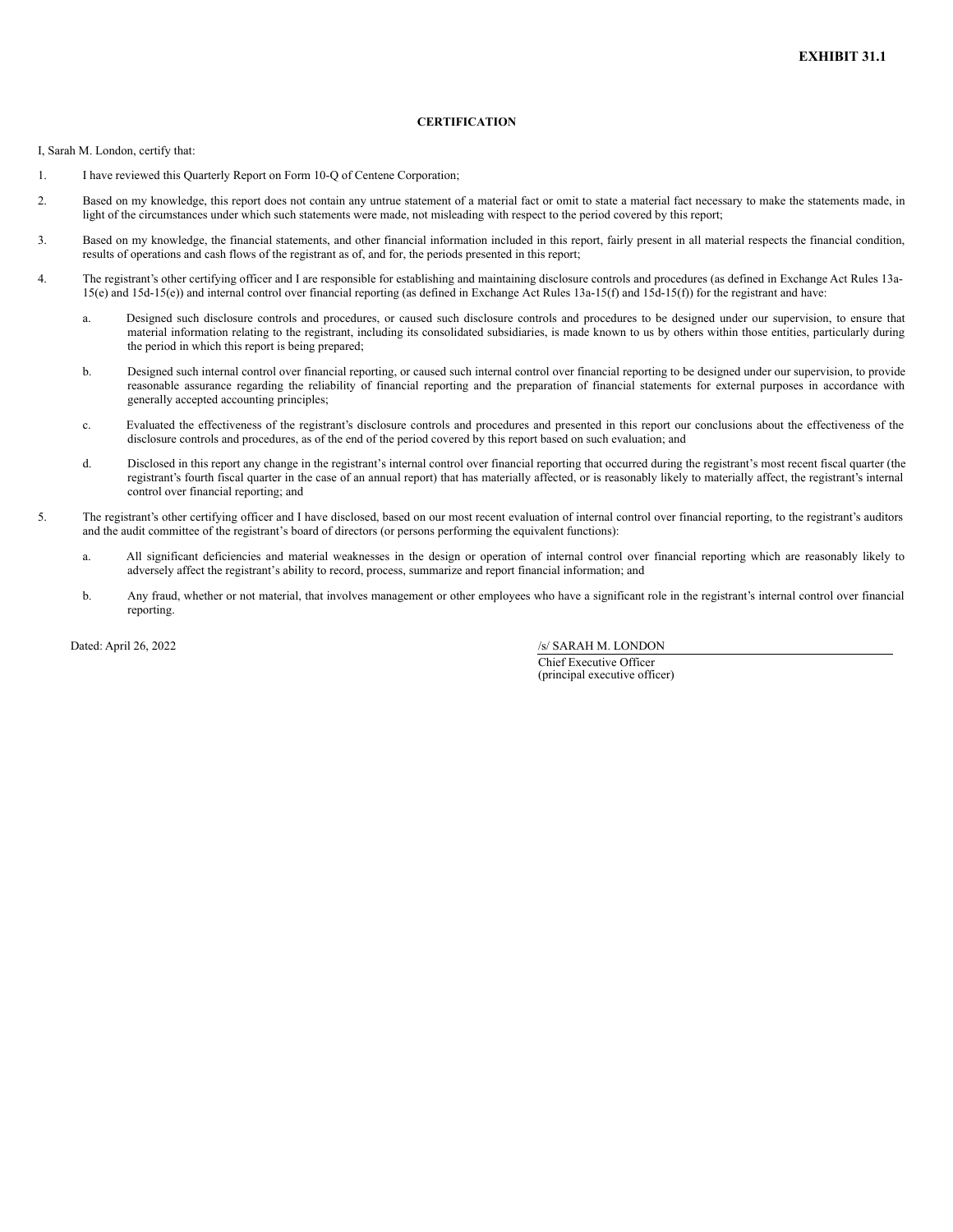**EXHIBIT 31.1**

**CERTIFICATION**

I, Sarah M. London, certify that:

1. I have reviewed this Quarterly Report on Form 10-Q of Centene Corporation;

2. Based on my knowledge, this report does not contain any untrue statement of a material fact or omit to state a material fact necessary to make the statements made, in light of the circumstances under which such statements were made, not misleading with respect to the period covered by this report;

3. Based on my knowledge, the financial statements, and other financial information included in this report, fairly present in all material respects the financial condition, results of operations and cash flows of the registrant as of, and for, the periods presented in this report;

4. The registrant's other certifying officer and I are responsible for establishing and maintaining disclosure controls and procedures (as defined in Exchange Act Rules 13a-15(e) and 15d-15(e)) and internal control over financial reporting (as defined in Exchange Act Rules 13a-15(f) and 15d-15(f)) for the registrant and have:

    a. Designed such disclosure controls and procedures, or caused such disclosure controls and procedures to be designed under our supervision, to ensure that material information relating to the registrant, including its consolidated subsidiaries, is made known to us by others within those entities, particularly during the period in which this report is being prepared;

    b. Designed such internal control over financial reporting, or caused such internal control over financial reporting to be designed under our supervision, to provide reasonable assurance regarding the reliability of financial reporting and the preparation of financial statements for external purposes in accordance with generally accepted accounting principles;

    c. Evaluated the effectiveness of the registrant's disclosure controls and procedures and presented in this report our conclusions about the effectiveness of the disclosure controls and procedures, as of the end of the period covered by this report based on such evaluation; and

    d. Disclosed in this report any change in the registrant's internal control over financial reporting that occurred during the registrant's most recent fiscal quarter (the registrant's fourth fiscal quarter in the case of an annual report) that has materially affected, or is reasonably likely to materially affect, the registrant's internal control over financial reporting; and

5. The registrant's other certifying officer and I have disclosed, based on our most recent evaluation of internal control over financial reporting, to the registrant's auditors and the audit committee of the registrant's board of directors (or persons performing the equivalent functions):

    a. All significant deficiencies and material weaknesses in the design or operation of internal control over financial reporting which are reasonably likely to adversely affect the registrant's ability to record, process, summarize and report financial information; and

    b. Any fraud, whether or not material, that involves management or other employees who have a significant role in the registrant's internal control over financial reporting.

Dated: April 26, 2022

/s/ SARAH M. LONDON
Chief Executive Officer
(principal executive officer)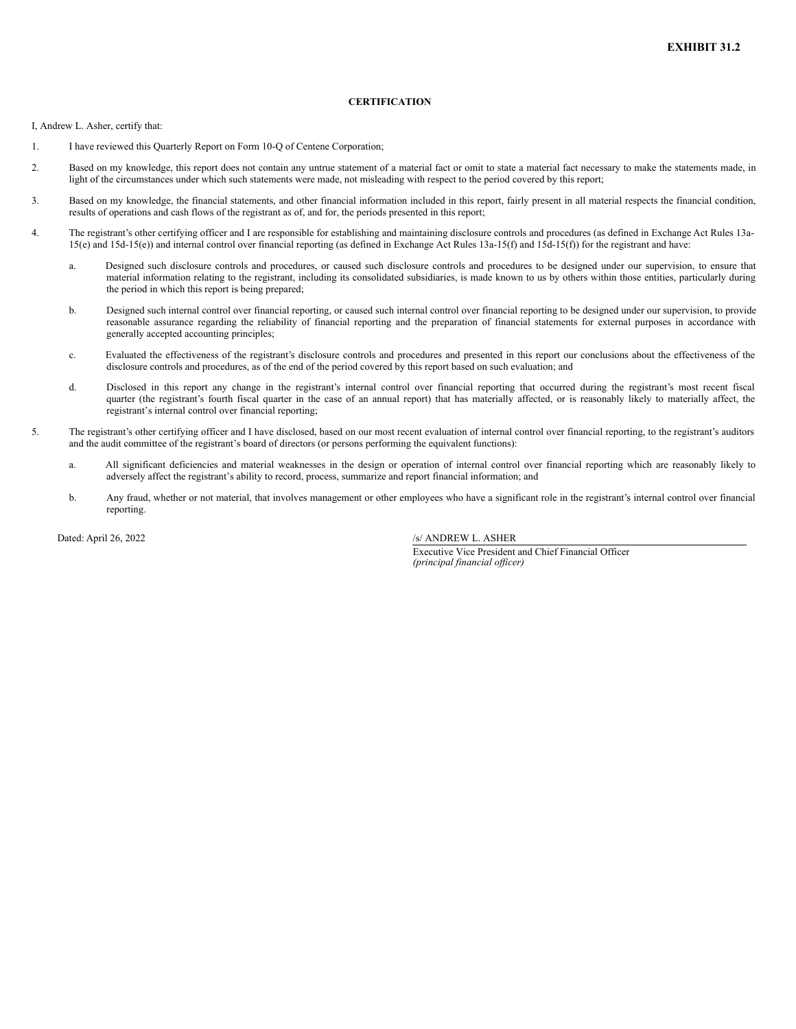**EXHIBIT 31.2**

**CERTIFICATION**

I, Andrew L. Asher, certify that:

1. I have reviewed this Quarterly Report on Form 10-Q of Centene Corporation;

2. Based on my knowledge, this report does not contain any untrue statement of a material fact or omit to state a material fact necessary to make the statements made, in light of the circumstances under which such statements were made, not misleading with respect to the period covered by this report;

3. Based on my knowledge, the financial statements, and other financial information included in this report, fairly present in all material respects the financial condition, results of operations and cash flows of the registrant as of, and for, the periods presented in this report;

4. The registrant's other certifying officer and I are responsible for establishing and maintaining disclosure controls and procedures (as defined in Exchange Act Rules 13a-15(e) and 15d-15(e)) and internal control over financial reporting (as defined in Exchange Act Rules 13a-15(f) and 15d-15(f)) for the registrant and have:

   a. Designed such disclosure controls and procedures, or caused such disclosure controls and procedures to be designed under our supervision, to ensure that material information relating to the registrant, including its consolidated subsidiaries, is made known to us by others within those entities, particularly during the period in which this report is being prepared;

   b. Designed such internal control over financial reporting, or caused such internal control over financial reporting to be designed under our supervision, to provide reasonable assurance regarding the reliability of financial reporting and the preparation of financial statements for external purposes in accordance with generally accepted accounting principles;

   c. Evaluated the effectiveness of the registrant's disclosure controls and procedures and presented in this report our conclusions about the effectiveness of the disclosure controls and procedures, as of the end of the period covered by this report based on such evaluation; and

   d. Disclosed in this report any change in the registrant's internal control over financial reporting that occurred during the registrant's most recent fiscal quarter (the registrant's fourth fiscal quarter in the case of an annual report) that has materially affected, or is reasonably likely to materially affect, the registrant's internal control over financial reporting;

5. The registrant's other certifying officer and I have disclosed, based on our most recent evaluation of internal control over financial reporting, to the registrant's auditors and the audit committee of the registrant's board of directors (or persons performing the equivalent functions):

   a. All significant deficiencies and material weaknesses in the design or operation of internal control over financial reporting which are reasonably likely to adversely affect the registrant's ability to record, process, summarize and report financial information; and

   b. Any fraud, whether or not material, that involves management or other employees who have a significant role in the registrant's internal control over financial reporting.

Dated: April 26, 2022

/s/ ANDREW L. ASHER

Executive Vice President and Chief Financial Officer
*(principal financial officer)*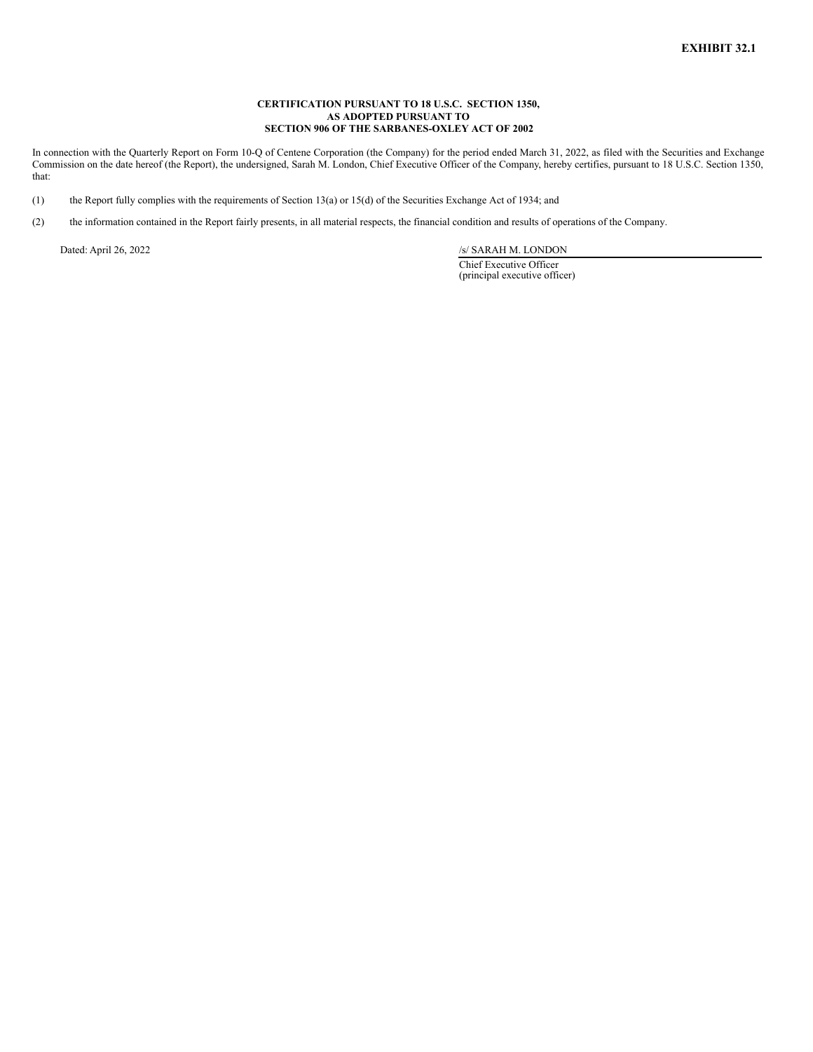**EXHIBIT 32.1**

**CERTIFICATION PURSUANT TO 18 U.S.C. SECTION 1350,**
**AS ADOPTED PURSUANT TO**
**SECTION 906 OF THE SARBANES-OXLEY ACT OF 2002**

In connection with the Quarterly Report on Form 10-Q of Centene Corporation (the Company) for the period ended March 31, 2022, as filed with the Securities and Exchange Commission on the date hereof (the Report), the undersigned, Sarah M. London, Chief Executive Officer of the Company, hereby certifies, pursuant to 18 U.S.C. Section 1350, that:

(1) the Report fully complies with the requirements of Section 13(a) or 15(d) of the Securities Exchange Act of 1934; and

(2) the information contained in the Report fairly presents, in all material respects, the financial condition and results of operations of the Company.

Dated: April 26, 2022

/s/ SARAH M. LONDON
Chief Executive Officer
(principal executive officer)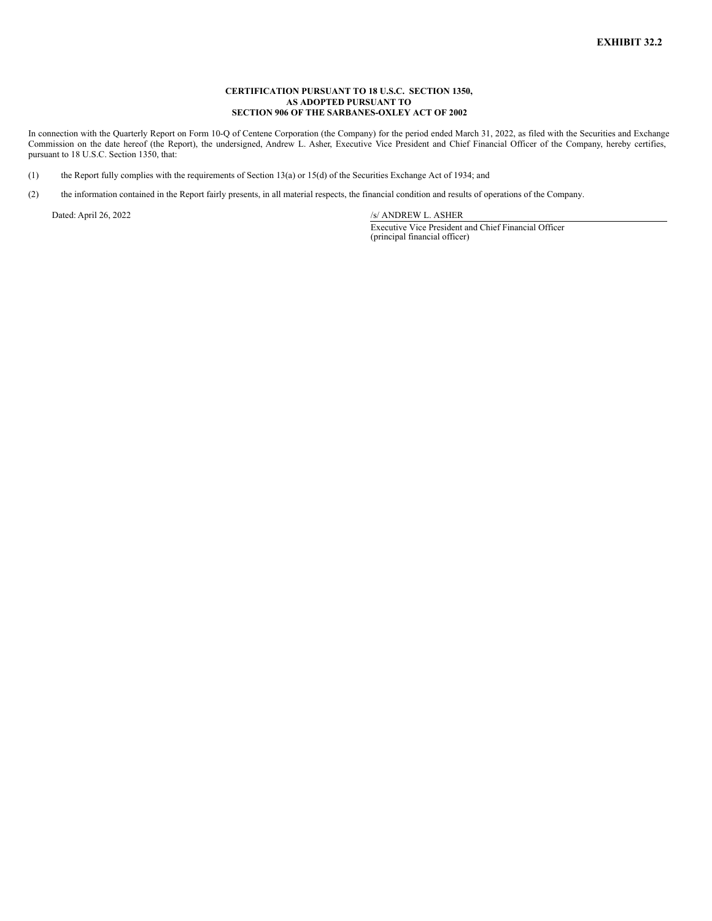**EXHIBIT 32.2**

**CERTIFICATION PURSUANT TO 18 U.S.C. SECTION 1350,
AS ADOPTED PURSUANT TO
SECTION 906 OF THE SARBANES-OXLEY ACT OF 2002**

In connection with the Quarterly Report on Form 10-Q of Centene Corporation (the Company) for the period ended March 31, 2022, as filed with the Securities and Exchange Commission on the date hereof (the Report), the undersigned, Andrew L. Asher, Executive Vice President and Chief Financial Officer of the Company, hereby certifies, pursuant to 18 U.S.C. Section 1350, that:

(1) the Report fully complies with the requirements of Section 13(a) or 15(d) of the Securities Exchange Act of 1934; and

(2) the information contained in the Report fairly presents, in all material respects, the financial condition and results of operations of the Company.

Dated: April 26, 2022

/s/ ANDREW L. ASHER
Executive Vice President and Chief Financial Officer
(principal financial officer)